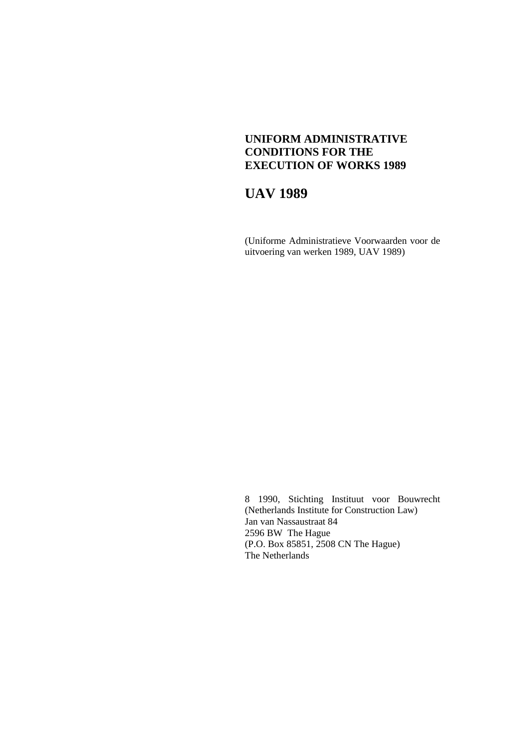# UNIFORM ADMINISTRATIVE CONDITIONS FOR THE EXECUTION OF WORKS 1989

# UAV 1989

(Uniforme Administratieve Voorwaarden voor de uitvoering van werken 1989, UAV 1989)

8 1990, Stichting Instituut voor Bouwrecht (Netherlands Institute for Construction Law)
Jan van Nassaustraat 84
2596 BW The Hague
(P.O. Box 85851, 2508 CN The Hague)
The Netherlands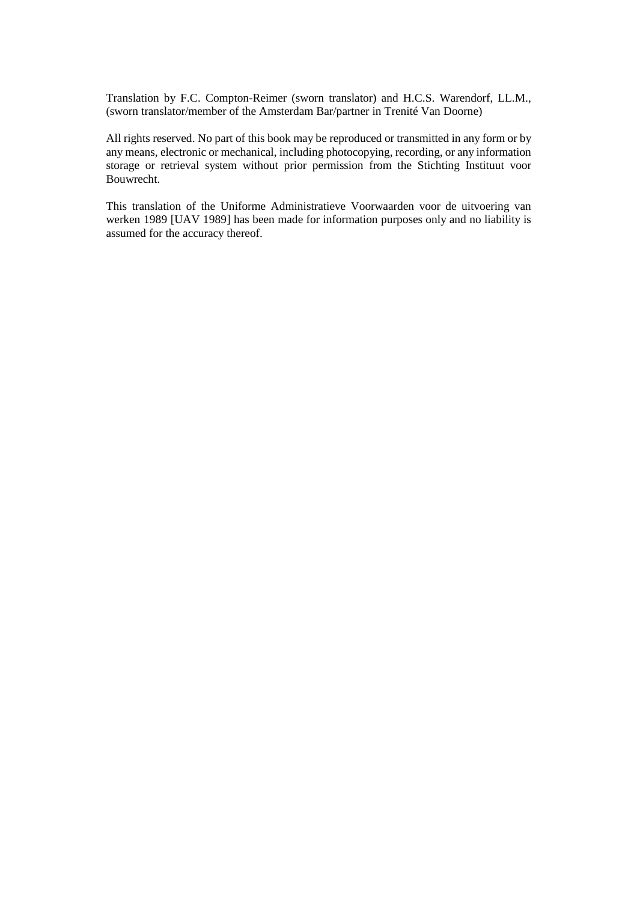Translation by F.C. Compton-Reimer (sworn translator) and H.C.S. Warendorf, LL.M., (sworn translator/member of the Amsterdam Bar/partner in Trenité Van Doorne)

All rights reserved. No part of this book may be reproduced or transmitted in any form or by any means, electronic or mechanical, including photocopying, recording, or any information storage or retrieval system without prior permission from the Stichting Instituut voor Bouwrecht.

This translation of the Uniforme Administratieve Voorwaarden voor de uitvoering van werken 1989 [UAV 1989] has been made for information purposes only and no liability is assumed for the accuracy thereof.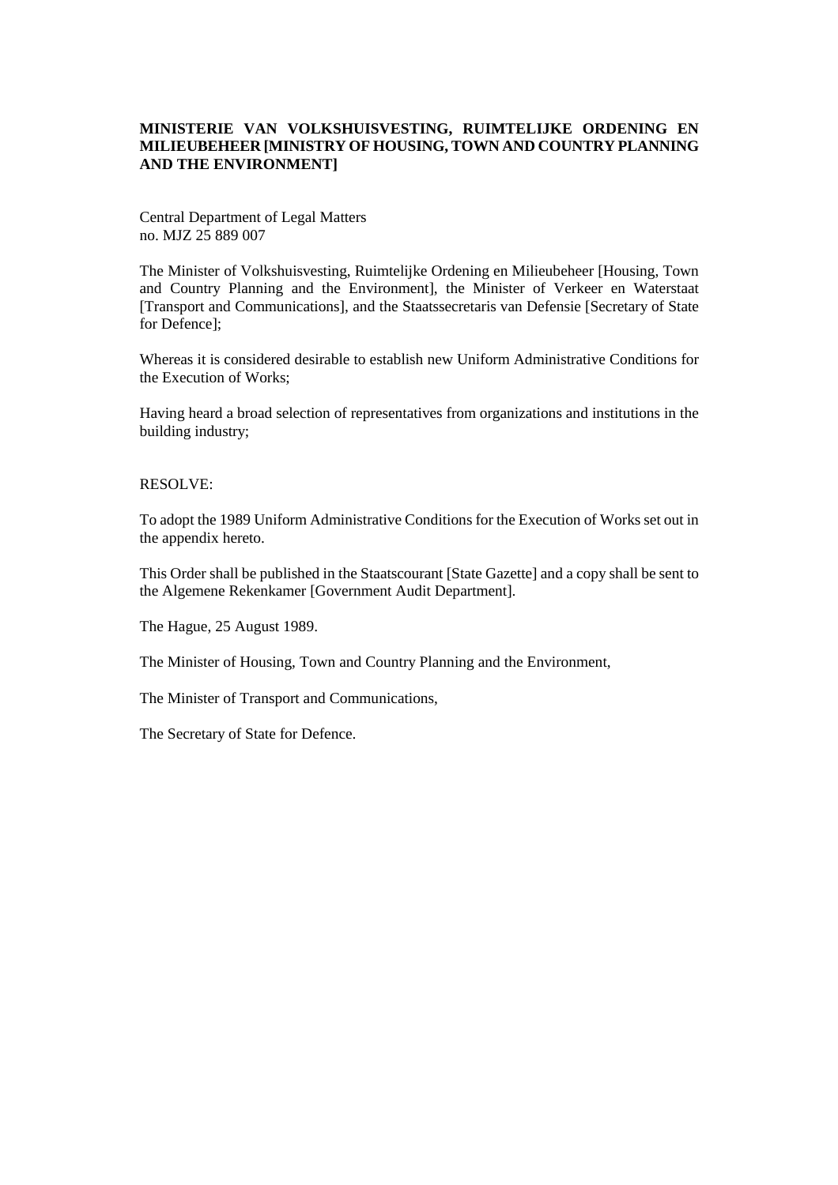**MINISTERIE VAN VOLKSHUISVESTING, RUIMTELIJKE ORDENING EN MILIEUBEHEER [MINISTRY OF HOUSING, TOWN AND COUNTRY PLANNING AND THE ENVIRONMENT]**

Central Department of Legal Matters
no. MJZ 25 889 007

The Minister of Volkshuisvesting, Ruimtelijke Ordening en Milieubeheer [Housing, Town and Country Planning and the Environment], the Minister of Verkeer en Waterstaat [Transport and Communications], and the Staatssecretaris van Defensie [Secretary of State for Defence];

Whereas it is considered desirable to establish new Uniform Administrative Conditions for the Execution of Works;

Having heard a broad selection of representatives from organizations and institutions in the building industry;

RESOLVE:

To adopt the 1989 Uniform Administrative Conditions for the Execution of Works set out in the appendix hereto.

This Order shall be published in the Staatscourant [State Gazette] and a copy shall be sent to the Algemene Rekenkamer [Government Audit Department].

The Hague, 25 August 1989.

The Minister of Housing, Town and Country Planning and the Environment,

The Minister of Transport and Communications,

The Secretary of State for Defence.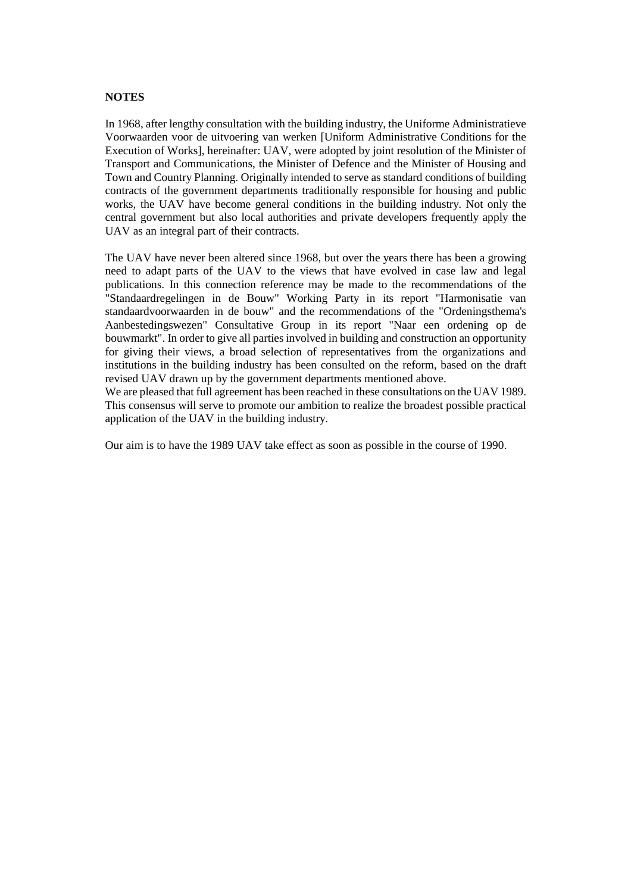## NOTES

In 1968, after lengthy consultation with the building industry, the Uniforme Administratieve Voorwaarden voor de uitvoering van werken [Uniform Administrative Conditions for the Execution of Works], hereinafter: UAV, were adopted by joint resolution of the Minister of Transport and Communications, the Minister of Defence and the Minister of Housing and Town and Country Planning. Originally intended to serve as standard conditions of building contracts of the government departments traditionally responsible for housing and public works, the UAV have become general conditions in the building industry. Not only the central government but also local authorities and private developers frequently apply the UAV as an integral part of their contracts.

The UAV have never been altered since 1968, but over the years there has been a growing need to adapt parts of the UAV to the views that have evolved in case law and legal publications. In this connection reference may be made to the recommendations of the "Standaardregelingen in de Bouw" Working Party in its report "Harmonisatie van standaardvoorwaarden in de bouw" and the recommendations of the "Ordeningsthema's Aanbestedingswezen" Consultative Group in its report "Naar een ordening op de bouwmarkt". In order to give all parties involved in building and construction an opportunity for giving their views, a broad selection of representatives from the organizations and institutions in the building industry has been consulted on the reform, based on the draft revised UAV drawn up by the government departments mentioned above.
We are pleased that full agreement has been reached in these consultations on the UAV 1989. This consensus will serve to promote our ambition to realize the broadest possible practical application of the UAV in the building industry.

Our aim is to have the 1989 UAV take effect as soon as possible in the course of 1990.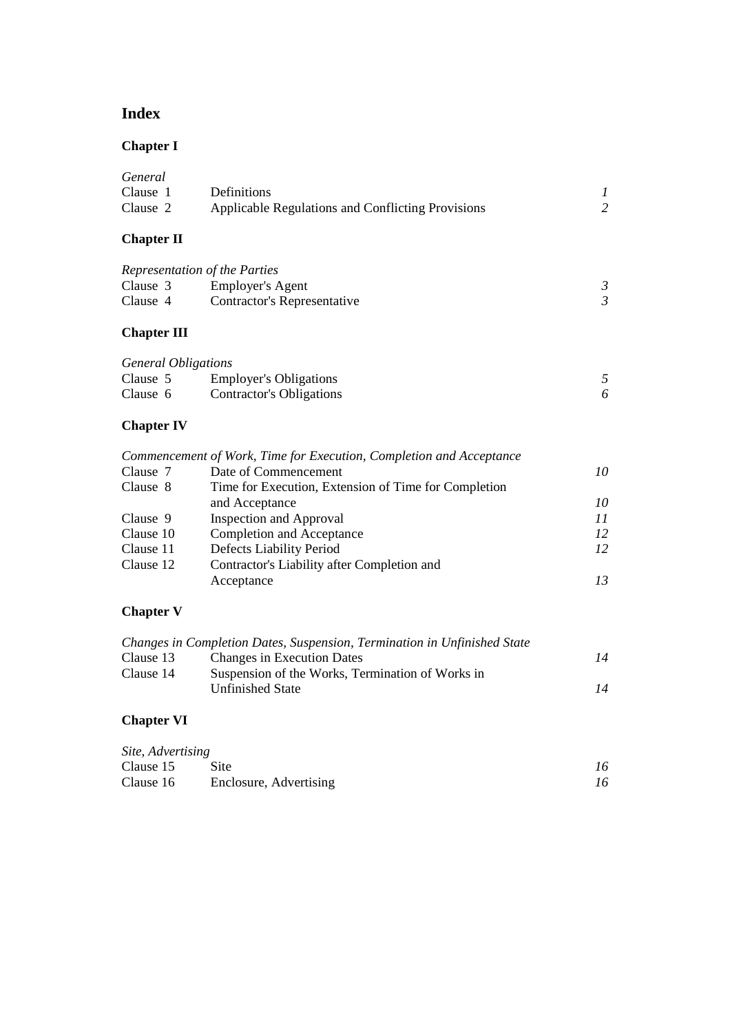# Index

## Chapter I

| *General* | | |
|---|---|---|
| Clause 1 | Definitions | *1* |
| Clause 2 | Applicable Regulations and Conflicting Provisions | *2* |

## Chapter II

| *Representation of the Parties* | | |
|---|---|---|
| Clause 3 | Employer's Agent | *3* |
| Clause 4 | Contractor's Representative | *3* |

## Chapter III

| *General Obligations* | | |
|---|---|---|
| Clause 5 | Employer's Obligations | *5* |
| Clause 6 | Contractor's Obligations | *6* |

## Chapter IV

| *Commencement of Work, Time for Execution, Completion and Acceptance* | | |
|---|---|---|
| Clause 7 | Date of Commencement | *10* |
| Clause 8 | Time for Execution, Extension of Time for Completion and Acceptance | *10* |
| Clause 9 | Inspection and Approval | *11* |
| Clause 10 | Completion and Acceptance | *12* |
| Clause 11 | Defects Liability Period | *12* |
| Clause 12 | Contractor's Liability after Completion and Acceptance | *13* |

## Chapter V

| *Changes in Completion Dates, Suspension, Termination in Unfinished State* | | |
|---|---|---|
| Clause 13 | Changes in Execution Dates | *14* |
| Clause 14 | Suspension of the Works, Termination of Works in Unfinished State | *14* |

## Chapter VI

| *Site, Advertising* | | |
|---|---|---|
| Clause 15 | Site | *16* |
| Clause 16 | Enclosure, Advertising | *16* |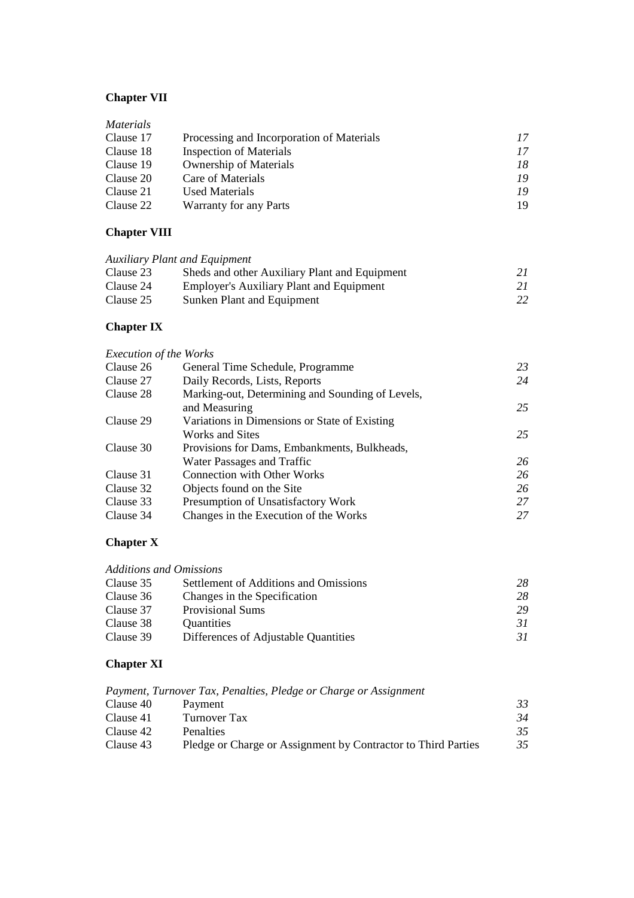**Chapter VII**

| *Materials* | | |
|---|---|---|
| Clause 17 | Processing and Incorporation of Materials | *17* |
| Clause 18 | Inspection of Materials | *17* |
| Clause 19 | Ownership of Materials | *18* |
| Clause 20 | Care of Materials | *19* |
| Clause 21 | Used Materials | *19* |
| Clause 22 | Warranty for any Parts | 19 |

**Chapter VIII**

| *Auxiliary Plant and Equipment* | | |
|---|---|---|
| Clause 23 | Sheds and other Auxiliary Plant and Equipment | *21* |
| Clause 24 | Employer's Auxiliary Plant and Equipment | *21* |
| Clause 25 | Sunken Plant and Equipment | *22* |

**Chapter IX**

| *Execution of the Works* | | |
|---|---|---|
| Clause 26 | General Time Schedule, Programme | *23* |
| Clause 27 | Daily Records, Lists, Reports | *24* |
| Clause 28 | Marking-out, Determining and Sounding of Levels, and Measuring | *25* |
| Clause 29 | Variations in Dimensions or State of Existing Works and Sites | *25* |
| Clause 30 | Provisions for Dams, Embankments, Bulkheads, Water Passages and Traffic | *26* |
| Clause 31 | Connection with Other Works | *26* |
| Clause 32 | Objects found on the Site | *26* |
| Clause 33 | Presumption of Unsatisfactory Work | *27* |
| Clause 34 | Changes in the Execution of the Works | *27* |

**Chapter X**

| *Additions and Omissions* | | |
|---|---|---|
| Clause 35 | Settlement of Additions and Omissions | *28* |
| Clause 36 | Changes in the Specification | *28* |
| Clause 37 | Provisional Sums | *29* |
| Clause 38 | Quantities | *31* |
| Clause 39 | Differences of Adjustable Quantities | *31* |

**Chapter XI**

| *Payment, Turnover Tax, Penalties, Pledge or Charge or Assignment* | | |
|---|---|---|
| Clause 40 | Payment | *33* |
| Clause 41 | Turnover Tax | *34* |
| Clause 42 | Penalties | *35* |
| Clause 43 | Pledge or Charge or Assignment by Contractor to Third Parties | *35* |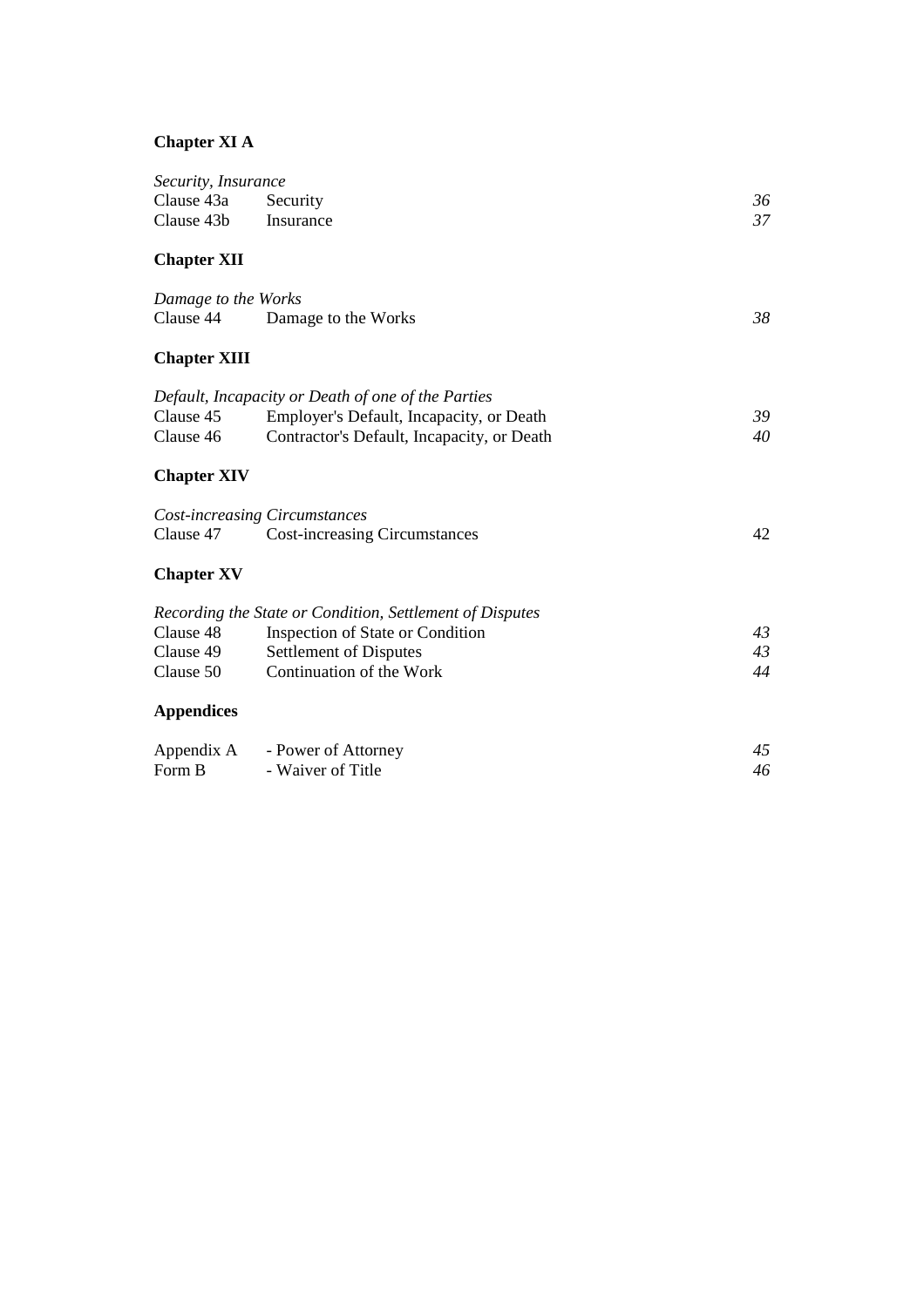**Chapter XI A**

| *Security, Insurance* | | |
| --- | --- | --- |
| Clause 43a | Security | *36* |
| Clause 43b | Insurance | *37* |

**Chapter XII**

| *Damage to the Works* | | |
| --- | --- | --- |
| Clause 44 | Damage to the Works | *38* |

**Chapter XIII**

| *Default, Incapacity or Death of one of the Parties* | | |
| --- | --- | --- |
| Clause 45 | Employer's Default, Incapacity, or Death | *39* |
| Clause 46 | Contractor's Default, Incapacity, or Death | *40* |

**Chapter XIV**

| *Cost-increasing Circumstances* | | |
| --- | --- | --- |
| Clause 47 | Cost-increasing Circumstances | 42 |

**Chapter XV**

| *Recording the State or Condition, Settlement of Disputes* | | |
| --- | --- | --- |
| Clause 48 | Inspection of State or Condition | *43* |
| Clause 49 | Settlement of Disputes | *43* |
| Clause 50 | Continuation of the Work | *44* |

**Appendices**

| | | |
| --- | --- | --- |
| Appendix A | - Power of Attorney | *45* |
| Form B | - Waiver of Title | *46* |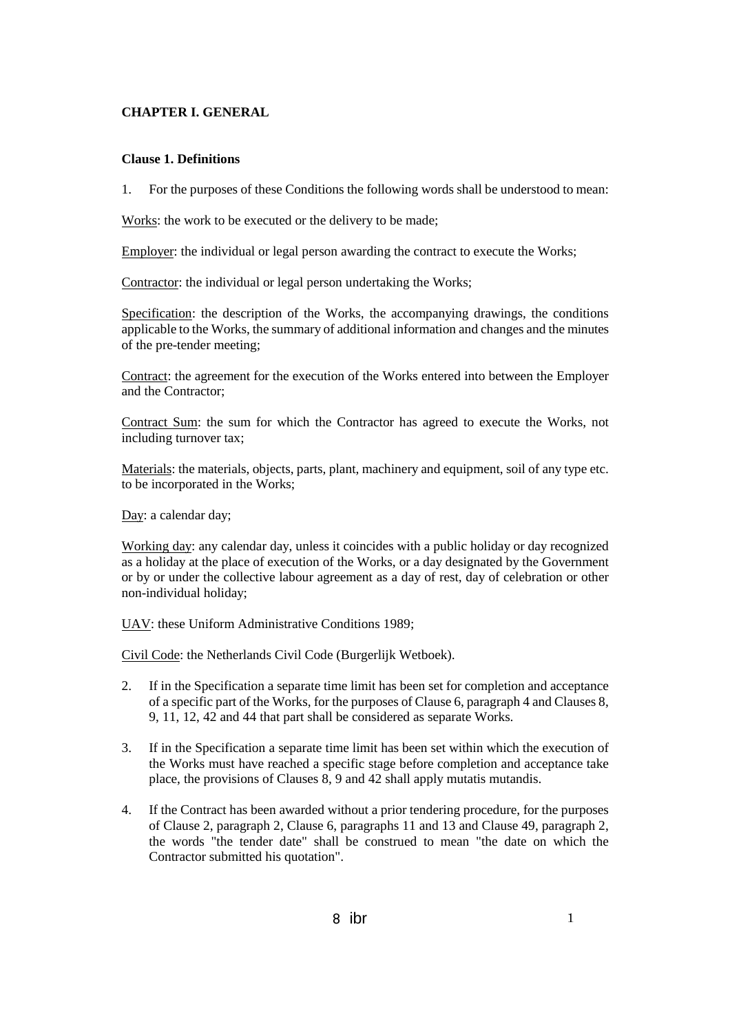# CHAPTER I. GENERAL

## Clause 1. Definitions

1. For the purposes of these Conditions the following words shall be understood to mean:

Works: the work to be executed or the delivery to be made;

Employer: the individual or legal person awarding the contract to execute the Works;

Contractor: the individual or legal person undertaking the Works;

Specification: the description of the Works, the accompanying drawings, the conditions applicable to the Works, the summary of additional information and changes and the minutes of the pre-tender meeting;

Contract: the agreement for the execution of the Works entered into between the Employer and the Contractor;

Contract Sum: the sum for which the Contractor has agreed to execute the Works, not including turnover tax;

Materials: the materials, objects, parts, plant, machinery and equipment, soil of any type etc. to be incorporated in the Works;

Day: a calendar day;

Working day: any calendar day, unless it coincides with a public holiday or day recognized as a holiday at the place of execution of the Works, or a day designated by the Government or by or under the collective labour agreement as a day of rest, day of celebration or other non-individual holiday;

UAV: these Uniform Administrative Conditions 1989;

Civil Code: the Netherlands Civil Code (Burgerlijk Wetboek).

2. If in the Specification a separate time limit has been set for completion and acceptance of a specific part of the Works, for the purposes of Clause 6, paragraph 4 and Clauses 8, 9, 11, 12, 42 and 44 that part shall be considered as separate Works.

3. If in the Specification a separate time limit has been set within which the execution of the Works must have reached a specific stage before completion and acceptance take place, the provisions of Clauses 8, 9 and 42 shall apply mutatis mutandis.

4. If the Contract has been awarded without a prior tendering procedure, for the purposes of Clause 2, paragraph 2, Clause 6, paragraphs 11 and 13 and Clause 49, paragraph 2, the words "the tender date" shall be construed to mean "the date on which the Contractor submitted his quotation".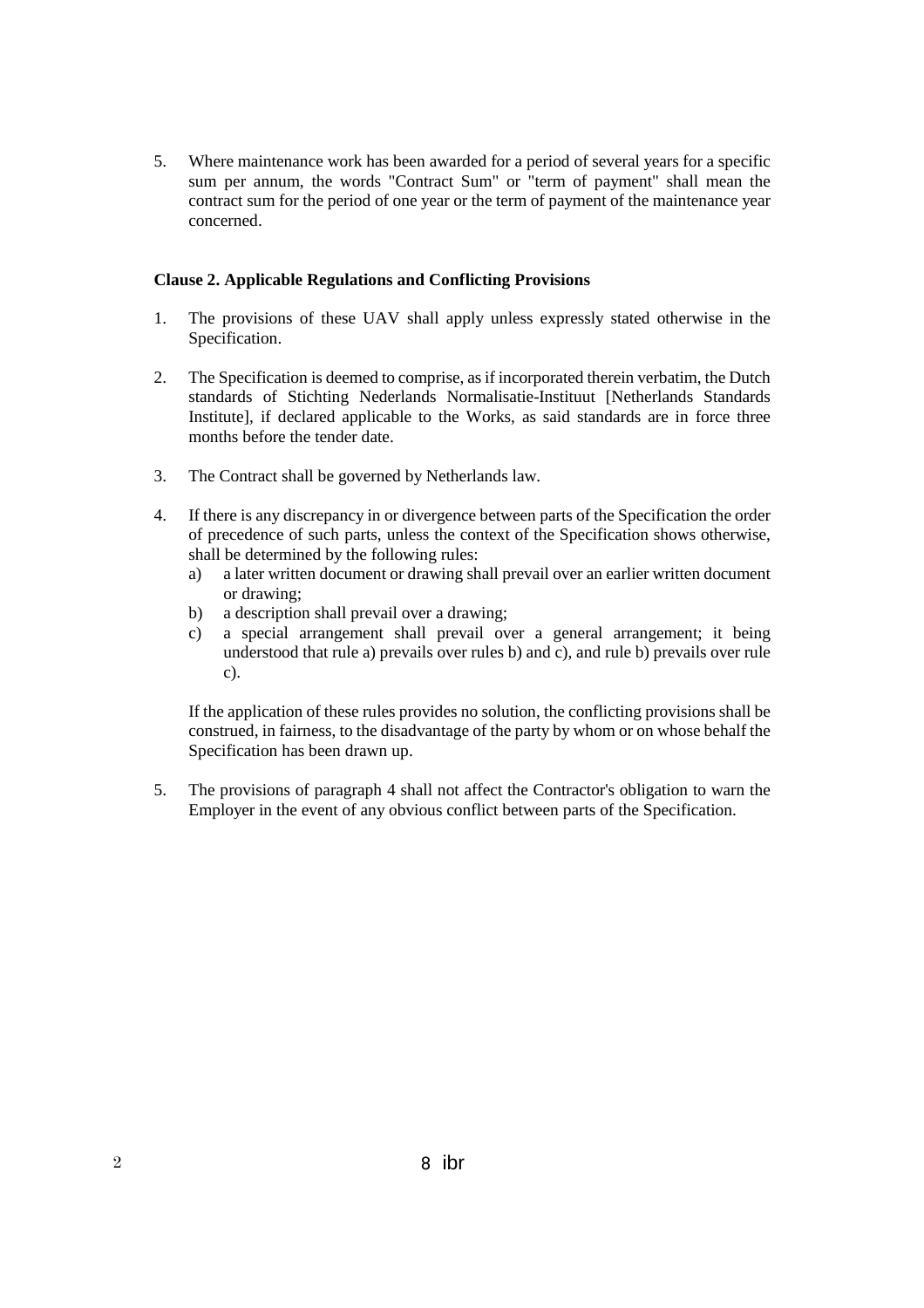5. Where maintenance work has been awarded for a period of several years for a specific sum per annum, the words "Contract Sum" or "term of payment" shall mean the contract sum for the period of one year or the term of payment of the maintenance year concerned.

**Clause 2. Applicable Regulations and Conflicting Provisions**

1. The provisions of these UAV shall apply unless expressly stated otherwise in the Specification.

2. The Specification is deemed to comprise, as if incorporated therein verbatim, the Dutch standards of Stichting Nederlands Normalisatie-Instituut [Netherlands Standards Institute], if declared applicable to the Works, as said standards are in force three months before the tender date.

3. The Contract shall be governed by Netherlands law.

4. If there is any discrepancy in or divergence between parts of the Specification the order of precedence of such parts, unless the context of the Specification shows otherwise, shall be determined by the following rules:
   a) a later written document or drawing shall prevail over an earlier written document or drawing;
   b) a description shall prevail over a drawing;
   c) a special arrangement shall prevail over a general arrangement; it being understood that rule a) prevails over rules b) and c), and rule b) prevails over rule c).

   If the application of these rules provides no solution, the conflicting provisions shall be construed, in fairness, to the disadvantage of the party by whom or on whose behalf the Specification has been drawn up.

5. The provisions of paragraph 4 shall not affect the Contractor's obligation to warn the Employer in the event of any obvious conflict between parts of the Specification.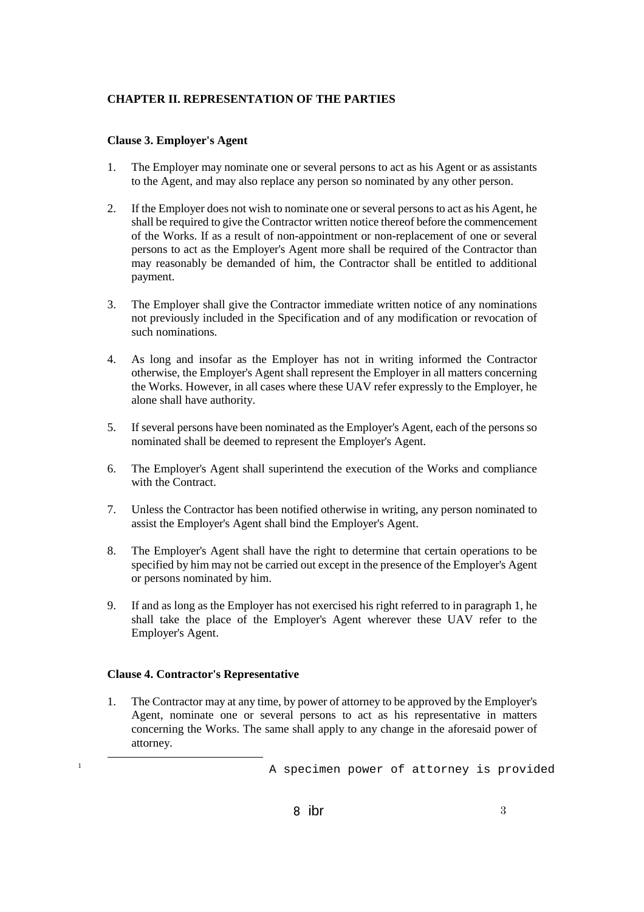## CHAPTER II. REPRESENTATION OF THE PARTIES

### Clause 3. Employer's Agent

1. The Employer may nominate one or several persons to act as his Agent or as assistants to the Agent, and may also replace any person so nominated by any other person.

2. If the Employer does not wish to nominate one or several persons to act as his Agent, he shall be required to give the Contractor written notice thereof before the commencement of the Works. If as a result of non-appointment or non-replacement of one or several persons to act as the Employer's Agent more shall be required of the Contractor than may reasonably be demanded of him, the Contractor shall be entitled to additional payment.

3. The Employer shall give the Contractor immediate written notice of any nominations not previously included in the Specification and of any modification or revocation of such nominations.

4. As long and insofar as the Employer has not in writing informed the Contractor otherwise, the Employer's Agent shall represent the Employer in all matters concerning the Works. However, in all cases where these UAV refer expressly to the Employer, he alone shall have authority.

5. If several persons have been nominated as the Employer's Agent, each of the persons so nominated shall be deemed to represent the Employer's Agent.

6. The Employer's Agent shall superintend the execution of the Works and compliance with the Contract.

7. Unless the Contractor has been notified otherwise in writing, any person nominated to assist the Employer's Agent shall bind the Employer's Agent.

8. The Employer's Agent shall have the right to determine that certain operations to be specified by him may not be carried out except in the presence of the Employer's Agent or persons nominated by him.

9. If and as long as the Employer has not exercised his right referred to in paragraph 1, he shall take the place of the Employer's Agent wherever these UAV refer to the Employer's Agent.

### Clause 4. Contractor's Representative

1. The Contractor may at any time, by power of attorney to be approved by the Employer's Agent, nominate one or several persons to act as his representative in matters concerning the Works. The same shall apply to any change in the aforesaid power of attorney.

---

[1] A specimen power of attorney is provided

8 ibr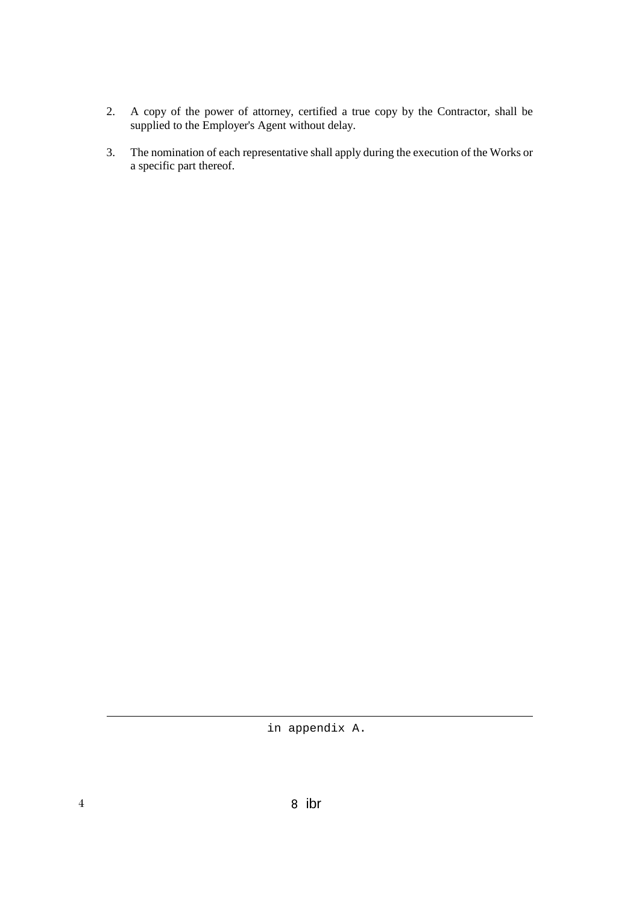2. A copy of the power of attorney, certified a true copy by the Contractor, shall be supplied to the Employer's Agent without delay.

3. The nomination of each representative shall apply during the execution of the Works or a specific part thereof.

---

in appendix A.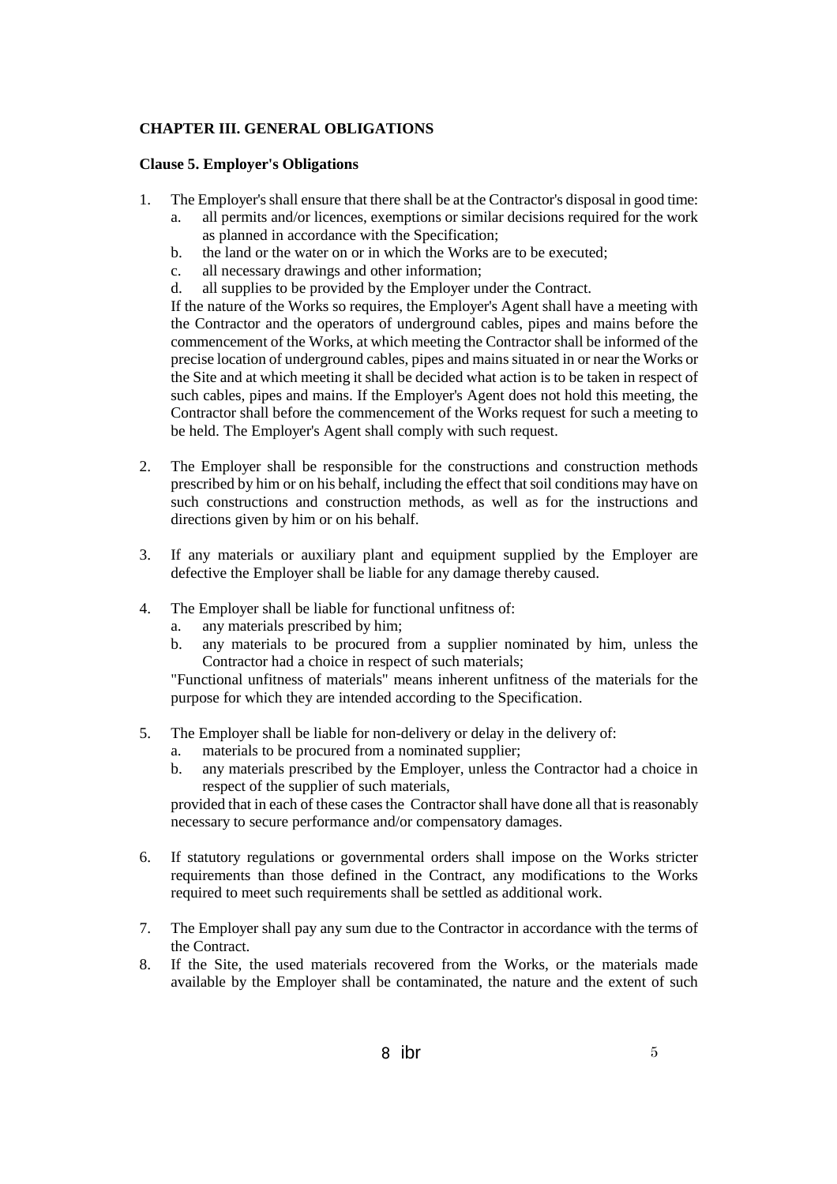## CHAPTER III. GENERAL OBLIGATIONS

### Clause 5. Employer's Obligations

1. The Employer's shall ensure that there shall be at the Contractor's disposal in good time:
   a. all permits and/or licences, exemptions or similar decisions required for the work as planned in accordance with the Specification;
   b. the land or the water on or in which the Works are to be executed;
   c. all necessary drawings and other information;
   d. all supplies to be provided by the Employer under the Contract.

   If the nature of the Works so requires, the Employer's Agent shall have a meeting with the Contractor and the operators of underground cables, pipes and mains before the commencement of the Works, at which meeting the Contractor shall be informed of the precise location of underground cables, pipes and mains situated in or near the Works or the Site and at which meeting it shall be decided what action is to be taken in respect of such cables, pipes and mains. If the Employer's Agent does not hold this meeting, the Contractor shall before the commencement of the Works request for such a meeting to be held. The Employer's Agent shall comply with such request.

2. The Employer shall be responsible for the constructions and construction methods prescribed by him or on his behalf, including the effect that soil conditions may have on such constructions and construction methods, as well as for the instructions and directions given by him or on his behalf.

3. If any materials or auxiliary plant and equipment supplied by the Employer are defective the Employer shall be liable for any damage thereby caused.

4. The Employer shall be liable for functional unfitness of:
   a. any materials prescribed by him;
   b. any materials to be procured from a supplier nominated by him, unless the Contractor had a choice in respect of such materials;

   "Functional unfitness of materials" means inherent unfitness of the materials for the purpose for which they are intended according to the Specification.

5. The Employer shall be liable for non-delivery or delay in the delivery of:
   a. materials to be procured from a nominated supplier;
   b. any materials prescribed by the Employer, unless the Contractor had a choice in respect of the supplier of such materials,

   provided that in each of these cases the Contractor shall have done all that is reasonably necessary to secure performance and/or compensatory damages.

6. If statutory regulations or governmental orders shall impose on the Works stricter requirements than those defined in the Contract, any modifications to the Works required to meet such requirements shall be settled as additional work.

7. The Employer shall pay any sum due to the Contractor in accordance with the terms of the Contract.

8. If the Site, the used materials recovered from the Works, or the materials made available by the Employer shall be contaminated, the nature and the extent of such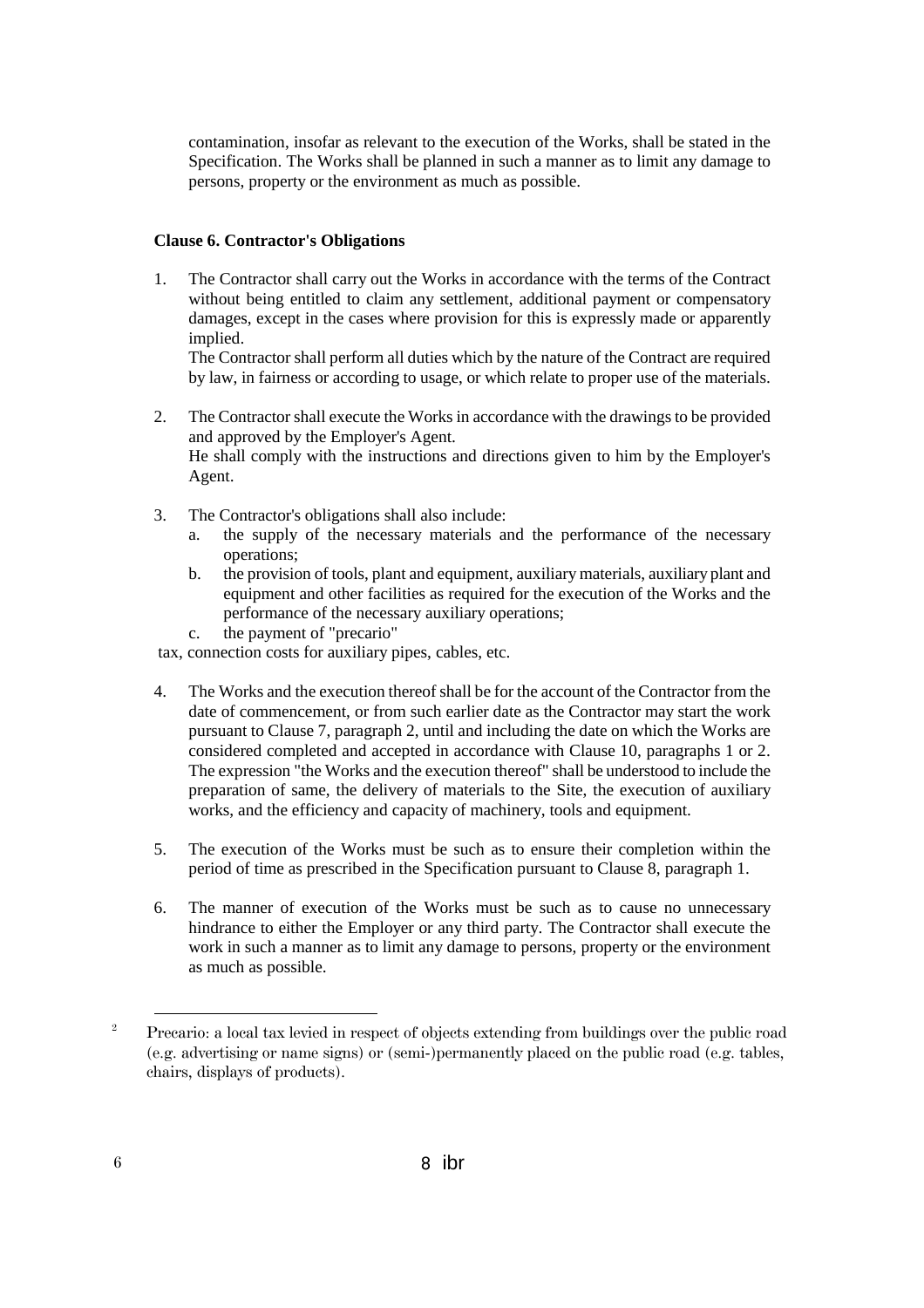contamination, insofar as relevant to the execution of the Works, shall be stated in the Specification. The Works shall be planned in such a manner as to limit any damage to persons, property or the environment as much as possible.

**Clause 6. Contractor's Obligations**

1. The Contractor shall carry out the Works in accordance with the terms of the Contract without being entitled to claim any settlement, additional payment or compensatory damages, except in the cases where provision for this is expressly made or apparently implied.
   The Contractor shall perform all duties which by the nature of the Contract are required by law, in fairness or according to usage, or which relate to proper use of the materials.

2. The Contractor shall execute the Works in accordance with the drawings to be provided and approved by the Employer's Agent.
   He shall comply with the instructions and directions given to him by the Employer's Agent.

3. The Contractor's obligations shall also include:
   a. the supply of the necessary materials and the performance of the necessary operations;
   b. the provision of tools, plant and equipment, auxiliary materials, auxiliary plant and equipment and other facilities as required for the execution of the Works and the performance of the necessary auxiliary operations;
   c. the payment of "precario"

tax, connection costs for auxiliary pipes, cables, etc.

4. The Works and the execution thereof shall be for the account of the Contractor from the date of commencement, or from such earlier date as the Contractor may start the work pursuant to Clause 7, paragraph 2, until and including the date on which the Works are considered completed and accepted in accordance with Clause 10, paragraphs 1 or 2. The expression "the Works and the execution thereof" shall be understood to include the preparation of same, the delivery of materials to the Site, the execution of auxiliary works, and the efficiency and capacity of machinery, tools and equipment.

5. The execution of the Works must be such as to ensure their completion within the period of time as prescribed in the Specification pursuant to Clause 8, paragraph 1.

6. The manner of execution of the Works must be such as to cause no unnecessary hindrance to either the Employer or any third party. The Contractor shall execute the work in such a manner as to limit any damage to persons, property or the environment as much as possible.

---

[2] Precario: a local tax levied in respect of objects extending from buildings over the public road (e.g. advertising or name signs) or (semi-)permanently placed on the public road (e.g. tables, chairs, displays of products).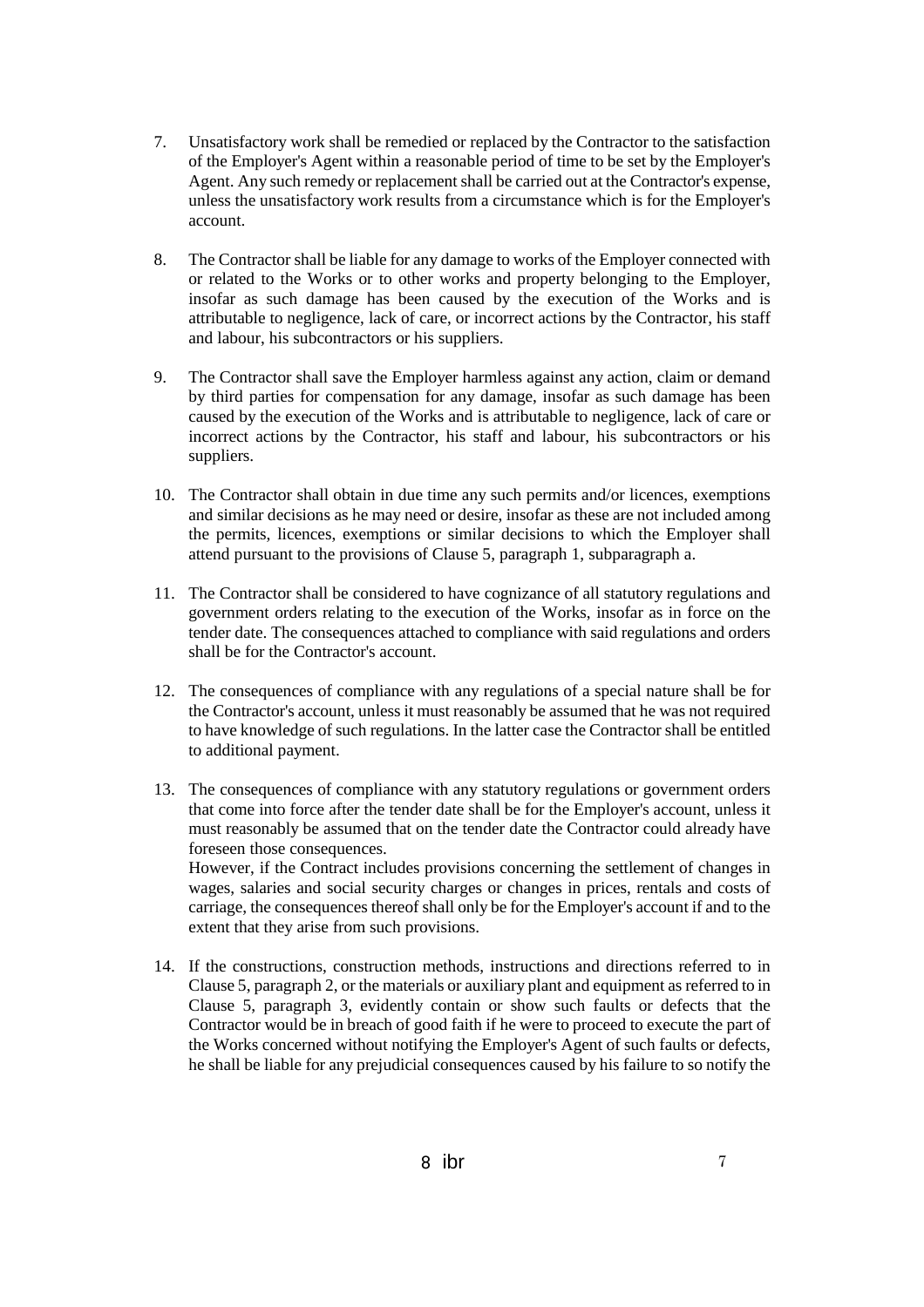7. Unsatisfactory work shall be remedied or replaced by the Contractor to the satisfaction of the Employer's Agent within a reasonable period of time to be set by the Employer's Agent. Any such remedy or replacement shall be carried out at the Contractor's expense, unless the unsatisfactory work results from a circumstance which is for the Employer's account.

8. The Contractor shall be liable for any damage to works of the Employer connected with or related to the Works or to other works and property belonging to the Employer, insofar as such damage has been caused by the execution of the Works and is attributable to negligence, lack of care, or incorrect actions by the Contractor, his staff and labour, his subcontractors or his suppliers.

9. The Contractor shall save the Employer harmless against any action, claim or demand by third parties for compensation for any damage, insofar as such damage has been caused by the execution of the Works and is attributable to negligence, lack of care or incorrect actions by the Contractor, his staff and labour, his subcontractors or his suppliers.

10. The Contractor shall obtain in due time any such permits and/or licences, exemptions and similar decisions as he may need or desire, insofar as these are not included among the permits, licences, exemptions or similar decisions to which the Employer shall attend pursuant to the provisions of Clause 5, paragraph 1, subparagraph a.

11. The Contractor shall be considered to have cognizance of all statutory regulations and government orders relating to the execution of the Works, insofar as in force on the tender date. The consequences attached to compliance with said regulations and orders shall be for the Contractor's account.

12. The consequences of compliance with any regulations of a special nature shall be for the Contractor's account, unless it must reasonably be assumed that he was not required to have knowledge of such regulations. In the latter case the Contractor shall be entitled to additional payment.

13. The consequences of compliance with any statutory regulations or government orders that come into force after the tender date shall be for the Employer's account, unless it must reasonably be assumed that on the tender date the Contractor could already have foreseen those consequences.
    However, if the Contract includes provisions concerning the settlement of changes in wages, salaries and social security charges or changes in prices, rentals and costs of carriage, the consequences thereof shall only be for the Employer's account if and to the extent that they arise from such provisions.

14. If the constructions, construction methods, instructions and directions referred to in Clause 5, paragraph 2, or the materials or auxiliary plant and equipment as referred to in Clause 5, paragraph 3, evidently contain or show such faults or defects that the Contractor would be in breach of good faith if he were to proceed to execute the part of the Works concerned without notifying the Employer's Agent of such faults or defects, he shall be liable for any prejudicial consequences caused by his failure to so notify the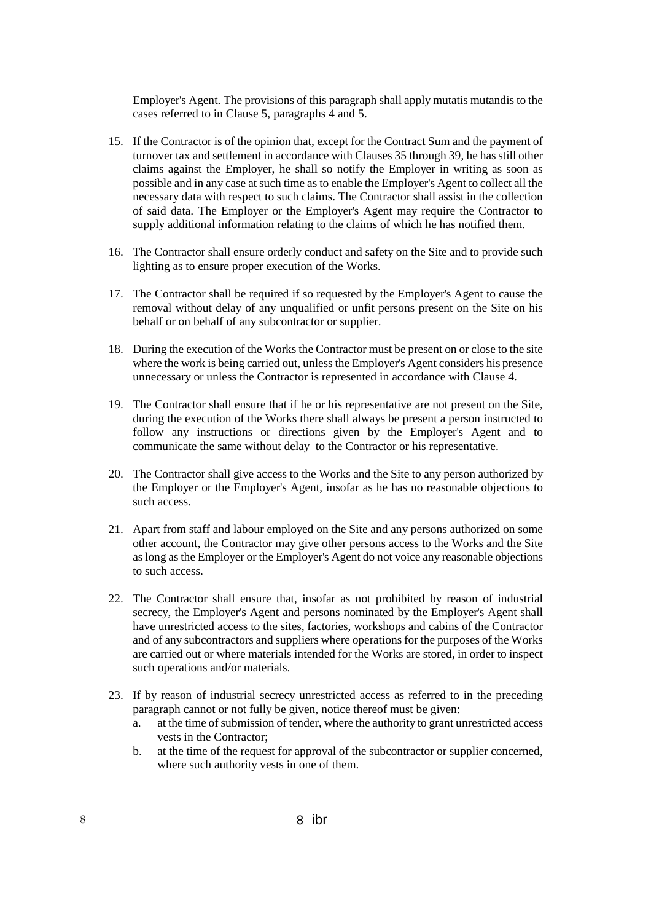Employer's Agent. The provisions of this paragraph shall apply mutatis mutandis to the cases referred to in Clause 5, paragraphs 4 and 5.

15. If the Contractor is of the opinion that, except for the Contract Sum and the payment of turnover tax and settlement in accordance with Clauses 35 through 39, he has still other claims against the Employer, he shall so notify the Employer in writing as soon as possible and in any case at such time as to enable the Employer's Agent to collect all the necessary data with respect to such claims. The Contractor shall assist in the collection of said data. The Employer or the Employer's Agent may require the Contractor to supply additional information relating to the claims of which he has notified them.

16. The Contractor shall ensure orderly conduct and safety on the Site and to provide such lighting as to ensure proper execution of the Works.

17. The Contractor shall be required if so requested by the Employer's Agent to cause the removal without delay of any unqualified or unfit persons present on the Site on his behalf or on behalf of any subcontractor or supplier.

18. During the execution of the Works the Contractor must be present on or close to the site where the work is being carried out, unless the Employer's Agent considers his presence unnecessary or unless the Contractor is represented in accordance with Clause 4.

19. The Contractor shall ensure that if he or his representative are not present on the Site, during the execution of the Works there shall always be present a person instructed to follow any instructions or directions given by the Employer's Agent and to communicate the same without delay to the Contractor or his representative.

20. The Contractor shall give access to the Works and the Site to any person authorized by the Employer or the Employer's Agent, insofar as he has no reasonable objections to such access.

21. Apart from staff and labour employed on the Site and any persons authorized on some other account, the Contractor may give other persons access to the Works and the Site as long as the Employer or the Employer's Agent do not voice any reasonable objections to such access.

22. The Contractor shall ensure that, insofar as not prohibited by reason of industrial secrecy, the Employer's Agent and persons nominated by the Employer's Agent shall have unrestricted access to the sites, factories, workshops and cabins of the Contractor and of any subcontractors and suppliers where operations for the purposes of the Works are carried out or where materials intended for the Works are stored, in order to inspect such operations and/or materials.

23. If by reason of industrial secrecy unrestricted access as referred to in the preceding paragraph cannot or not fully be given, notice thereof must be given:
    a. at the time of submission of tender, where the authority to grant unrestricted access vests in the Contractor;
    b. at the time of the request for approval of the subcontractor or supplier concerned, where such authority vests in one of them.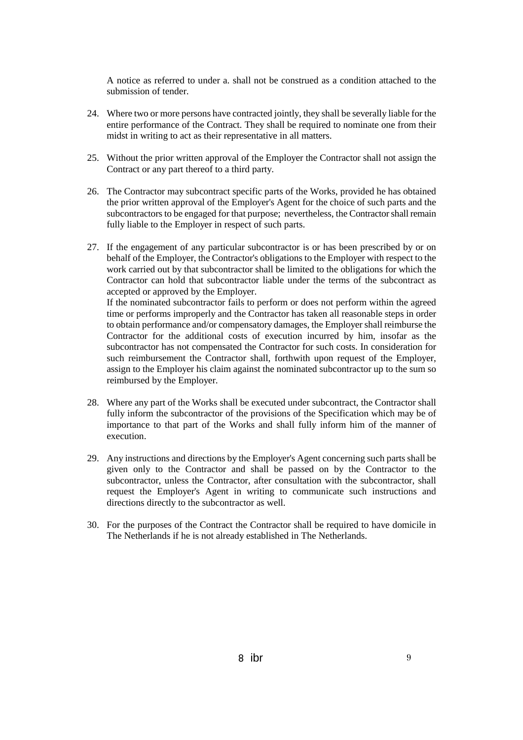A notice as referred to under a. shall not be construed as a condition attached to the submission of tender.

24. Where two or more persons have contracted jointly, they shall be severally liable for the entire performance of the Contract. They shall be required to nominate one from their midst in writing to act as their representative in all matters.

25. Without the prior written approval of the Employer the Contractor shall not assign the Contract or any part thereof to a third party.

26. The Contractor may subcontract specific parts of the Works, provided he has obtained the prior written approval of the Employer's Agent for the choice of such parts and the subcontractors to be engaged for that purpose; nevertheless, the Contractor shall remain fully liable to the Employer in respect of such parts.

27. If the engagement of any particular subcontractor is or has been prescribed by or on behalf of the Employer, the Contractor's obligations to the Employer with respect to the work carried out by that subcontractor shall be limited to the obligations for which the Contractor can hold that subcontractor liable under the terms of the subcontract as accepted or approved by the Employer.
If the nominated subcontractor fails to perform or does not perform within the agreed time or performs improperly and the Contractor has taken all reasonable steps in order to obtain performance and/or compensatory damages, the Employer shall reimburse the Contractor for the additional costs of execution incurred by him, insofar as the subcontractor has not compensated the Contractor for such costs. In consideration for such reimbursement the Contractor shall, forthwith upon request of the Employer, assign to the Employer his claim against the nominated subcontractor up to the sum so reimbursed by the Employer.

28. Where any part of the Works shall be executed under subcontract, the Contractor shall fully inform the subcontractor of the provisions of the Specification which may be of importance to that part of the Works and shall fully inform him of the manner of execution.

29. Any instructions and directions by the Employer's Agent concerning such parts shall be given only to the Contractor and shall be passed on by the Contractor to the subcontractor, unless the Contractor, after consultation with the subcontractor, shall request the Employer's Agent in writing to communicate such instructions and directions directly to the subcontractor as well.

30. For the purposes of the Contract the Contractor shall be required to have domicile in The Netherlands if he is not already established in The Netherlands.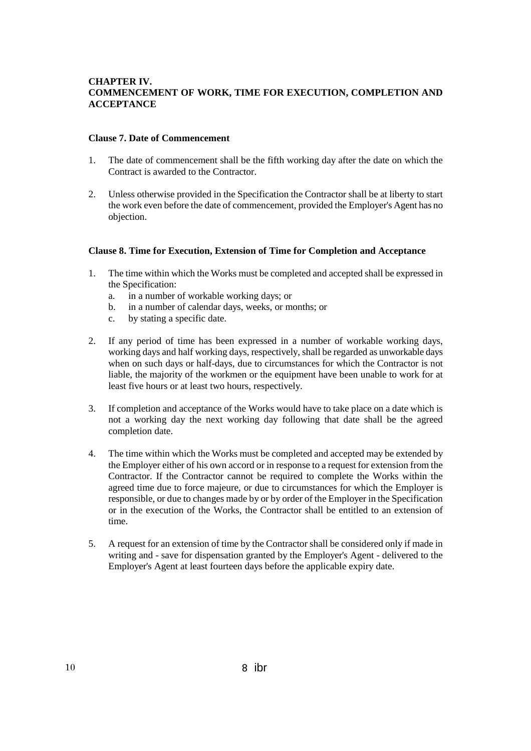## CHAPTER IV.
## COMMENCEMENT OF WORK, TIME FOR EXECUTION, COMPLETION AND ACCEPTANCE

### Clause 7. Date of Commencement

1. The date of commencement shall be the fifth working day after the date on which the Contract is awarded to the Contractor.

2. Unless otherwise provided in the Specification the Contractor shall be at liberty to start the work even before the date of commencement, provided the Employer's Agent has no objection.

### Clause 8. Time for Execution, Extension of Time for Completion and Acceptance

1. The time within which the Works must be completed and accepted shall be expressed in the Specification:
   a. in a number of workable working days; or
   b. in a number of calendar days, weeks, or months; or
   c. by stating a specific date.

2. If any period of time has been expressed in a number of workable working days, working days and half working days, respectively, shall be regarded as unworkable days when on such days or half-days, due to circumstances for which the Contractor is not liable, the majority of the workmen or the equipment have been unable to work for at least five hours or at least two hours, respectively.

3. If completion and acceptance of the Works would have to take place on a date which is not a working day the next working day following that date shall be the agreed completion date.

4. The time within which the Works must be completed and accepted may be extended by the Employer either of his own accord or in response to a request for extension from the Contractor. If the Contractor cannot be required to complete the Works within the agreed time due to force majeure, or due to circumstances for which the Employer is responsible, or due to changes made by or by order of the Employer in the Specification or in the execution of the Works, the Contractor shall be entitled to an extension of time.

5. A request for an extension of time by the Contractor shall be considered only if made in writing and - save for dispensation granted by the Employer's Agent - delivered to the Employer's Agent at least fourteen days before the applicable expiry date.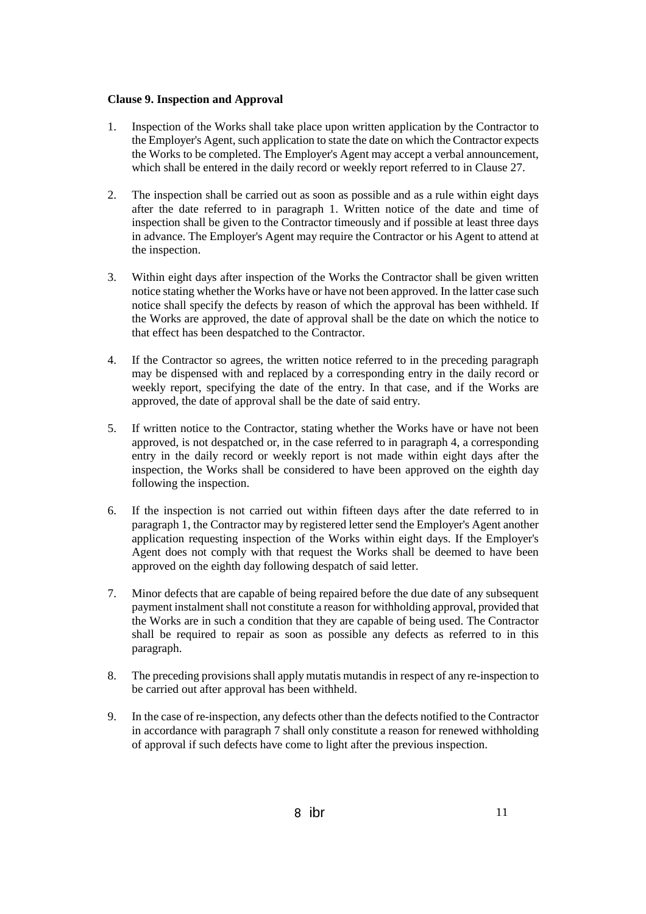**Clause 9. Inspection and Approval**

1. Inspection of the Works shall take place upon written application by the Contractor to the Employer's Agent, such application to state the date on which the Contractor expects the Works to be completed. The Employer's Agent may accept a verbal announcement, which shall be entered in the daily record or weekly report referred to in Clause 27.

2. The inspection shall be carried out as soon as possible and as a rule within eight days after the date referred to in paragraph 1. Written notice of the date and time of inspection shall be given to the Contractor timeously and if possible at least three days in advance. The Employer's Agent may require the Contractor or his Agent to attend at the inspection.

3. Within eight days after inspection of the Works the Contractor shall be given written notice stating whether the Works have or have not been approved. In the latter case such notice shall specify the defects by reason of which the approval has been withheld. If the Works are approved, the date of approval shall be the date on which the notice to that effect has been despatched to the Contractor.

4. If the Contractor so agrees, the written notice referred to in the preceding paragraph may be dispensed with and replaced by a corresponding entry in the daily record or weekly report, specifying the date of the entry. In that case, and if the Works are approved, the date of approval shall be the date of said entry.

5. If written notice to the Contractor, stating whether the Works have or have not been approved, is not despatched or, in the case referred to in paragraph 4, a corresponding entry in the daily record or weekly report is not made within eight days after the inspection, the Works shall be considered to have been approved on the eighth day following the inspection.

6. If the inspection is not carried out within fifteen days after the date referred to in paragraph 1, the Contractor may by registered letter send the Employer's Agent another application requesting inspection of the Works within eight days. If the Employer's Agent does not comply with that request the Works shall be deemed to have been approved on the eighth day following despatch of said letter.

7. Minor defects that are capable of being repaired before the due date of any subsequent payment instalment shall not constitute a reason for withholding approval, provided that the Works are in such a condition that they are capable of being used. The Contractor shall be required to repair as soon as possible any defects as referred to in this paragraph.

8. The preceding provisions shall apply mutatis mutandis in respect of any re-inspection to be carried out after approval has been withheld.

9. In the case of re-inspection, any defects other than the defects notified to the Contractor in accordance with paragraph 7 shall only constitute a reason for renewed withholding of approval if such defects have come to light after the previous inspection.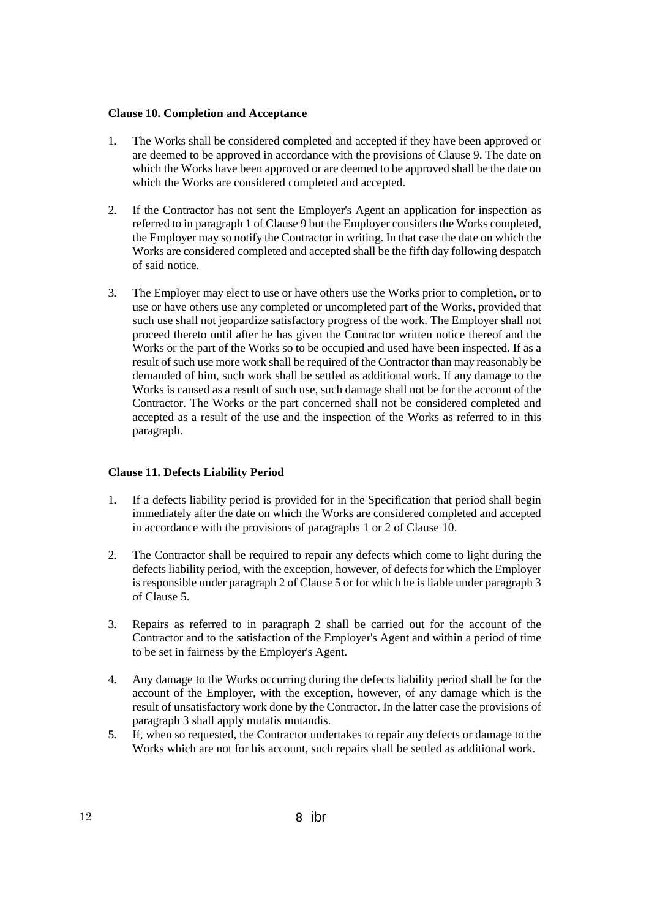### Clause 10. Completion and Acceptance

1. The Works shall be considered completed and accepted if they have been approved or are deemed to be approved in accordance with the provisions of Clause 9. The date on which the Works have been approved or are deemed to be approved shall be the date on which the Works are considered completed and accepted.

2. If the Contractor has not sent the Employer's Agent an application for inspection as referred to in paragraph 1 of Clause 9 but the Employer considers the Works completed, the Employer may so notify the Contractor in writing. In that case the date on which the Works are considered completed and accepted shall be the fifth day following despatch of said notice.

3. The Employer may elect to use or have others use the Works prior to completion, or to use or have others use any completed or uncompleted part of the Works, provided that such use shall not jeopardize satisfactory progress of the work. The Employer shall not proceed thereto until after he has given the Contractor written notice thereof and the Works or the part of the Works so to be occupied and used have been inspected. If as a result of such use more work shall be required of the Contractor than may reasonably be demanded of him, such work shall be settled as additional work. If any damage to the Works is caused as a result of such use, such damage shall not be for the account of the Contractor. The Works or the part concerned shall not be considered completed and accepted as a result of the use and the inspection of the Works as referred to in this paragraph.

### Clause 11. Defects Liability Period

1. If a defects liability period is provided for in the Specification that period shall begin immediately after the date on which the Works are considered completed and accepted in accordance with the provisions of paragraphs 1 or 2 of Clause 10.

2. The Contractor shall be required to repair any defects which come to light during the defects liability period, with the exception, however, of defects for which the Employer is responsible under paragraph 2 of Clause 5 or for which he is liable under paragraph 3 of Clause 5.

3. Repairs as referred to in paragraph 2 shall be carried out for the account of the Contractor and to the satisfaction of the Employer's Agent and within a period of time to be set in fairness by the Employer's Agent.

4. Any damage to the Works occurring during the defects liability period shall be for the account of the Employer, with the exception, however, of any damage which is the result of unsatisfactory work done by the Contractor. In the latter case the provisions of paragraph 3 shall apply mutatis mutandis.

5. If, when so requested, the Contractor undertakes to repair any defects or damage to the Works which are not for his account, such repairs shall be settled as additional work.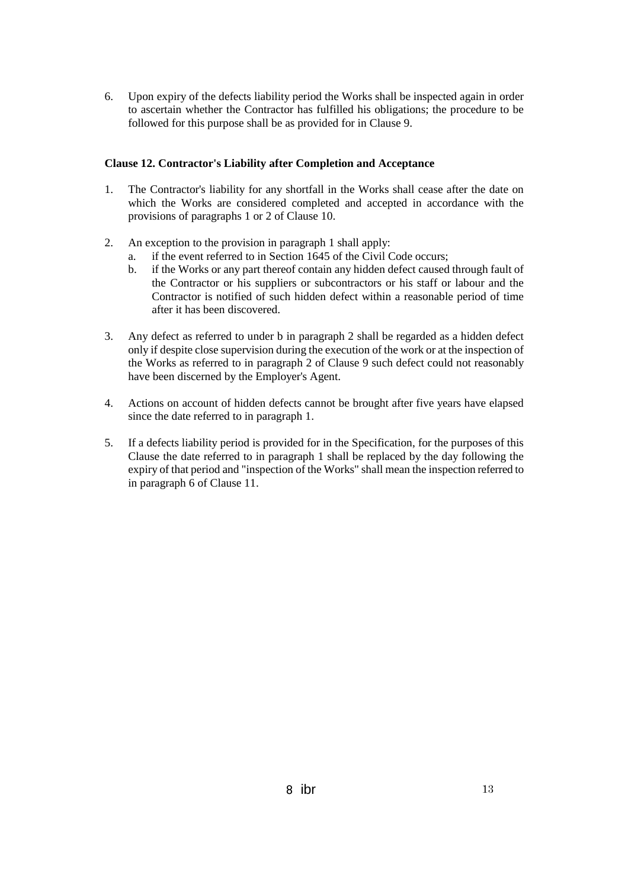6. Upon expiry of the defects liability period the Works shall be inspected again in order to ascertain whether the Contractor has fulfilled his obligations; the procedure to be followed for this purpose shall be as provided for in Clause 9.

### Clause 12. Contractor's Liability after Completion and Acceptance

1. The Contractor's liability for any shortfall in the Works shall cease after the date on which the Works are considered completed and accepted in accordance with the provisions of paragraphs 1 or 2 of Clause 10.

2. An exception to the provision in paragraph 1 shall apply:
   a. if the event referred to in Section 1645 of the Civil Code occurs;
   b. if the Works or any part thereof contain any hidden defect caused through fault of the Contractor or his suppliers or subcontractors or his staff or labour and the Contractor is notified of such hidden defect within a reasonable period of time after it has been discovered.

3. Any defect as referred to under b in paragraph 2 shall be regarded as a hidden defect only if despite close supervision during the execution of the work or at the inspection of the Works as referred to in paragraph 2 of Clause 9 such defect could not reasonably have been discerned by the Employer's Agent.

4. Actions on account of hidden defects cannot be brought after five years have elapsed since the date referred to in paragraph 1.

5. If a defects liability period is provided for in the Specification, for the purposes of this Clause the date referred to in paragraph 1 shall be replaced by the day following the expiry of that period and "inspection of the Works" shall mean the inspection referred to in paragraph 6 of Clause 11.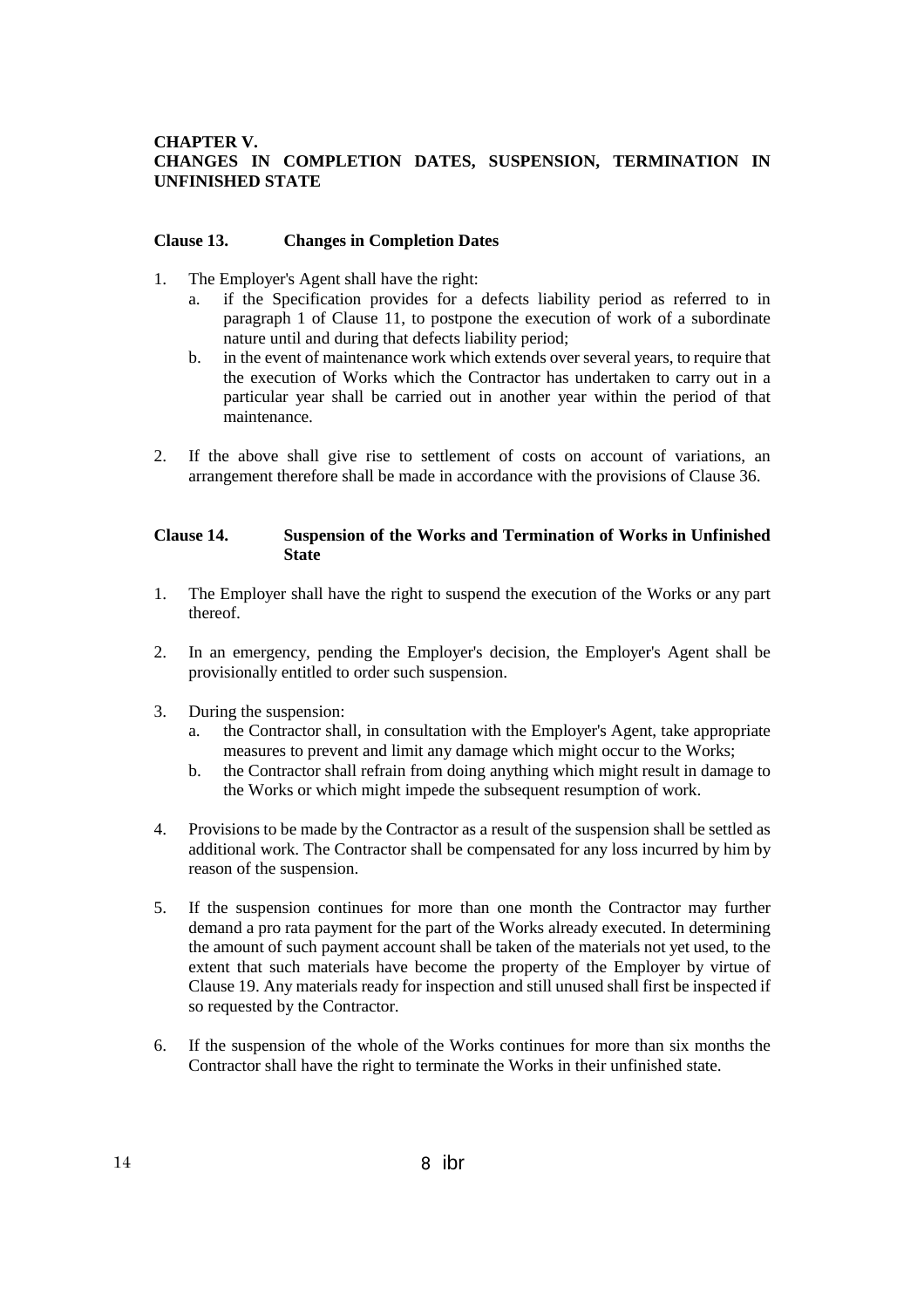## CHAPTER V.
## CHANGES IN COMPLETION DATES, SUSPENSION, TERMINATION IN UNFINISHED STATE

### Clause 13. Changes in Completion Dates

1. The Employer's Agent shall have the right:
   a. if the Specification provides for a defects liability period as referred to in paragraph 1 of Clause 11, to postpone the execution of work of a subordinate nature until and during that defects liability period;
   b. in the event of maintenance work which extends over several years, to require that the execution of Works which the Contractor has undertaken to carry out in a particular year shall be carried out in another year within the period of that maintenance.

2. If the above shall give rise to settlement of costs on account of variations, an arrangement therefore shall be made in accordance with the provisions of Clause 36.

### Clause 14. Suspension of the Works and Termination of Works in Unfinished State

1. The Employer shall have the right to suspend the execution of the Works or any part thereof.

2. In an emergency, pending the Employer's decision, the Employer's Agent shall be provisionally entitled to order such suspension.

3. During the suspension:
   a. the Contractor shall, in consultation with the Employer's Agent, take appropriate measures to prevent and limit any damage which might occur to the Works;
   b. the Contractor shall refrain from doing anything which might result in damage to the Works or which might impede the subsequent resumption of work.

4. Provisions to be made by the Contractor as a result of the suspension shall be settled as additional work. The Contractor shall be compensated for any loss incurred by him by reason of the suspension.

5. If the suspension continues for more than one month the Contractor may further demand a pro rata payment for the part of the Works already executed. In determining the amount of such payment account shall be taken of the materials not yet used, to the extent that such materials have become the property of the Employer by virtue of Clause 19. Any materials ready for inspection and still unused shall first be inspected if so requested by the Contractor.

6. If the suspension of the whole of the Works continues for more than six months the Contractor shall have the right to terminate the Works in their unfinished state.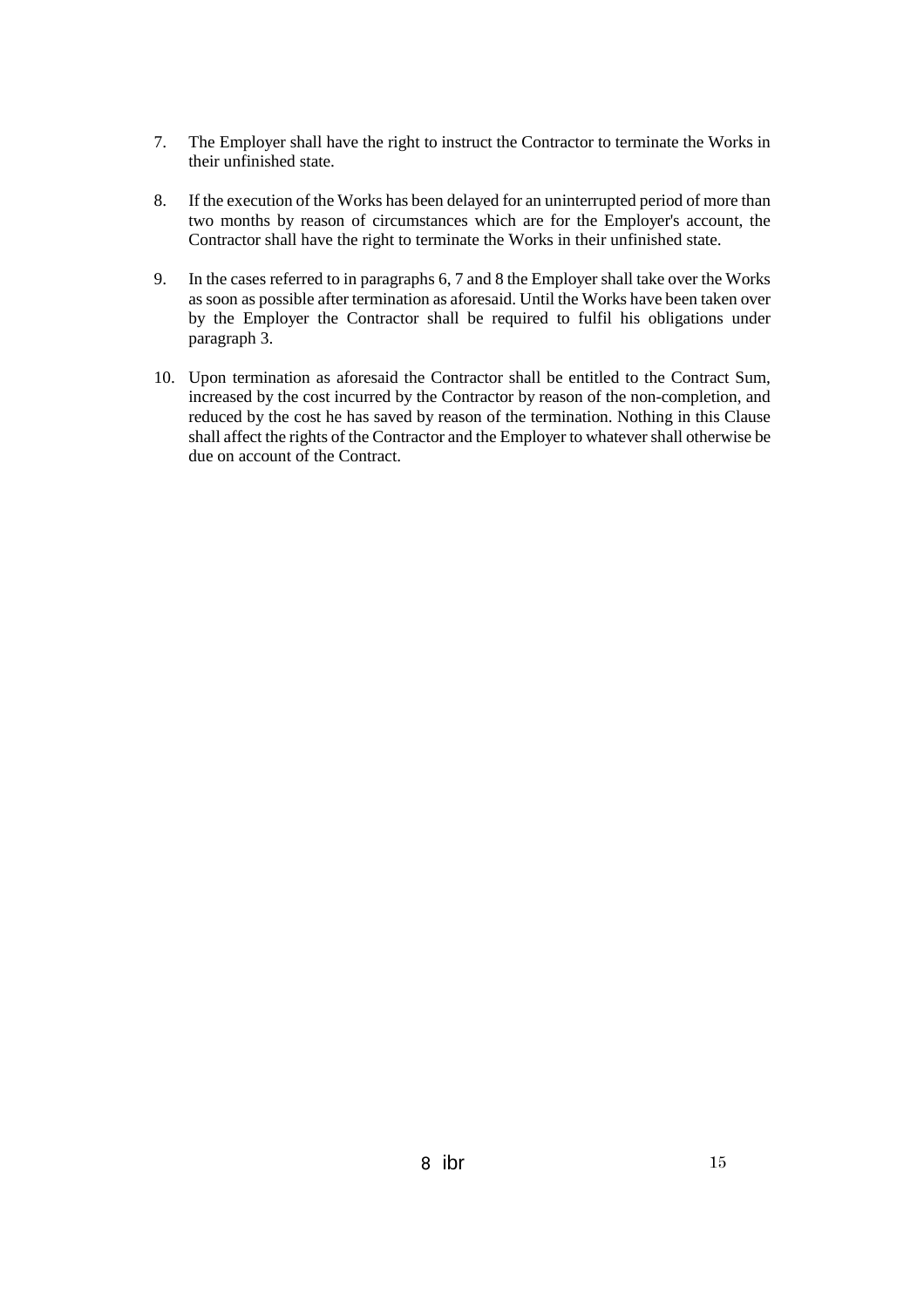7. The Employer shall have the right to instruct the Contractor to terminate the Works in their unfinished state.

8. If the execution of the Works has been delayed for an uninterrupted period of more than two months by reason of circumstances which are for the Employer's account, the Contractor shall have the right to terminate the Works in their unfinished state.

9. In the cases referred to in paragraphs 6, 7 and 8 the Employer shall take over the Works as soon as possible after termination as aforesaid. Until the Works have been taken over by the Employer the Contractor shall be required to fulfil his obligations under paragraph 3.

10. Upon termination as aforesaid the Contractor shall be entitled to the Contract Sum, increased by the cost incurred by the Contractor by reason of the non-completion, and reduced by the cost he has saved by reason of the termination. Nothing in this Clause shall affect the rights of the Contractor and the Employer to whatever shall otherwise be due on account of the Contract.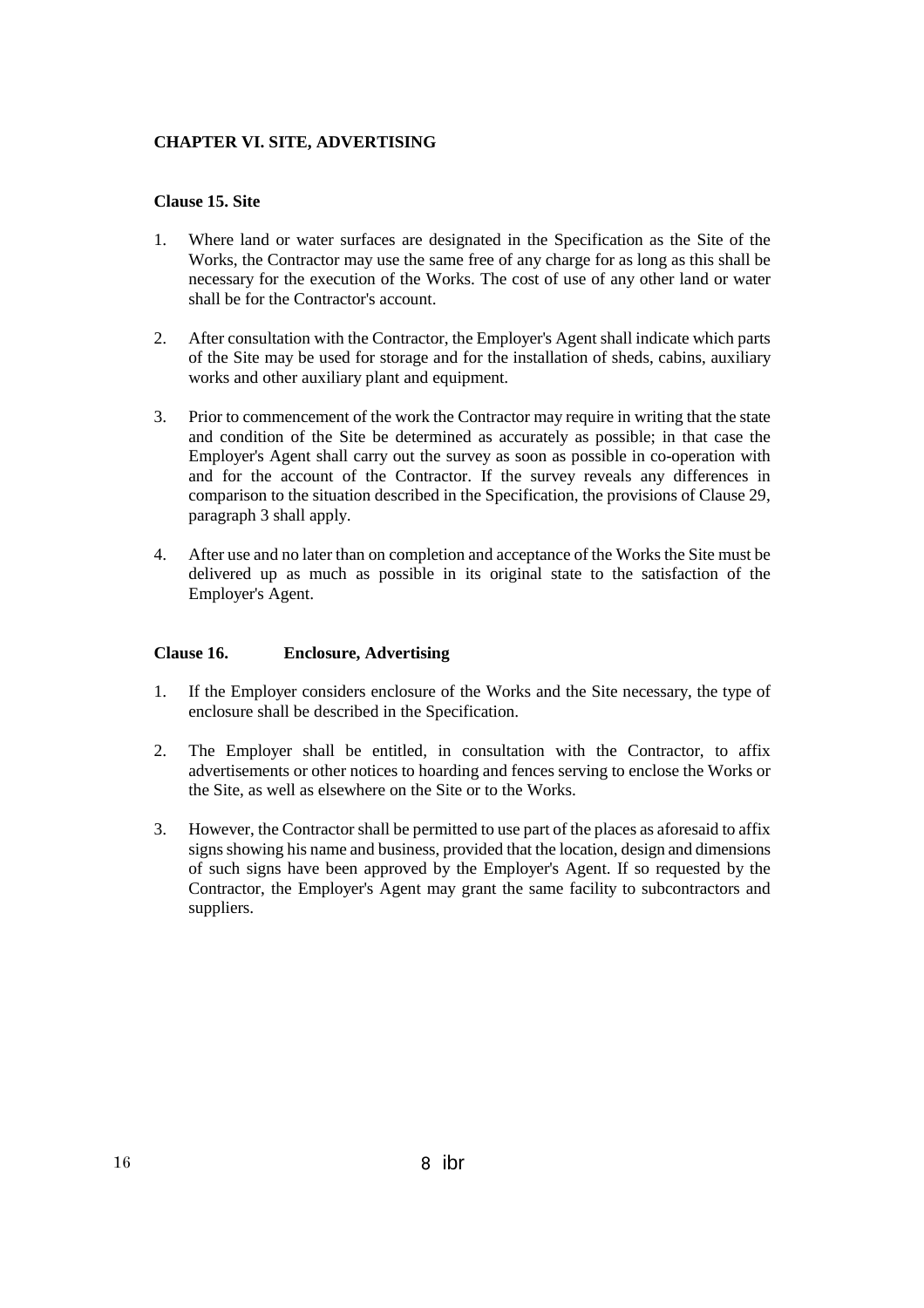## CHAPTER VI. SITE, ADVERTISING

### Clause 15. Site

1. Where land or water surfaces are designated in the Specification as the Site of the Works, the Contractor may use the same free of any charge for as long as this shall be necessary for the execution of the Works. The cost of use of any other land or water shall be for the Contractor's account.

2. After consultation with the Contractor, the Employer's Agent shall indicate which parts of the Site may be used for storage and for the installation of sheds, cabins, auxiliary works and other auxiliary plant and equipment.

3. Prior to commencement of the work the Contractor may require in writing that the state and condition of the Site be determined as accurately as possible; in that case the Employer's Agent shall carry out the survey as soon as possible in co-operation with and for the account of the Contractor. If the survey reveals any differences in comparison to the situation described in the Specification, the provisions of Clause 29, paragraph 3 shall apply.

4. After use and no later than on completion and acceptance of the Works the Site must be delivered up as much as possible in its original state to the satisfaction of the Employer's Agent.

### Clause 16. Enclosure, Advertising

1. If the Employer considers enclosure of the Works and the Site necessary, the type of enclosure shall be described in the Specification.

2. The Employer shall be entitled, in consultation with the Contractor, to affix advertisements or other notices to hoarding and fences serving to enclose the Works or the Site, as well as elsewhere on the Site or to the Works.

3. However, the Contractor shall be permitted to use part of the places as aforesaid to affix signs showing his name and business, provided that the location, design and dimensions of such signs have been approved by the Employer's Agent. If so requested by the Contractor, the Employer's Agent may grant the same facility to subcontractors and suppliers.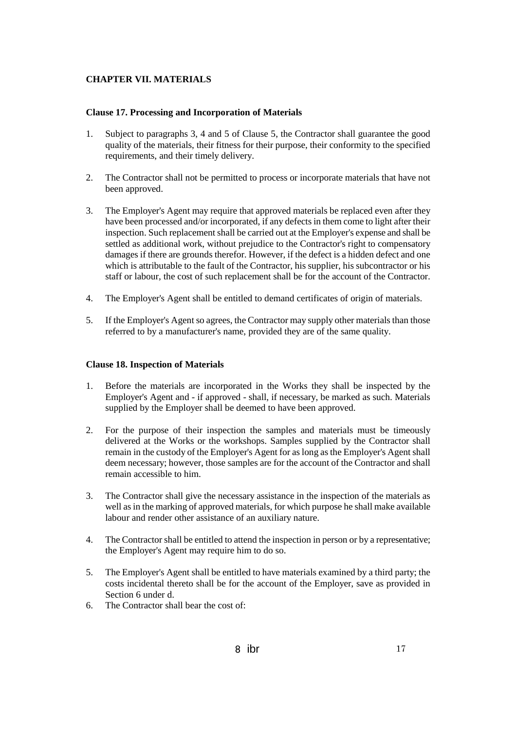## CHAPTER VII. MATERIALS

### Clause 17. Processing and Incorporation of Materials

1. Subject to paragraphs 3, 4 and 5 of Clause 5, the Contractor shall guarantee the good quality of the materials, their fitness for their purpose, their conformity to the specified requirements, and their timely delivery.

2. The Contractor shall not be permitted to process or incorporate materials that have not been approved.

3. The Employer's Agent may require that approved materials be replaced even after they have been processed and/or incorporated, if any defects in them come to light after their inspection. Such replacement shall be carried out at the Employer's expense and shall be settled as additional work, without prejudice to the Contractor's right to compensatory damages if there are grounds therefor. However, if the defect is a hidden defect and one which is attributable to the fault of the Contractor, his supplier, his subcontractor or his staff or labour, the cost of such replacement shall be for the account of the Contractor.

4. The Employer's Agent shall be entitled to demand certificates of origin of materials.

5. If the Employer's Agent so agrees, the Contractor may supply other materials than those referred to by a manufacturer's name, provided they are of the same quality.

### Clause 18. Inspection of Materials

1. Before the materials are incorporated in the Works they shall be inspected by the Employer's Agent and - if approved - shall, if necessary, be marked as such. Materials supplied by the Employer shall be deemed to have been approved.

2. For the purpose of their inspection the samples and materials must be timeously delivered at the Works or the workshops. Samples supplied by the Contractor shall remain in the custody of the Employer's Agent for as long as the Employer's Agent shall deem necessary; however, those samples are for the account of the Contractor and shall remain accessible to him.

3. The Contractor shall give the necessary assistance in the inspection of the materials as well as in the marking of approved materials, for which purpose he shall make available labour and render other assistance of an auxiliary nature.

4. The Contractor shall be entitled to attend the inspection in person or by a representative; the Employer's Agent may require him to do so.

5. The Employer's Agent shall be entitled to have materials examined by a third party; the costs incidental thereto shall be for the account of the Employer, save as provided in Section 6 under d.

6. The Contractor shall bear the cost of: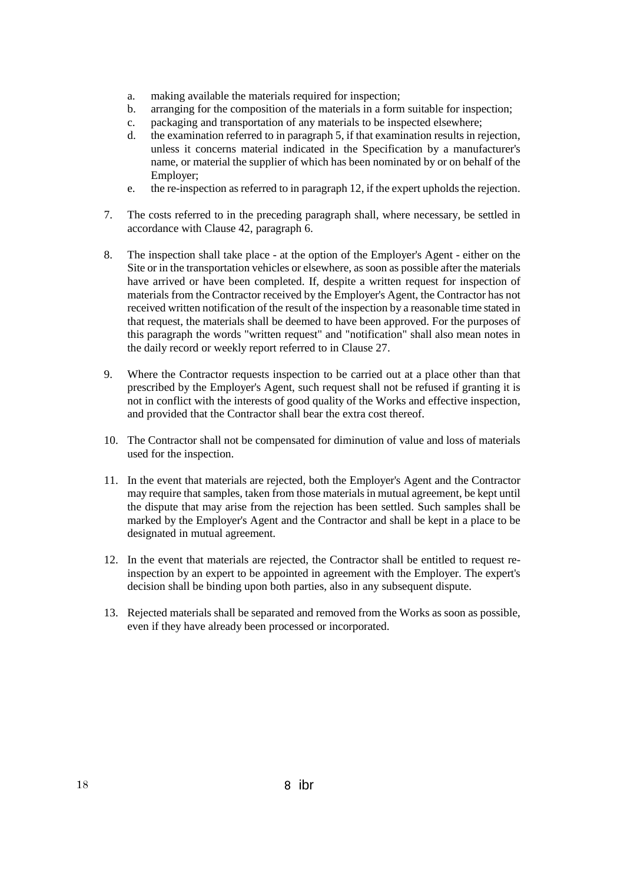a. making available the materials required for inspection;
b. arranging for the composition of the materials in a form suitable for inspection;
c. packaging and transportation of any materials to be inspected elsewhere;
d. the examination referred to in paragraph 5, if that examination results in rejection, unless it concerns material indicated in the Specification by a manufacturer's name, or material the supplier of which has been nominated by or on behalf of the Employer;
e. the re-inspection as referred to in paragraph 12, if the expert upholds the rejection.

7. The costs referred to in the preceding paragraph shall, where necessary, be settled in accordance with Clause 42, paragraph 6.

8. The inspection shall take place - at the option of the Employer's Agent - either on the Site or in the transportation vehicles or elsewhere, as soon as possible after the materials have arrived or have been completed. If, despite a written request for inspection of materials from the Contractor received by the Employer's Agent, the Contractor has not received written notification of the result of the inspection by a reasonable time stated in that request, the materials shall be deemed to have been approved. For the purposes of this paragraph the words "written request" and "notification" shall also mean notes in the daily record or weekly report referred to in Clause 27.

9. Where the Contractor requests inspection to be carried out at a place other than that prescribed by the Employer's Agent, such request shall not be refused if granting it is not in conflict with the interests of good quality of the Works and effective inspection, and provided that the Contractor shall bear the extra cost thereof.

10. The Contractor shall not be compensated for diminution of value and loss of materials used for the inspection.

11. In the event that materials are rejected, both the Employer's Agent and the Contractor may require that samples, taken from those materials in mutual agreement, be kept until the dispute that may arise from the rejection has been settled. Such samples shall be marked by the Employer's Agent and the Contractor and shall be kept in a place to be designated in mutual agreement.

12. In the event that materials are rejected, the Contractor shall be entitled to request re-inspection by an expert to be appointed in agreement with the Employer. The expert's decision shall be binding upon both parties, also in any subsequent dispute.

13. Rejected materials shall be separated and removed from the Works as soon as possible, even if they have already been processed or incorporated.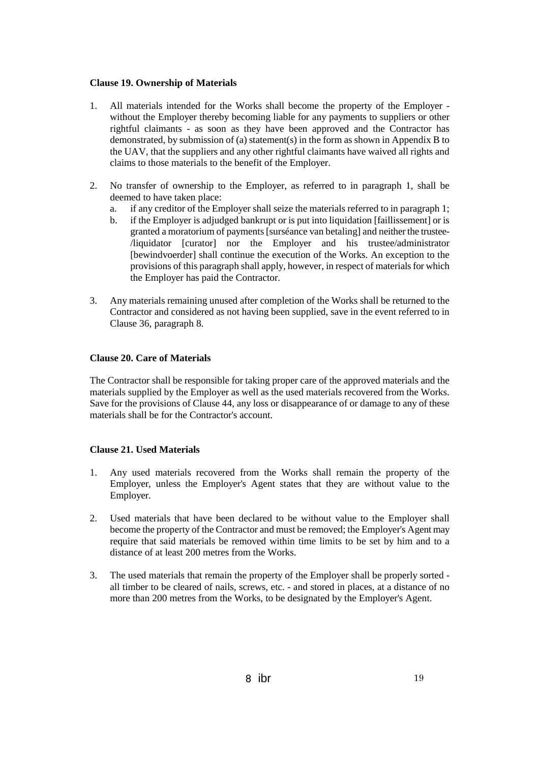**Clause 19. Ownership of Materials**

1. All materials intended for the Works shall become the property of the Employer - without the Employer thereby becoming liable for any payments to suppliers or other rightful claimants - as soon as they have been approved and the Contractor has demonstrated, by submission of (a) statement(s) in the form as shown in Appendix B to the UAV, that the suppliers and any other rightful claimants have waived all rights and claims to those materials to the benefit of the Employer.

2. No transfer of ownership to the Employer, as referred to in paragraph 1, shall be deemed to have taken place:
   a. if any creditor of the Employer shall seize the materials referred to in paragraph 1;
   b. if the Employer is adjudged bankrupt or is put into liquidation [faillissement] or is granted a moratorium of payments [surséance van betaling] and neither the trustee-/liquidator [curator] nor the Employer and his trustee/administrator [bewindvoerder] shall continue the execution of the Works. An exception to the provisions of this paragraph shall apply, however, in respect of materials for which the Employer has paid the Contractor.

3. Any materials remaining unused after completion of the Works shall be returned to the Contractor and considered as not having been supplied, save in the event referred to in Clause 36, paragraph 8.

**Clause 20. Care of Materials**

The Contractor shall be responsible for taking proper care of the approved materials and the materials supplied by the Employer as well as the used materials recovered from the Works. Save for the provisions of Clause 44, any loss or disappearance of or damage to any of these materials shall be for the Contractor's account.

**Clause 21. Used Materials**

1. Any used materials recovered from the Works shall remain the property of the Employer, unless the Employer's Agent states that they are without value to the Employer.

2. Used materials that have been declared to be without value to the Employer shall become the property of the Contractor and must be removed; the Employer's Agent may require that said materials be removed within time limits to be set by him and to a distance of at least 200 metres from the Works.

3. The used materials that remain the property of the Employer shall be properly sorted - all timber to be cleared of nails, screws, etc. - and stored in places, at a distance of no more than 200 metres from the Works, to be designated by the Employer's Agent.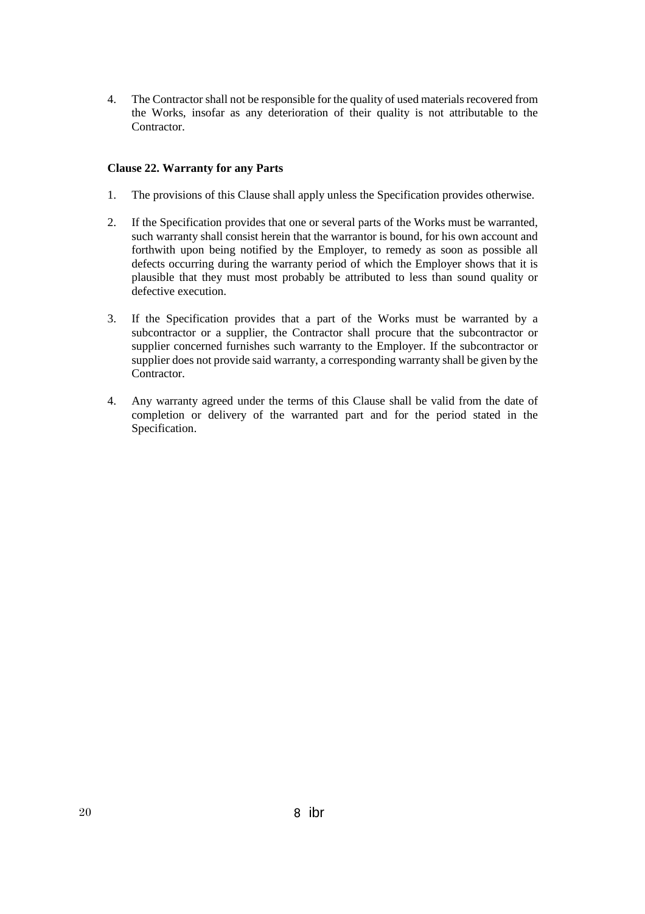4. The Contractor shall not be responsible for the quality of used materials recovered from the Works, insofar as any deterioration of their quality is not attributable to the Contractor.

**Clause 22. Warranty for any Parts**

1. The provisions of this Clause shall apply unless the Specification provides otherwise.

2. If the Specification provides that one or several parts of the Works must be warranted, such warranty shall consist herein that the warrantor is bound, for his own account and forthwith upon being notified by the Employer, to remedy as soon as possible all defects occurring during the warranty period of which the Employer shows that it is plausible that they must most probably be attributed to less than sound quality or defective execution.

3. If the Specification provides that a part of the Works must be warranted by a subcontractor or a supplier, the Contractor shall procure that the subcontractor or supplier concerned furnishes such warranty to the Employer. If the subcontractor or supplier does not provide said warranty, a corresponding warranty shall be given by the Contractor.

4. Any warranty agreed under the terms of this Clause shall be valid from the date of completion or delivery of the warranted part and for the period stated in the Specification.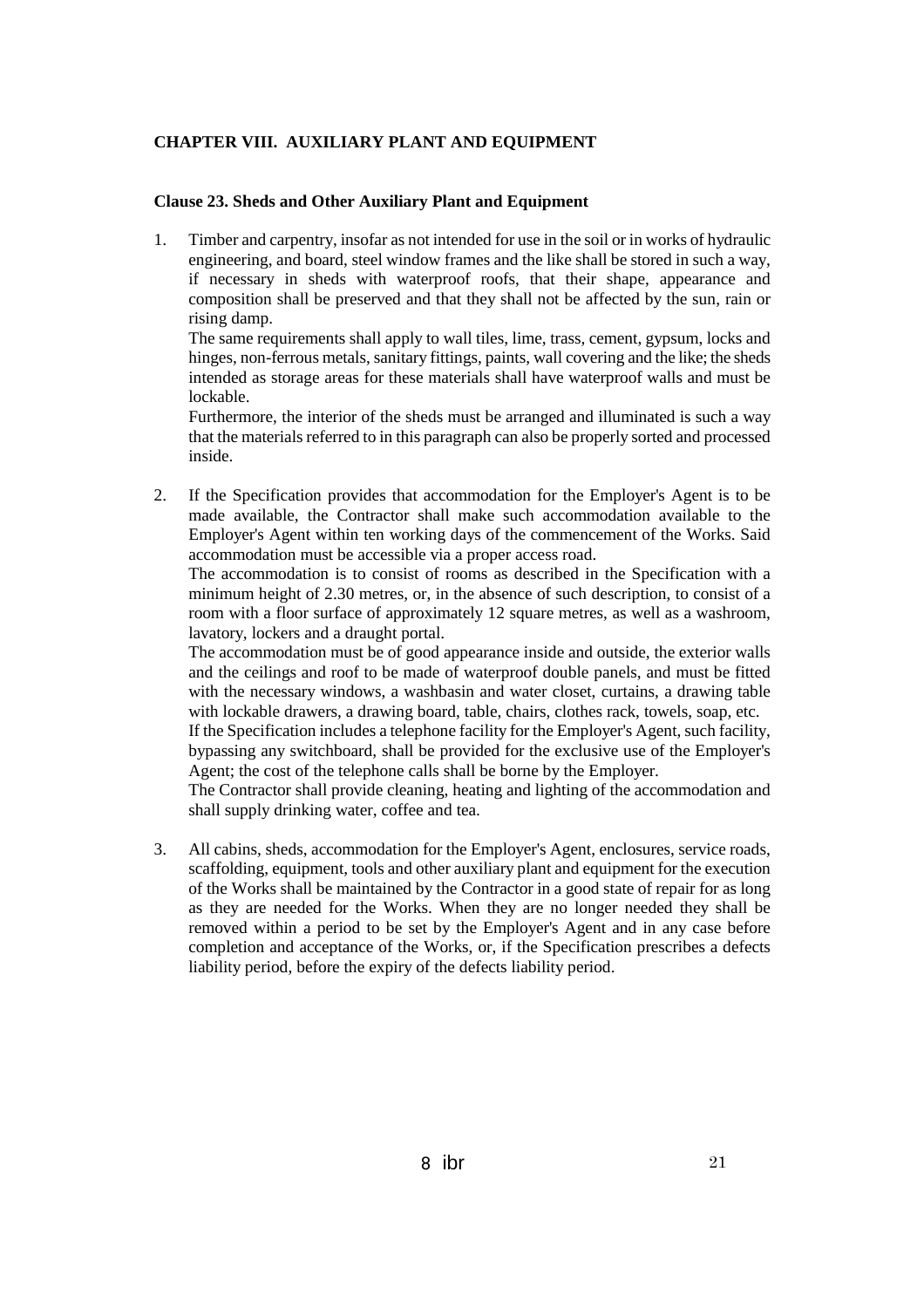**CHAPTER VIII. AUXILIARY PLANT AND EQUIPMENT**

**Clause 23. Sheds and Other Auxiliary Plant and Equipment**

1. Timber and carpentry, insofar as not intended for use in the soil or in works of hydraulic engineering, and board, steel window frames and the like shall be stored in such a way, if necessary in sheds with waterproof roofs, that their shape, appearance and composition shall be preserved and that they shall not be affected by the sun, rain or rising damp.
   The same requirements shall apply to wall tiles, lime, trass, cement, gypsum, locks and hinges, non-ferrous metals, sanitary fittings, paints, wall covering and the like; the sheds intended as storage areas for these materials shall have waterproof walls and must be lockable.
   Furthermore, the interior of the sheds must be arranged and illuminated is such a way that the materials referred to in this paragraph can also be properly sorted and processed inside.

2. If the Specification provides that accommodation for the Employer's Agent is to be made available, the Contractor shall make such accommodation available to the Employer's Agent within ten working days of the commencement of the Works. Said accommodation must be accessible via a proper access road.
   The accommodation is to consist of rooms as described in the Specification with a minimum height of 2.30 metres, or, in the absence of such description, to consist of a room with a floor surface of approximately 12 square metres, as well as a washroom, lavatory, lockers and a draught portal.
   The accommodation must be of good appearance inside and outside, the exterior walls and the ceilings and roof to be made of waterproof double panels, and must be fitted with the necessary windows, a washbasin and water closet, curtains, a drawing table with lockable drawers, a drawing board, table, chairs, clothes rack, towels, soap, etc.
   If the Specification includes a telephone facility for the Employer's Agent, such facility, bypassing any switchboard, shall be provided for the exclusive use of the Employer's Agent; the cost of the telephone calls shall be borne by the Employer.
   The Contractor shall provide cleaning, heating and lighting of the accommodation and shall supply drinking water, coffee and tea.

3. All cabins, sheds, accommodation for the Employer's Agent, enclosures, service roads, scaffolding, equipment, tools and other auxiliary plant and equipment for the execution of the Works shall be maintained by the Contractor in a good state of repair for as long as they are needed for the Works. When they are no longer needed they shall be removed within a period to be set by the Employer's Agent and in any case before completion and acceptance of the Works, or, if the Specification prescribes a defects liability period, before the expiry of the defects liability period.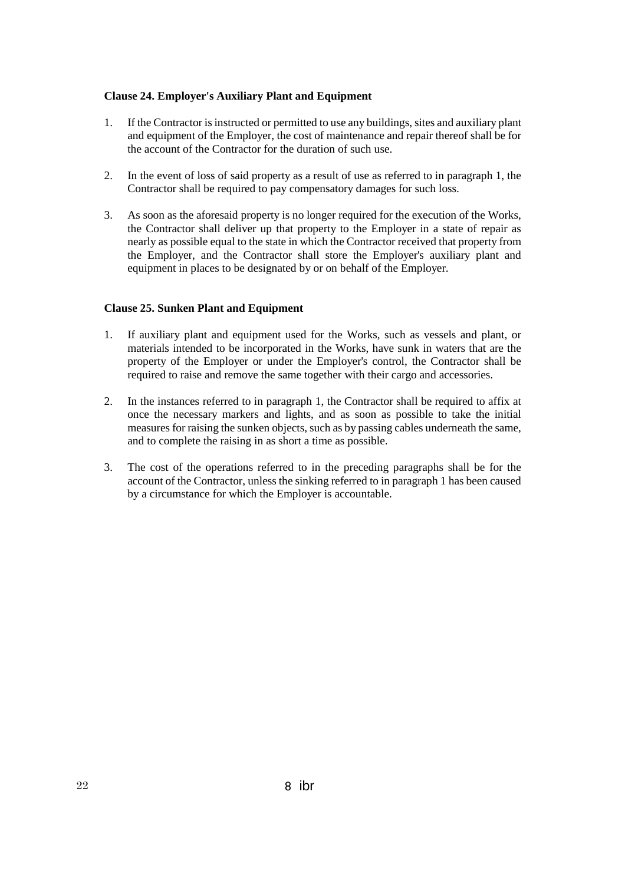### Clause 24. Employer's Auxiliary Plant and Equipment

1. If the Contractor is instructed or permitted to use any buildings, sites and auxiliary plant and equipment of the Employer, the cost of maintenance and repair thereof shall be for the account of the Contractor for the duration of such use.

2. In the event of loss of said property as a result of use as referred to in paragraph 1, the Contractor shall be required to pay compensatory damages for such loss.

3. As soon as the aforesaid property is no longer required for the execution of the Works, the Contractor shall deliver up that property to the Employer in a state of repair as nearly as possible equal to the state in which the Contractor received that property from the Employer, and the Contractor shall store the Employer's auxiliary plant and equipment in places to be designated by or on behalf of the Employer.

### Clause 25. Sunken Plant and Equipment

1. If auxiliary plant and equipment used for the Works, such as vessels and plant, or materials intended to be incorporated in the Works, have sunk in waters that are the property of the Employer or under the Employer's control, the Contractor shall be required to raise and remove the same together with their cargo and accessories.

2. In the instances referred to in paragraph 1, the Contractor shall be required to affix at once the necessary markers and lights, and as soon as possible to take the initial measures for raising the sunken objects, such as by passing cables underneath the same, and to complete the raising in as short a time as possible.

3. The cost of the operations referred to in the preceding paragraphs shall be for the account of the Contractor, unless the sinking referred to in paragraph 1 has been caused by a circumstance for which the Employer is accountable.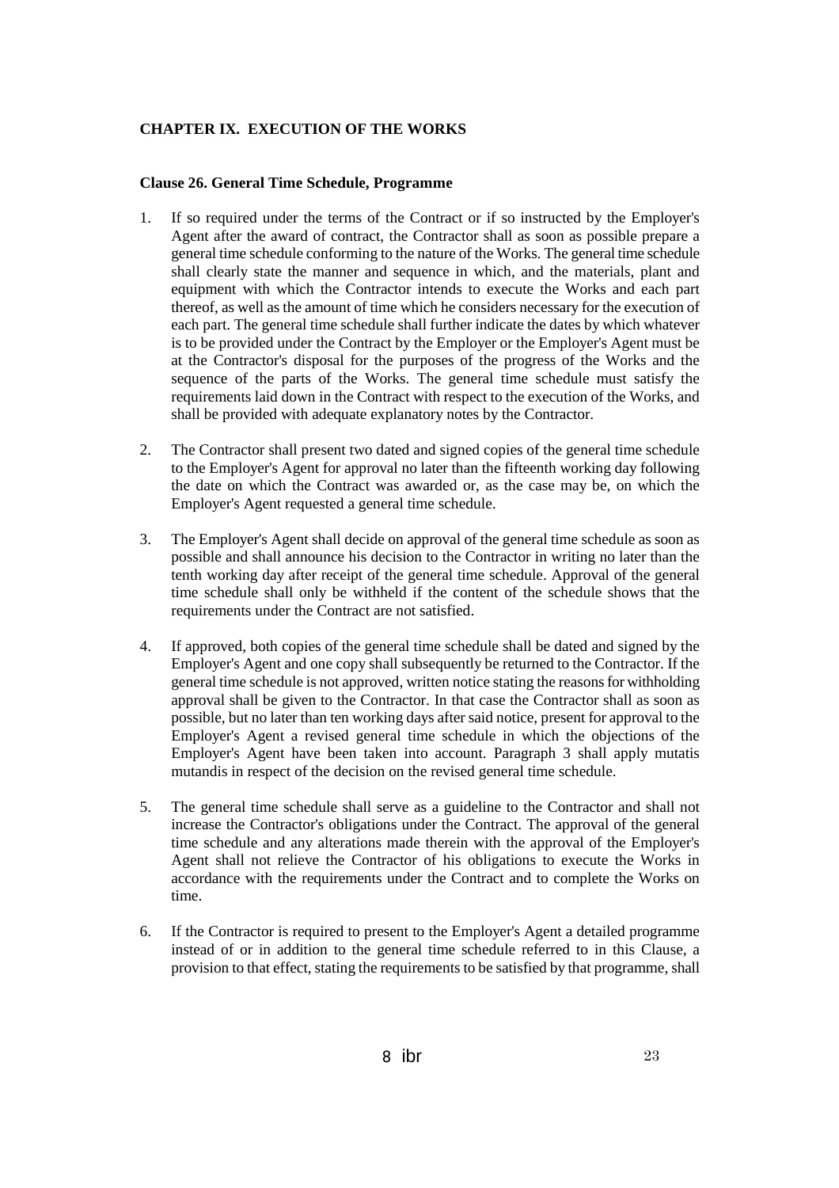## CHAPTER IX. EXECUTION OF THE WORKS

### Clause 26. General Time Schedule, Programme

1. If so required under the terms of the Contract or if so instructed by the Employer's Agent after the award of contract, the Contractor shall as soon as possible prepare a general time schedule conforming to the nature of the Works. The general time schedule shall clearly state the manner and sequence in which, and the materials, plant and equipment with which the Contractor intends to execute the Works and each part thereof, as well as the amount of time which he considers necessary for the execution of each part. The general time schedule shall further indicate the dates by which whatever is to be provided under the Contract by the Employer or the Employer's Agent must be at the Contractor's disposal for the purposes of the progress of the Works and the sequence of the parts of the Works. The general time schedule must satisfy the requirements laid down in the Contract with respect to the execution of the Works, and shall be provided with adequate explanatory notes by the Contractor.

2. The Contractor shall present two dated and signed copies of the general time schedule to the Employer's Agent for approval no later than the fifteenth working day following the date on which the Contract was awarded or, as the case may be, on which the Employer's Agent requested a general time schedule.

3. The Employer's Agent shall decide on approval of the general time schedule as soon as possible and shall announce his decision to the Contractor in writing no later than the tenth working day after receipt of the general time schedule. Approval of the general time schedule shall only be withheld if the content of the schedule shows that the requirements under the Contract are not satisfied.

4. If approved, both copies of the general time schedule shall be dated and signed by the Employer's Agent and one copy shall subsequently be returned to the Contractor. If the general time schedule is not approved, written notice stating the reasons for withholding approval shall be given to the Contractor. In that case the Contractor shall as soon as possible, but no later than ten working days after said notice, present for approval to the Employer's Agent a revised general time schedule in which the objections of the Employer's Agent have been taken into account. Paragraph 3 shall apply mutatis mutandis in respect of the decision on the revised general time schedule.

5. The general time schedule shall serve as a guideline to the Contractor and shall not increase the Contractor's obligations under the Contract. The approval of the general time schedule and any alterations made therein with the approval of the Employer's Agent shall not relieve the Contractor of his obligations to execute the Works in accordance with the requirements under the Contract and to complete the Works on time.

6. If the Contractor is required to present to the Employer's Agent a detailed programme instead of or in addition to the general time schedule referred to in this Clause, a provision to that effect, stating the requirements to be satisfied by that programme, shall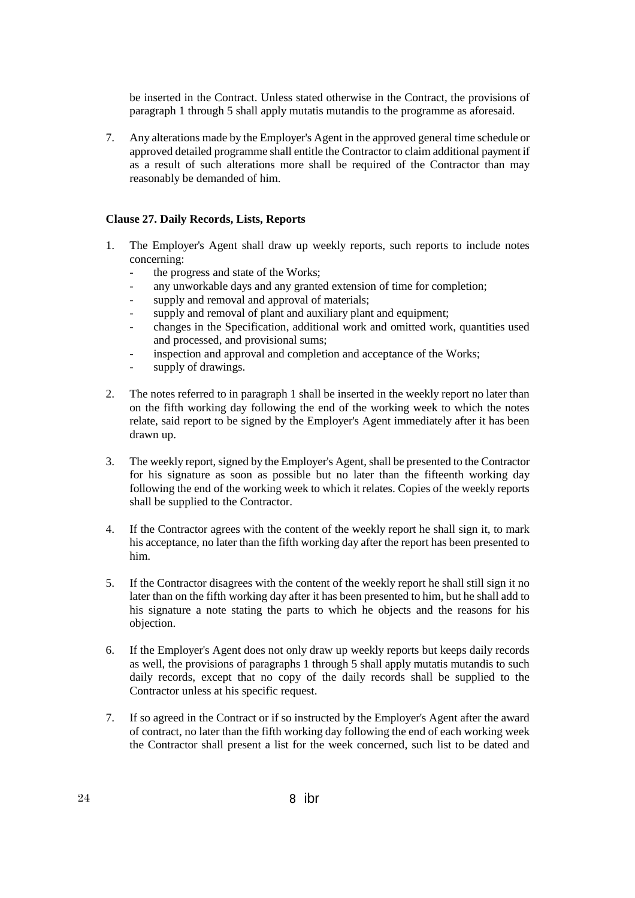be inserted in the Contract. Unless stated otherwise in the Contract, the provisions of paragraph 1 through 5 shall apply mutatis mutandis to the programme as aforesaid.

7. Any alterations made by the Employer's Agent in the approved general time schedule or approved detailed programme shall entitle the Contractor to claim additional payment if as a result of such alterations more shall be required of the Contractor than may reasonably be demanded of him.

**Clause 27. Daily Records, Lists, Reports**

1. The Employer's Agent shall draw up weekly reports, such reports to include notes concerning:
   - the progress and state of the Works;
   - any unworkable days and any granted extension of time for completion;
   - supply and removal and approval of materials;
   - supply and removal of plant and auxiliary plant and equipment;
   - changes in the Specification, additional work and omitted work, quantities used and processed, and provisional sums;
   - inspection and approval and completion and acceptance of the Works;
   - supply of drawings.

2. The notes referred to in paragraph 1 shall be inserted in the weekly report no later than on the fifth working day following the end of the working week to which the notes relate, said report to be signed by the Employer's Agent immediately after it has been drawn up.

3. The weekly report, signed by the Employer's Agent, shall be presented to the Contractor for his signature as soon as possible but no later than the fifteenth working day following the end of the working week to which it relates. Copies of the weekly reports shall be supplied to the Contractor.

4. If the Contractor agrees with the content of the weekly report he shall sign it, to mark his acceptance, no later than the fifth working day after the report has been presented to him.

5. If the Contractor disagrees with the content of the weekly report he shall still sign it no later than on the fifth working day after it has been presented to him, but he shall add to his signature a note stating the parts to which he objects and the reasons for his objection.

6. If the Employer's Agent does not only draw up weekly reports but keeps daily records as well, the provisions of paragraphs 1 through 5 shall apply mutatis mutandis to such daily records, except that no copy of the daily records shall be supplied to the Contractor unless at his specific request.

7. If so agreed in the Contract or if so instructed by the Employer's Agent after the award of contract, no later than the fifth working day following the end of each working week the Contractor shall present a list for the week concerned, such list to be dated and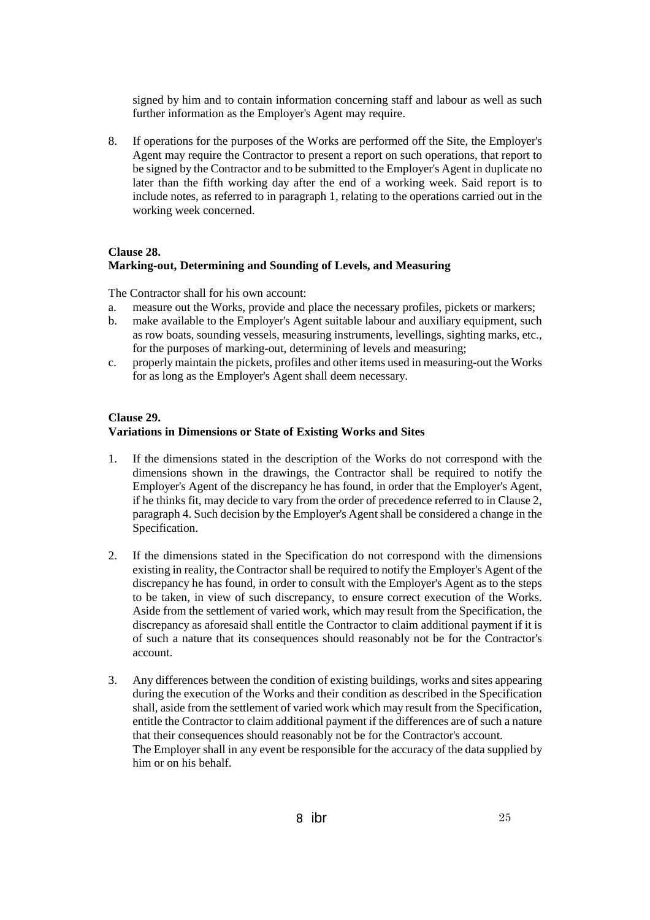signed by him and to contain information concerning staff and labour as well as such further information as the Employer's Agent may require.

8. If operations for the purposes of the Works are performed off the Site, the Employer's Agent may require the Contractor to present a report on such operations, that report to be signed by the Contractor and to be submitted to the Employer's Agent in duplicate no later than the fifth working day after the end of a working week. Said report is to include notes, as referred to in paragraph 1, relating to the operations carried out in the working week concerned.

**Clause 28.**
**Marking-out, Determining and Sounding of Levels, and Measuring**

The Contractor shall for his own account:

a. measure out the Works, provide and place the necessary profiles, pickets or markers;
b. make available to the Employer's Agent suitable labour and auxiliary equipment, such as row boats, sounding vessels, measuring instruments, levellings, sighting marks, etc., for the purposes of marking-out, determining of levels and measuring;
c. properly maintain the pickets, profiles and other items used in measuring-out the Works for as long as the Employer's Agent shall deem necessary.

**Clause 29.**
**Variations in Dimensions or State of Existing Works and Sites**

1. If the dimensions stated in the description of the Works do not correspond with the dimensions shown in the drawings, the Contractor shall be required to notify the Employer's Agent of the discrepancy he has found, in order that the Employer's Agent, if he thinks fit, may decide to vary from the order of precedence referred to in Clause 2, paragraph 4. Such decision by the Employer's Agent shall be considered a change in the Specification.

2. If the dimensions stated in the Specification do not correspond with the dimensions existing in reality, the Contractor shall be required to notify the Employer's Agent of the discrepancy he has found, in order to consult with the Employer's Agent as to the steps to be taken, in view of such discrepancy, to ensure correct execution of the Works. Aside from the settlement of varied work, which may result from the Specification, the discrepancy as aforesaid shall entitle the Contractor to claim additional payment if it is of such a nature that its consequences should reasonably not be for the Contractor's account.

3. Any differences between the condition of existing buildings, works and sites appearing during the execution of the Works and their condition as described in the Specification shall, aside from the settlement of varied work which may result from the Specification, entitle the Contractor to claim additional payment if the differences are of such a nature that their consequences should reasonably not be for the Contractor's account.
   The Employer shall in any event be responsible for the accuracy of the data supplied by him or on his behalf.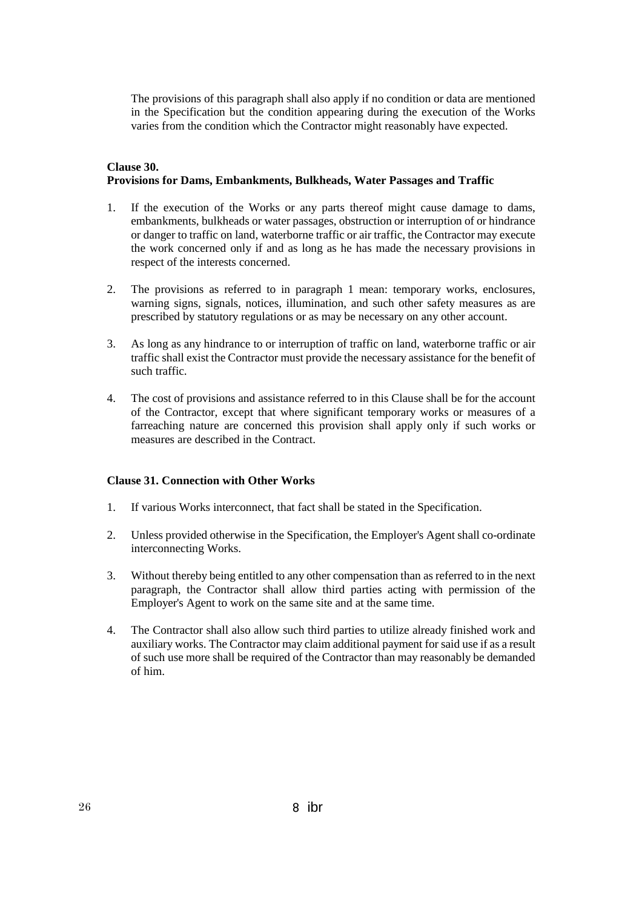The provisions of this paragraph shall also apply if no condition or data are mentioned in the Specification but the condition appearing during the execution of the Works varies from the condition which the Contractor might reasonably have expected.

**Clause 30.**
**Provisions for Dams, Embankments, Bulkheads, Water Passages and Traffic**

1. If the execution of the Works or any parts thereof might cause damage to dams, embankments, bulkheads or water passages, obstruction or interruption of or hindrance or danger to traffic on land, waterborne traffic or air traffic, the Contractor may execute the work concerned only if and as long as he has made the necessary provisions in respect of the interests concerned.

2. The provisions as referred to in paragraph 1 mean: temporary works, enclosures, warning signs, signals, notices, illumination, and such other safety measures as are prescribed by statutory regulations or as may be necessary on any other account.

3. As long as any hindrance to or interruption of traffic on land, waterborne traffic or air traffic shall exist the Contractor must provide the necessary assistance for the benefit of such traffic.

4. The cost of provisions and assistance referred to in this Clause shall be for the account of the Contractor, except that where significant temporary works or measures of a farreaching nature are concerned this provision shall apply only if such works or measures are described in the Contract.

**Clause 31. Connection with Other Works**

1. If various Works interconnect, that fact shall be stated in the Specification.

2. Unless provided otherwise in the Specification, the Employer's Agent shall co-ordinate interconnecting Works.

3. Without thereby being entitled to any other compensation than as referred to in the next paragraph, the Contractor shall allow third parties acting with permission of the Employer's Agent to work on the same site and at the same time.

4. The Contractor shall also allow such third parties to utilize already finished work and auxiliary works. The Contractor may claim additional payment for said use if as a result of such use more shall be required of the Contractor than may reasonably be demanded of him.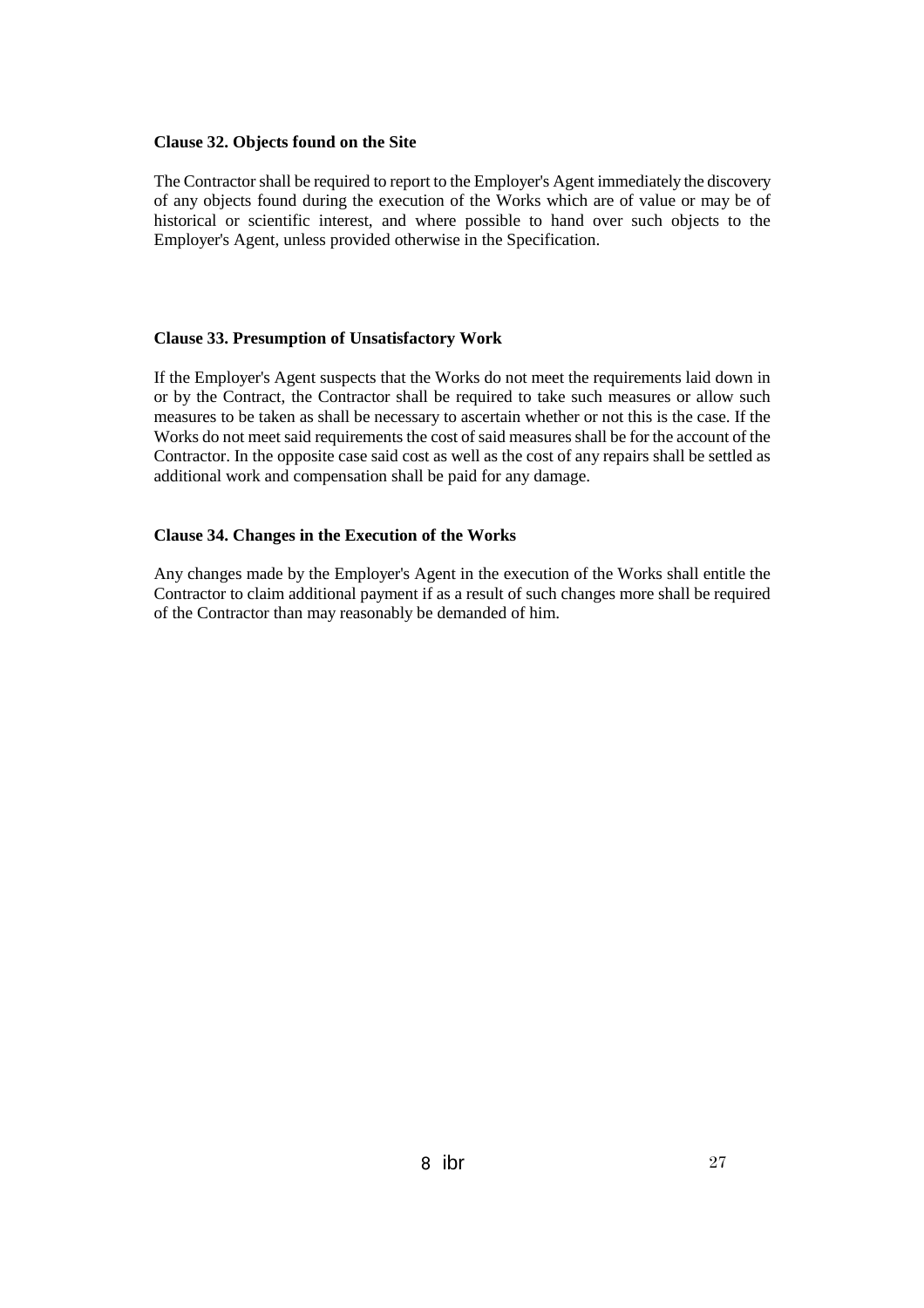**Clause 32. Objects found on the Site**

The Contractor shall be required to report to the Employer's Agent immediately the discovery of any objects found during the execution of the Works which are of value or may be of historical or scientific interest, and where possible to hand over such objects to the Employer's Agent, unless provided otherwise in the Specification.

**Clause 33. Presumption of Unsatisfactory Work**

If the Employer's Agent suspects that the Works do not meet the requirements laid down in or by the Contract, the Contractor shall be required to take such measures or allow such measures to be taken as shall be necessary to ascertain whether or not this is the case. If the Works do not meet said requirements the cost of said measures shall be for the account of the Contractor. In the opposite case said cost as well as the cost of any repairs shall be settled as additional work and compensation shall be paid for any damage.

**Clause 34. Changes in the Execution of the Works**

Any changes made by the Employer's Agent in the execution of the Works shall entitle the Contractor to claim additional payment if as a result of such changes more shall be required of the Contractor than may reasonably be demanded of him.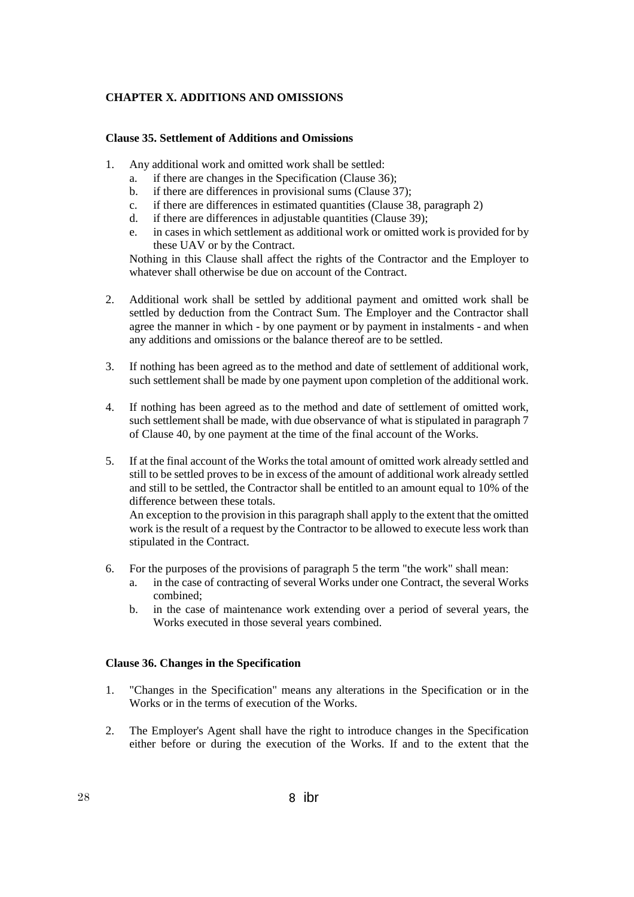## CHAPTER X. ADDITIONS AND OMISSIONS

### Clause 35. Settlement of Additions and Omissions

1. Any additional work and omitted work shall be settled:
   a. if there are changes in the Specification (Clause 36);
   b. if there are differences in provisional sums (Clause 37);
   c. if there are differences in estimated quantities (Clause 38, paragraph 2)
   d. if there are differences in adjustable quantities (Clause 39);
   e. in cases in which settlement as additional work or omitted work is provided for by these UAV or by the Contract.

   Nothing in this Clause shall affect the rights of the Contractor and the Employer to whatever shall otherwise be due on account of the Contract.

2. Additional work shall be settled by additional payment and omitted work shall be settled by deduction from the Contract Sum. The Employer and the Contractor shall agree the manner in which - by one payment or by payment in instalments - and when any additions and omissions or the balance thereof are to be settled.

3. If nothing has been agreed as to the method and date of settlement of additional work, such settlement shall be made by one payment upon completion of the additional work.

4. If nothing has been agreed as to the method and date of settlement of omitted work, such settlement shall be made, with due observance of what is stipulated in paragraph 7 of Clause 40, by one payment at the time of the final account of the Works.

5. If at the final account of the Works the total amount of omitted work already settled and still to be settled proves to be in excess of the amount of additional work already settled and still to be settled, the Contractor shall be entitled to an amount equal to 10% of the difference between these totals.

   An exception to the provision in this paragraph shall apply to the extent that the omitted work is the result of a request by the Contractor to be allowed to execute less work than stipulated in the Contract.

6. For the purposes of the provisions of paragraph 5 the term "the work" shall mean:
   a. in the case of contracting of several Works under one Contract, the several Works combined;
   b. in the case of maintenance work extending over a period of several years, the Works executed in those several years combined.

### Clause 36. Changes in the Specification

1. "Changes in the Specification" means any alterations in the Specification or in the Works or in the terms of execution of the Works.

2. The Employer's Agent shall have the right to introduce changes in the Specification either before or during the execution of the Works. If and to the extent that the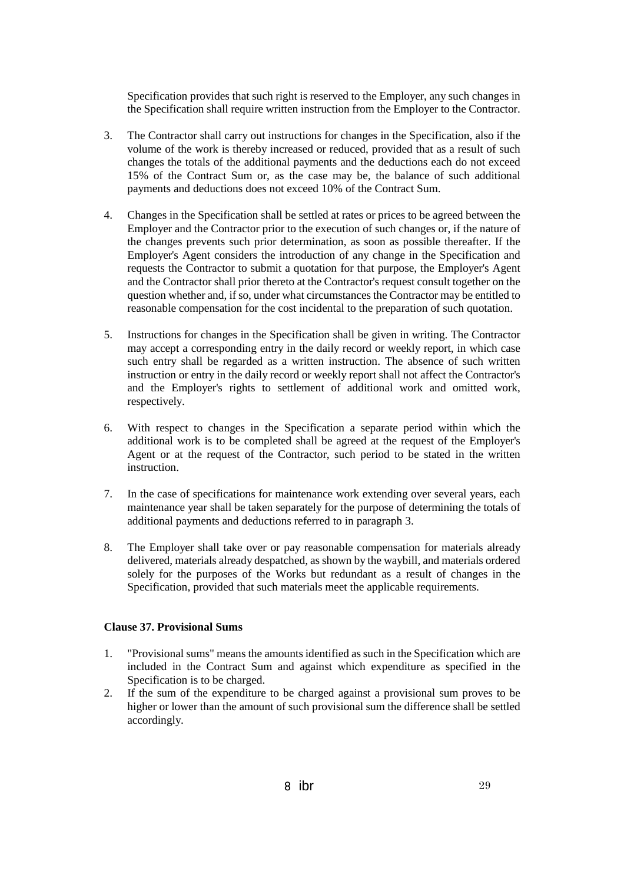Specification provides that such right is reserved to the Employer, any such changes in the Specification shall require written instruction from the Employer to the Contractor.

3. The Contractor shall carry out instructions for changes in the Specification, also if the volume of the work is thereby increased or reduced, provided that as a result of such changes the totals of the additional payments and the deductions each do not exceed 15% of the Contract Sum or, as the case may be, the balance of such additional payments and deductions does not exceed 10% of the Contract Sum.

4. Changes in the Specification shall be settled at rates or prices to be agreed between the Employer and the Contractor prior to the execution of such changes or, if the nature of the changes prevents such prior determination, as soon as possible thereafter. If the Employer's Agent considers the introduction of any change in the Specification and requests the Contractor to submit a quotation for that purpose, the Employer's Agent and the Contractor shall prior thereto at the Contractor's request consult together on the question whether and, if so, under what circumstances the Contractor may be entitled to reasonable compensation for the cost incidental to the preparation of such quotation.

5. Instructions for changes in the Specification shall be given in writing. The Contractor may accept a corresponding entry in the daily record or weekly report, in which case such entry shall be regarded as a written instruction. The absence of such written instruction or entry in the daily record or weekly report shall not affect the Contractor's and the Employer's rights to settlement of additional work and omitted work, respectively.

6. With respect to changes in the Specification a separate period within which the additional work is to be completed shall be agreed at the request of the Employer's Agent or at the request of the Contractor, such period to be stated in the written instruction.

7. In the case of specifications for maintenance work extending over several years, each maintenance year shall be taken separately for the purpose of determining the totals of additional payments and deductions referred to in paragraph 3.

8. The Employer shall take over or pay reasonable compensation for materials already delivered, materials already despatched, as shown by the waybill, and materials ordered solely for the purposes of the Works but redundant as a result of changes in the Specification, provided that such materials meet the applicable requirements.

**Clause 37. Provisional Sums**

1. "Provisional sums" means the amounts identified as such in the Specification which are included in the Contract Sum and against which expenditure as specified in the Specification is to be charged.
2. If the sum of the expenditure to be charged against a provisional sum proves to be higher or lower than the amount of such provisional sum the difference shall be settled accordingly.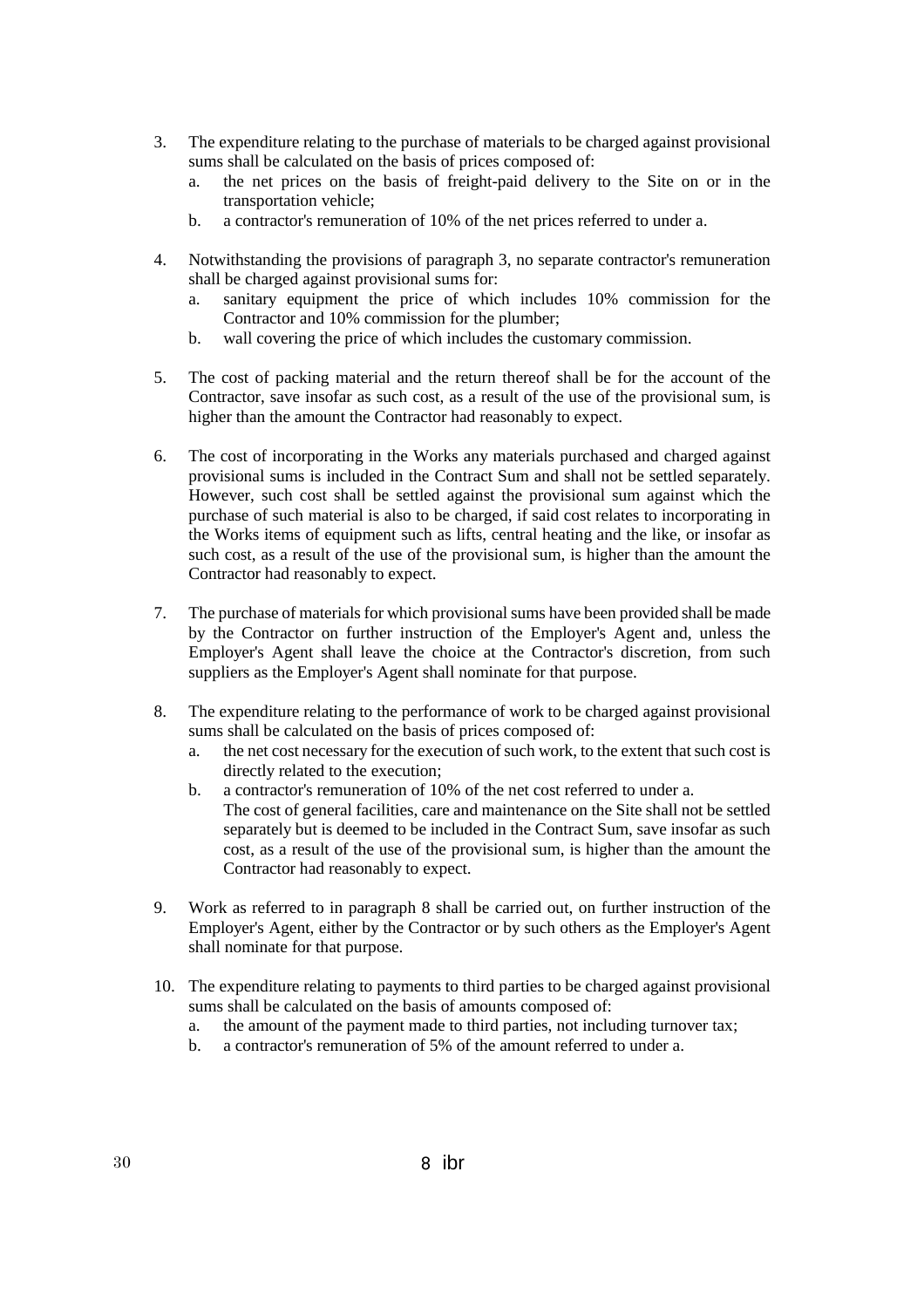3. The expenditure relating to the purchase of materials to be charged against provisional sums shall be calculated on the basis of prices composed of:
   a. the net prices on the basis of freight-paid delivery to the Site on or in the transportation vehicle;
   b. a contractor's remuneration of 10% of the net prices referred to under a.

4. Notwithstanding the provisions of paragraph 3, no separate contractor's remuneration shall be charged against provisional sums for:
   a. sanitary equipment the price of which includes 10% commission for the Contractor and 10% commission for the plumber;
   b. wall covering the price of which includes the customary commission.

5. The cost of packing material and the return thereof shall be for the account of the Contractor, save insofar as such cost, as a result of the use of the provisional sum, is higher than the amount the Contractor had reasonably to expect.

6. The cost of incorporating in the Works any materials purchased and charged against provisional sums is included in the Contract Sum and shall not be settled separately. However, such cost shall be settled against the provisional sum against which the purchase of such material is also to be charged, if said cost relates to incorporating in the Works items of equipment such as lifts, central heating and the like, or insofar as such cost, as a result of the use of the provisional sum, is higher than the amount the Contractor had reasonably to expect.

7. The purchase of materials for which provisional sums have been provided shall be made by the Contractor on further instruction of the Employer's Agent and, unless the Employer's Agent shall leave the choice at the Contractor's discretion, from such suppliers as the Employer's Agent shall nominate for that purpose.

8. The expenditure relating to the performance of work to be charged against provisional sums shall be calculated on the basis of prices composed of:
   a. the net cost necessary for the execution of such work, to the extent that such cost is directly related to the execution;
   b. a contractor's remuneration of 10% of the net cost referred to under a.
   
   The cost of general facilities, care and maintenance on the Site shall not be settled separately but is deemed to be included in the Contract Sum, save insofar as such cost, as a result of the use of the provisional sum, is higher than the amount the Contractor had reasonably to expect.

9. Work as referred to in paragraph 8 shall be carried out, on further instruction of the Employer's Agent, either by the Contractor or by such others as the Employer's Agent shall nominate for that purpose.

10. The expenditure relating to payments to third parties to be charged against provisional sums shall be calculated on the basis of amounts composed of:
    a. the amount of the payment made to third parties, not including turnover tax;
    b. a contractor's remuneration of 5% of the amount referred to under a.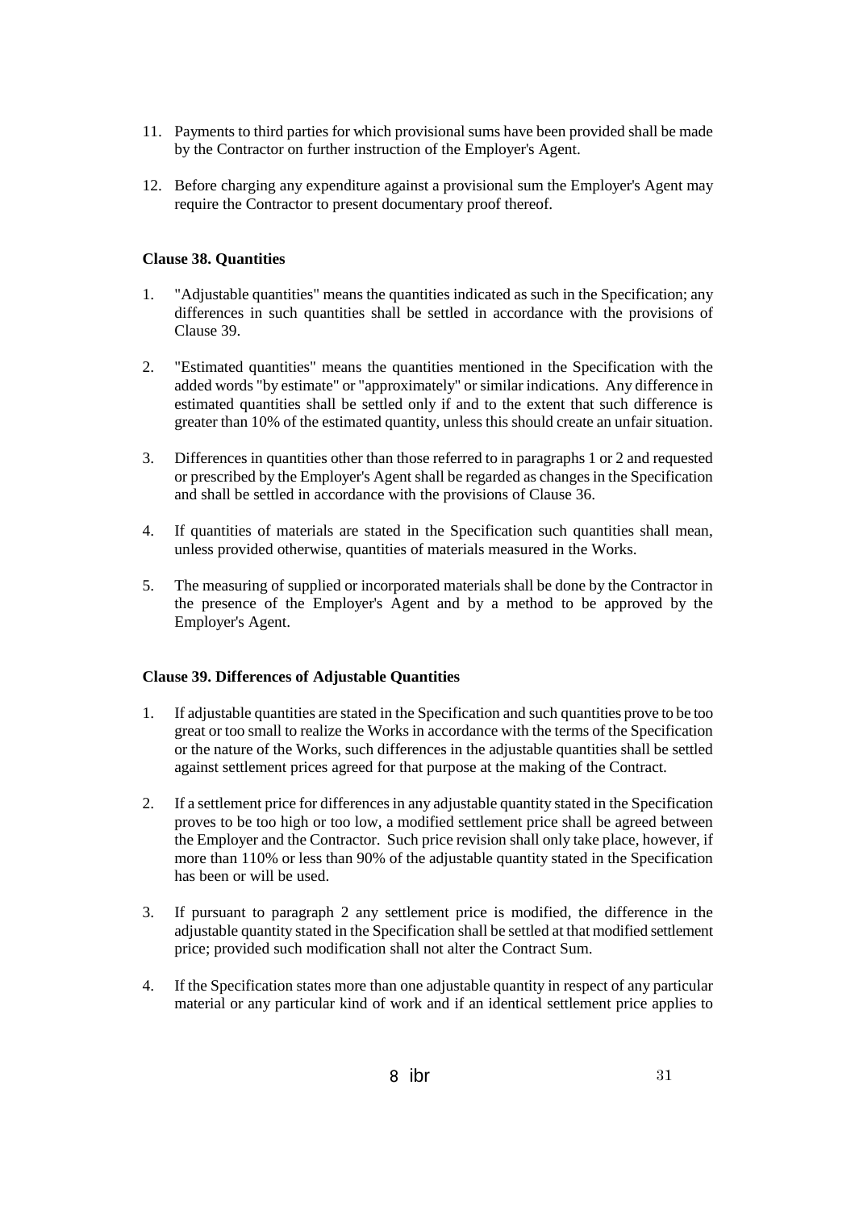11. Payments to third parties for which provisional sums have been provided shall be made by the Contractor on further instruction of the Employer's Agent.

12. Before charging any expenditure against a provisional sum the Employer's Agent may require the Contractor to present documentary proof thereof.

**Clause 38. Quantities**

1. "Adjustable quantities" means the quantities indicated as such in the Specification; any differences in such quantities shall be settled in accordance with the provisions of Clause 39.

2. "Estimated quantities" means the quantities mentioned in the Specification with the added words "by estimate" or "approximately" or similar indications. Any difference in estimated quantities shall be settled only if and to the extent that such difference is greater than 10% of the estimated quantity, unless this should create an unfair situation.

3. Differences in quantities other than those referred to in paragraphs 1 or 2 and requested or prescribed by the Employer's Agent shall be regarded as changes in the Specification and shall be settled in accordance with the provisions of Clause 36.

4. If quantities of materials are stated in the Specification such quantities shall mean, unless provided otherwise, quantities of materials measured in the Works.

5. The measuring of supplied or incorporated materials shall be done by the Contractor in the presence of the Employer's Agent and by a method to be approved by the Employer's Agent.

**Clause 39. Differences of Adjustable Quantities**

1. If adjustable quantities are stated in the Specification and such quantities prove to be too great or too small to realize the Works in accordance with the terms of the Specification or the nature of the Works, such differences in the adjustable quantities shall be settled against settlement prices agreed for that purpose at the making of the Contract.

2. If a settlement price for differences in any adjustable quantity stated in the Specification proves to be too high or too low, a modified settlement price shall be agreed between the Employer and the Contractor. Such price revision shall only take place, however, if more than 110% or less than 90% of the adjustable quantity stated in the Specification has been or will be used.

3. If pursuant to paragraph 2 any settlement price is modified, the difference in the adjustable quantity stated in the Specification shall be settled at that modified settlement price; provided such modification shall not alter the Contract Sum.

4. If the Specification states more than one adjustable quantity in respect of any particular material or any particular kind of work and if an identical settlement price applies to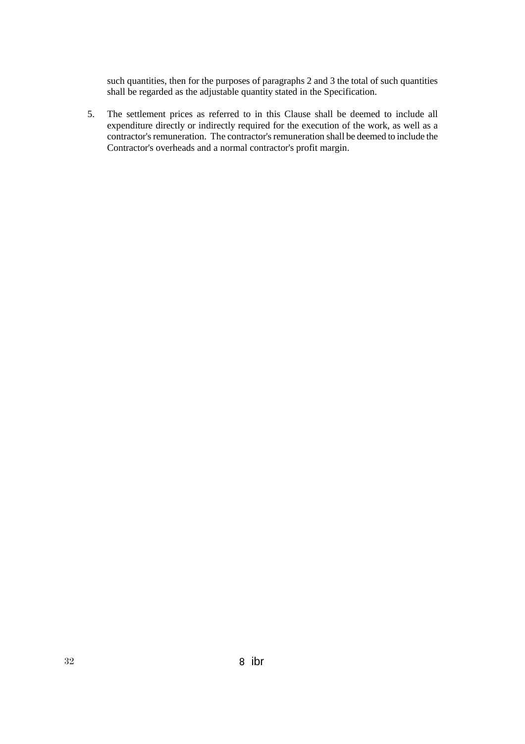such quantities, then for the purposes of paragraphs 2 and 3 the total of such quantities shall be regarded as the adjustable quantity stated in the Specification.

5. The settlement prices as referred to in this Clause shall be deemed to include all expenditure directly or indirectly required for the execution of the work, as well as a contractor's remuneration. The contractor's remuneration shall be deemed to include the Contractor's overheads and a normal contractor's profit margin.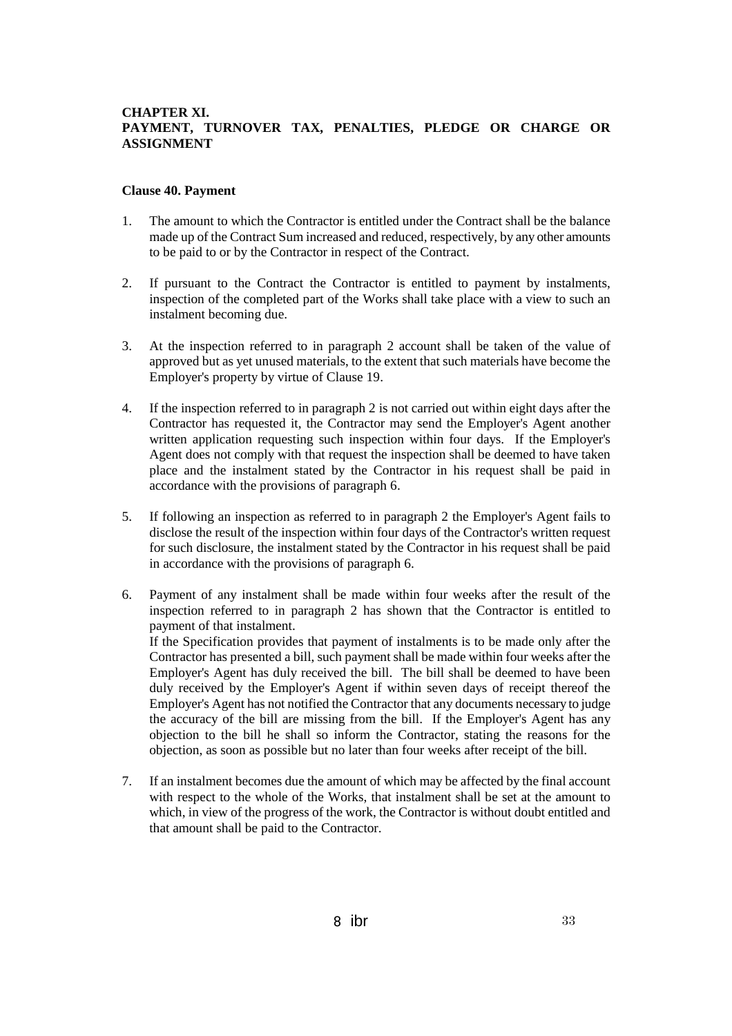## CHAPTER XI.
## PAYMENT, TURNOVER TAX, PENALTIES, PLEDGE OR CHARGE OR ASSIGNMENT

### Clause 40. Payment

1. The amount to which the Contractor is entitled under the Contract shall be the balance made up of the Contract Sum increased and reduced, respectively, by any other amounts to be paid to or by the Contractor in respect of the Contract.

2. If pursuant to the Contract the Contractor is entitled to payment by instalments, inspection of the completed part of the Works shall take place with a view to such an instalment becoming due.

3. At the inspection referred to in paragraph 2 account shall be taken of the value of approved but as yet unused materials, to the extent that such materials have become the Employer's property by virtue of Clause 19.

4. If the inspection referred to in paragraph 2 is not carried out within eight days after the Contractor has requested it, the Contractor may send the Employer's Agent another written application requesting such inspection within four days. If the Employer's Agent does not comply with that request the inspection shall be deemed to have taken place and the instalment stated by the Contractor in his request shall be paid in accordance with the provisions of paragraph 6.

5. If following an inspection as referred to in paragraph 2 the Employer's Agent fails to disclose the result of the inspection within four days of the Contractor's written request for such disclosure, the instalment stated by the Contractor in his request shall be paid in accordance with the provisions of paragraph 6.

6. Payment of any instalment shall be made within four weeks after the result of the inspection referred to in paragraph 2 has shown that the Contractor is entitled to payment of that instalment.
   If the Specification provides that payment of instalments is to be made only after the Contractor has presented a bill, such payment shall be made within four weeks after the Employer's Agent has duly received the bill. The bill shall be deemed to have been duly received by the Employer's Agent if within seven days of receipt thereof the Employer's Agent has not notified the Contractor that any documents necessary to judge the accuracy of the bill are missing from the bill. If the Employer's Agent has any objection to the bill he shall so inform the Contractor, stating the reasons for the objection, as soon as possible but no later than four weeks after receipt of the bill.

7. If an instalment becomes due the amount of which may be affected by the final account with respect to the whole of the Works, that instalment shall be set at the amount to which, in view of the progress of the work, the Contractor is without doubt entitled and that amount shall be paid to the Contractor.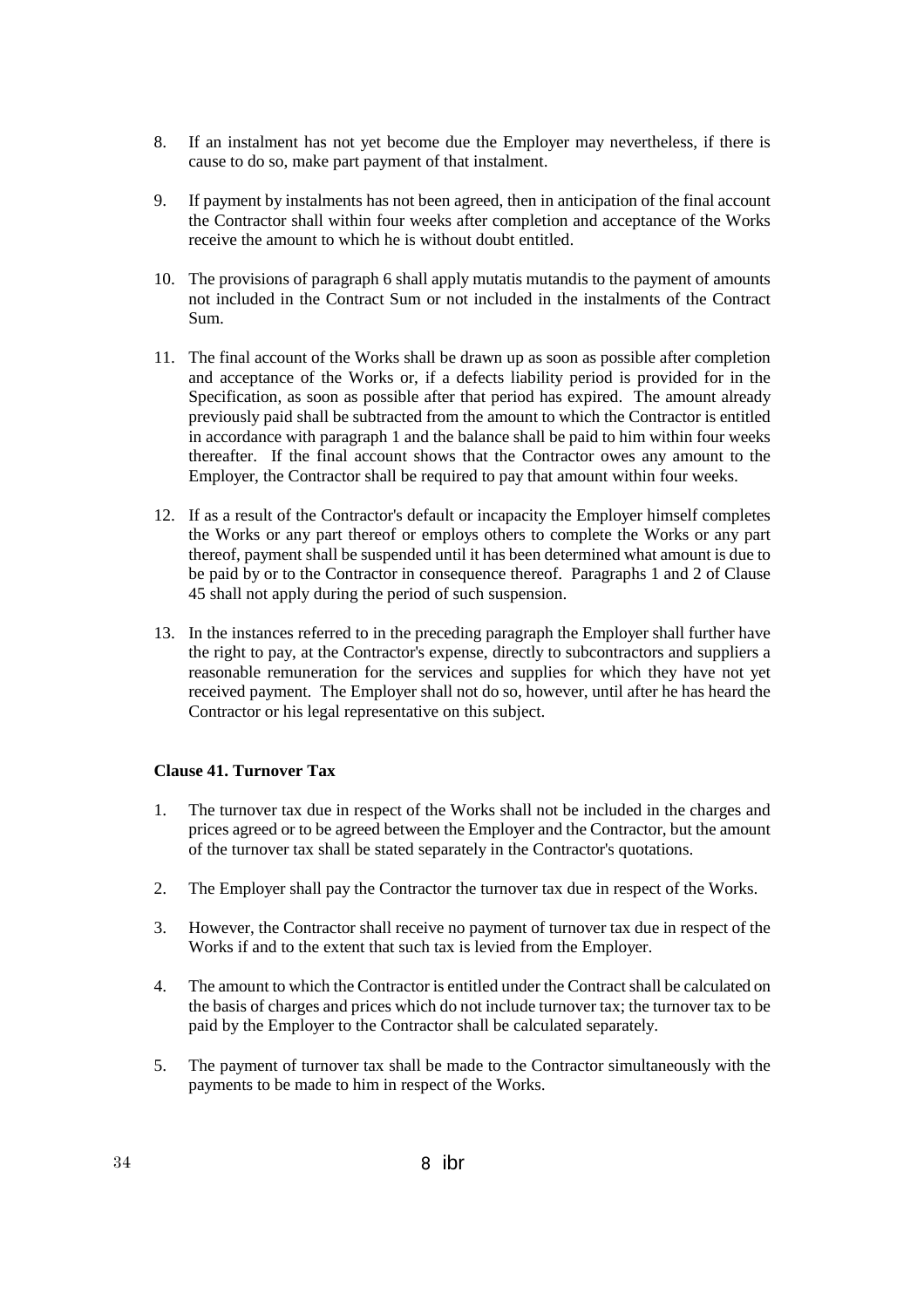8. If an instalment has not yet become due the Employer may nevertheless, if there is cause to do so, make part payment of that instalment.

9. If payment by instalments has not been agreed, then in anticipation of the final account the Contractor shall within four weeks after completion and acceptance of the Works receive the amount to which he is without doubt entitled.

10. The provisions of paragraph 6 shall apply mutatis mutandis to the payment of amounts not included in the Contract Sum or not included in the instalments of the Contract Sum.

11. The final account of the Works shall be drawn up as soon as possible after completion and acceptance of the Works or, if a defects liability period is provided for in the Specification, as soon as possible after that period has expired. The amount already previously paid shall be subtracted from the amount to which the Contractor is entitled in accordance with paragraph 1 and the balance shall be paid to him within four weeks thereafter. If the final account shows that the Contractor owes any amount to the Employer, the Contractor shall be required to pay that amount within four weeks.

12. If as a result of the Contractor's default or incapacity the Employer himself completes the Works or any part thereof or employs others to complete the Works or any part thereof, payment shall be suspended until it has been determined what amount is due to be paid by or to the Contractor in consequence thereof. Paragraphs 1 and 2 of Clause 45 shall not apply during the period of such suspension.

13. In the instances referred to in the preceding paragraph the Employer shall further have the right to pay, at the Contractor's expense, directly to subcontractors and suppliers a reasonable remuneration for the services and supplies for which they have not yet received payment. The Employer shall not do so, however, until after he has heard the Contractor or his legal representative on this subject.

**Clause 41. Turnover Tax**

1. The turnover tax due in respect of the Works shall not be included in the charges and prices agreed or to be agreed between the Employer and the Contractor, but the amount of the turnover tax shall be stated separately in the Contractor's quotations.

2. The Employer shall pay the Contractor the turnover tax due in respect of the Works.

3. However, the Contractor shall receive no payment of turnover tax due in respect of the Works if and to the extent that such tax is levied from the Employer.

4. The amount to which the Contractor is entitled under the Contract shall be calculated on the basis of charges and prices which do not include turnover tax; the turnover tax to be paid by the Employer to the Contractor shall be calculated separately.

5. The payment of turnover tax shall be made to the Contractor simultaneously with the payments to be made to him in respect of the Works.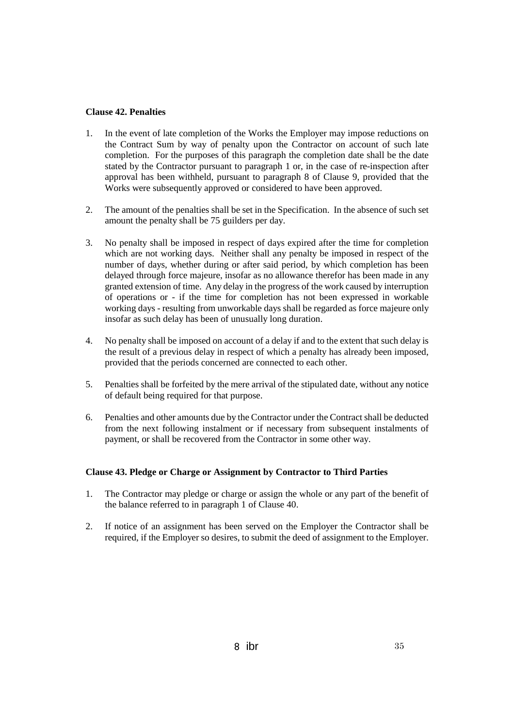**Clause 42. Penalties**

1. In the event of late completion of the Works the Employer may impose reductions on the Contract Sum by way of penalty upon the Contractor on account of such late completion. For the purposes of this paragraph the completion date shall be the date stated by the Contractor pursuant to paragraph 1 or, in the case of re-inspection after approval has been withheld, pursuant to paragraph 8 of Clause 9, provided that the Works were subsequently approved or considered to have been approved.

2. The amount of the penalties shall be set in the Specification. In the absence of such set amount the penalty shall be 75 guilders per day.

3. No penalty shall be imposed in respect of days expired after the time for completion which are not working days. Neither shall any penalty be imposed in respect of the number of days, whether during or after said period, by which completion has been delayed through force majeure, insofar as no allowance therefor has been made in any granted extension of time. Any delay in the progress of the work caused by interruption of operations or - if the time for completion has not been expressed in workable working days - resulting from unworkable days shall be regarded as force majeure only insofar as such delay has been of unusually long duration.

4. No penalty shall be imposed on account of a delay if and to the extent that such delay is the result of a previous delay in respect of which a penalty has already been imposed, provided that the periods concerned are connected to each other.

5. Penalties shall be forfeited by the mere arrival of the stipulated date, without any notice of default being required for that purpose.

6. Penalties and other amounts due by the Contractor under the Contract shall be deducted from the next following instalment or if necessary from subsequent instalments of payment, or shall be recovered from the Contractor in some other way.

**Clause 43. Pledge or Charge or Assignment by Contractor to Third Parties**

1. The Contractor may pledge or charge or assign the whole or any part of the benefit of the balance referred to in paragraph 1 of Clause 40.

2. If notice of an assignment has been served on the Employer the Contractor shall be required, if the Employer so desires, to submit the deed of assignment to the Employer.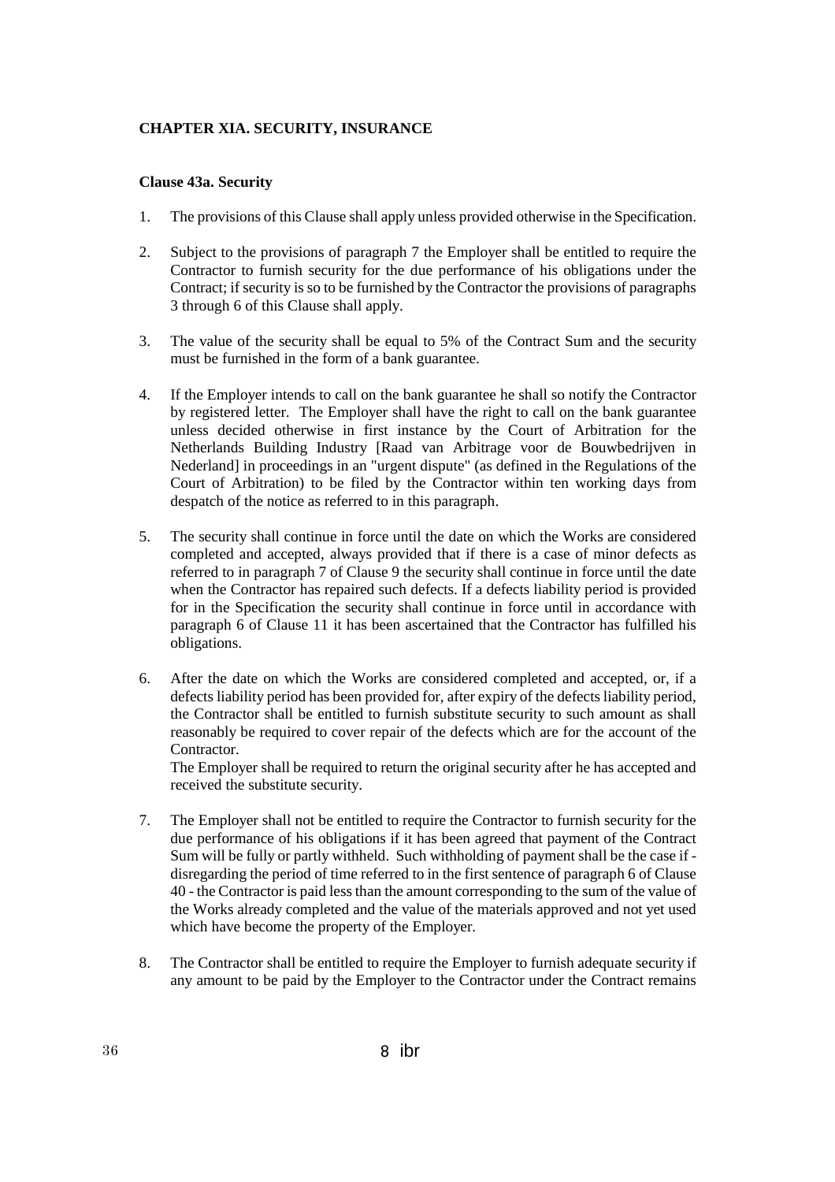## CHAPTER XIA. SECURITY, INSURANCE

### Clause 43a. Security

1. The provisions of this Clause shall apply unless provided otherwise in the Specification.

2. Subject to the provisions of paragraph 7 the Employer shall be entitled to require the Contractor to furnish security for the due performance of his obligations under the Contract; if security is so to be furnished by the Contractor the provisions of paragraphs 3 through 6 of this Clause shall apply.

3. The value of the security shall be equal to 5% of the Contract Sum and the security must be furnished in the form of a bank guarantee.

4. If the Employer intends to call on the bank guarantee he shall so notify the Contractor by registered letter. The Employer shall have the right to call on the bank guarantee unless decided otherwise in first instance by the Court of Arbitration for the Netherlands Building Industry [Raad van Arbitrage voor de Bouwbedrijven in Nederland] in proceedings in an "urgent dispute" (as defined in the Regulations of the Court of Arbitration) to be filed by the Contractor within ten working days from despatch of the notice as referred to in this paragraph.

5. The security shall continue in force until the date on which the Works are considered completed and accepted, always provided that if there is a case of minor defects as referred to in paragraph 7 of Clause 9 the security shall continue in force until the date when the Contractor has repaired such defects. If a defects liability period is provided for in the Specification the security shall continue in force until in accordance with paragraph 6 of Clause 11 it has been ascertained that the Contractor has fulfilled his obligations.

6. After the date on which the Works are considered completed and accepted, or, if a defects liability period has been provided for, after expiry of the defects liability period, the Contractor shall be entitled to furnish substitute security to such amount as shall reasonably be required to cover repair of the defects which are for the account of the Contractor.
   The Employer shall be required to return the original security after he has accepted and received the substitute security.

7. The Employer shall not be entitled to require the Contractor to furnish security for the due performance of his obligations if it has been agreed that payment of the Contract Sum will be fully or partly withheld. Such withholding of payment shall be the case if - disregarding the period of time referred to in the first sentence of paragraph 6 of Clause 40 - the Contractor is paid less than the amount corresponding to the sum of the value of the Works already completed and the value of the materials approved and not yet used which have become the property of the Employer.

8. The Contractor shall be entitled to require the Employer to furnish adequate security if any amount to be paid by the Employer to the Contractor under the Contract remains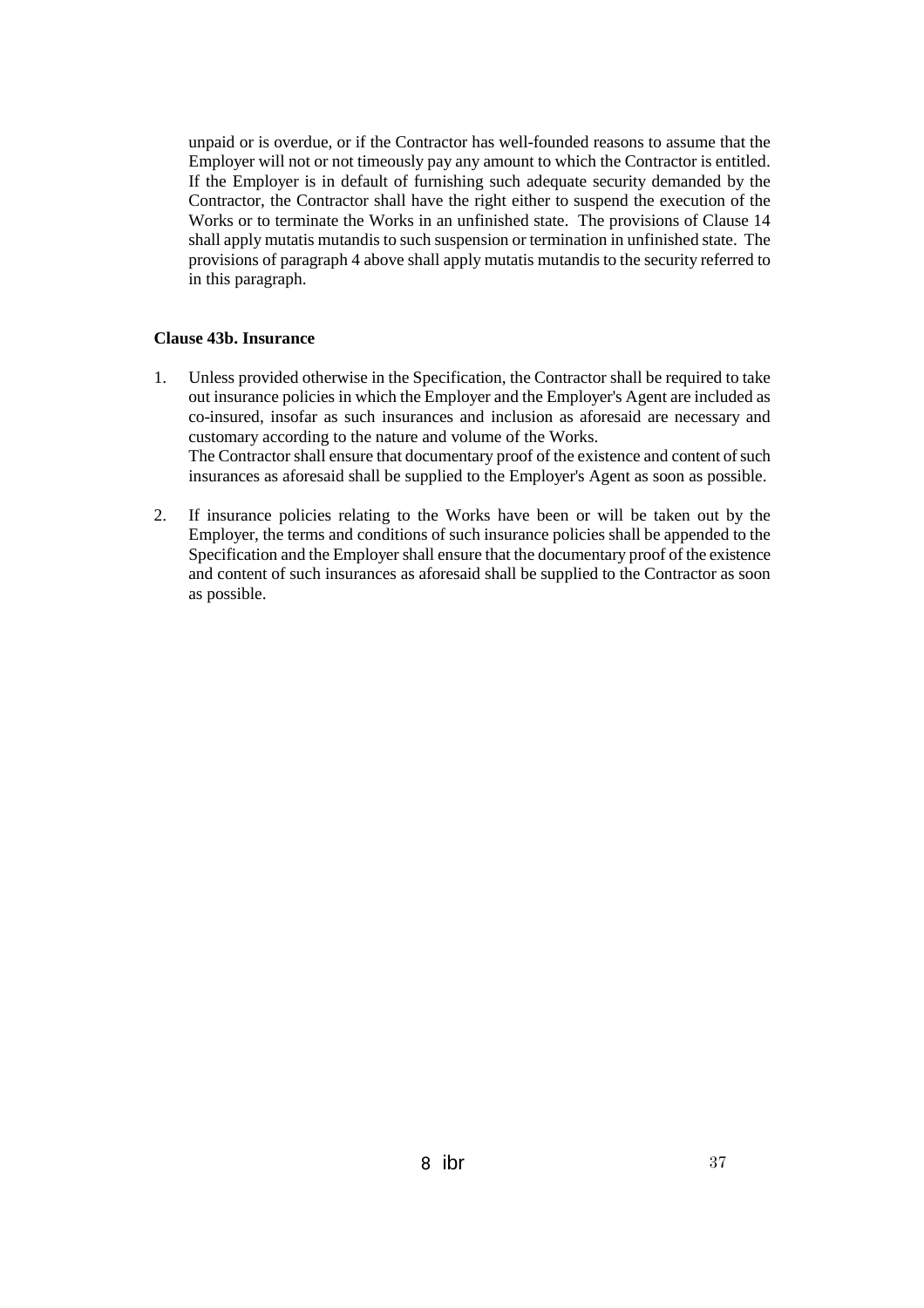unpaid or is overdue, or if the Contractor has well-founded reasons to assume that the Employer will not or not timeously pay any amount to which the Contractor is entitled. If the Employer is in default of furnishing such adequate security demanded by the Contractor, the Contractor shall have the right either to suspend the execution of the Works or to terminate the Works in an unfinished state. The provisions of Clause 14 shall apply mutatis mutandis to such suspension or termination in unfinished state. The provisions of paragraph 4 above shall apply mutatis mutandis to the security referred to in this paragraph.

**Clause 43b. Insurance**

1. Unless provided otherwise in the Specification, the Contractor shall be required to take out insurance policies in which the Employer and the Employer's Agent are included as co-insured, insofar as such insurances and inclusion as aforesaid are necessary and customary according to the nature and volume of the Works.
   The Contractor shall ensure that documentary proof of the existence and content of such insurances as aforesaid shall be supplied to the Employer's Agent as soon as possible.

2. If insurance policies relating to the Works have been or will be taken out by the Employer, the terms and conditions of such insurance policies shall be appended to the Specification and the Employer shall ensure that the documentary proof of the existence and content of such insurances as aforesaid shall be supplied to the Contractor as soon as possible.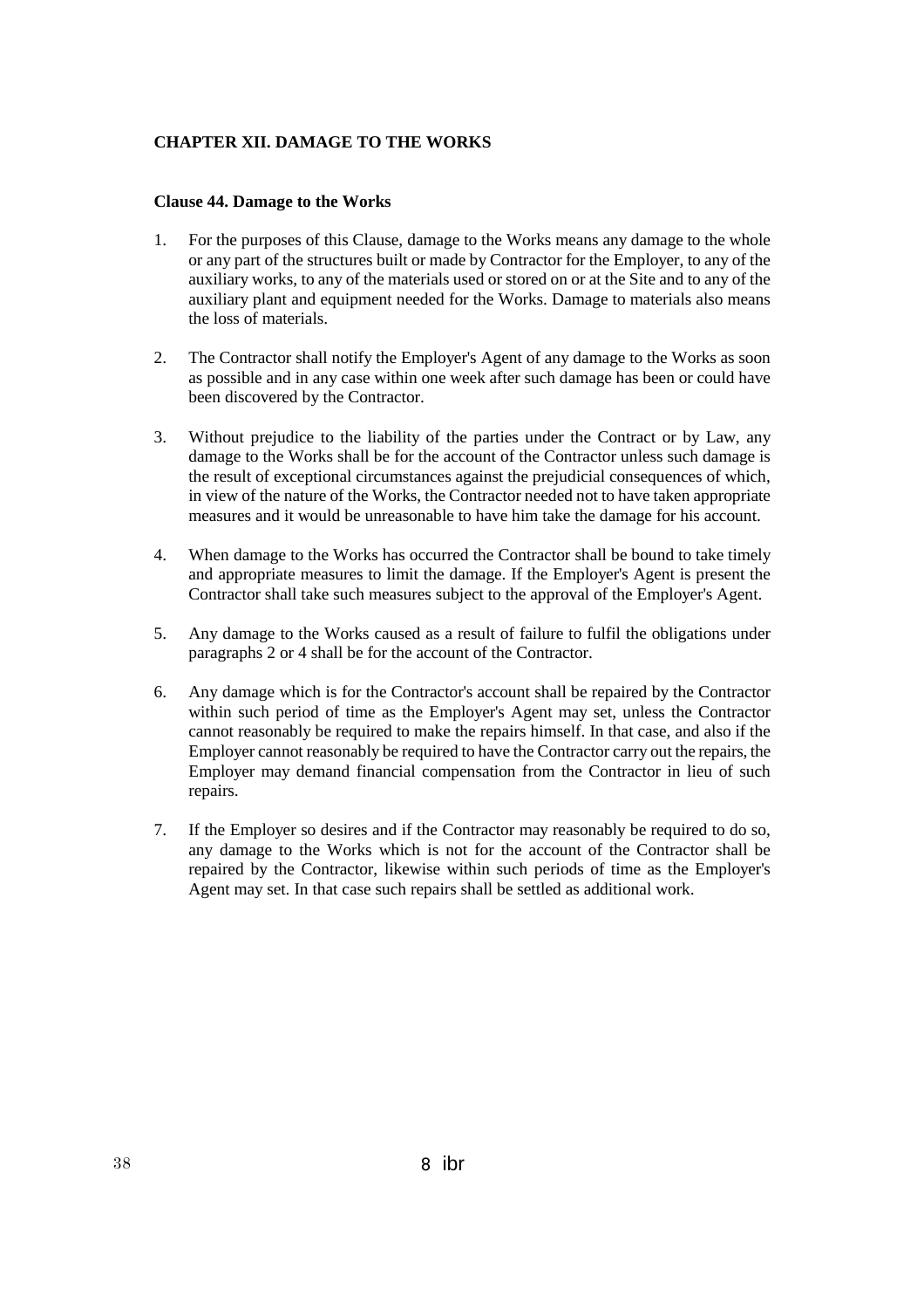## CHAPTER XII. DAMAGE TO THE WORKS

### Clause 44. Damage to the Works

1. For the purposes of this Clause, damage to the Works means any damage to the whole or any part of the structures built or made by Contractor for the Employer, to any of the auxiliary works, to any of the materials used or stored on or at the Site and to any of the auxiliary plant and equipment needed for the Works. Damage to materials also means the loss of materials.

2. The Contractor shall notify the Employer's Agent of any damage to the Works as soon as possible and in any case within one week after such damage has been or could have been discovered by the Contractor.

3. Without prejudice to the liability of the parties under the Contract or by Law, any damage to the Works shall be for the account of the Contractor unless such damage is the result of exceptional circumstances against the prejudicial consequences of which, in view of the nature of the Works, the Contractor needed not to have taken appropriate measures and it would be unreasonable to have him take the damage for his account.

4. When damage to the Works has occurred the Contractor shall be bound to take timely and appropriate measures to limit the damage. If the Employer's Agent is present the Contractor shall take such measures subject to the approval of the Employer's Agent.

5. Any damage to the Works caused as a result of failure to fulfil the obligations under paragraphs 2 or 4 shall be for the account of the Contractor.

6. Any damage which is for the Contractor's account shall be repaired by the Contractor within such period of time as the Employer's Agent may set, unless the Contractor cannot reasonably be required to make the repairs himself. In that case, and also if the Employer cannot reasonably be required to have the Contractor carry out the repairs, the Employer may demand financial compensation from the Contractor in lieu of such repairs.

7. If the Employer so desires and if the Contractor may reasonably be required to do so, any damage to the Works which is not for the account of the Contractor shall be repaired by the Contractor, likewise within such periods of time as the Employer's Agent may set. In that case such repairs shall be settled as additional work.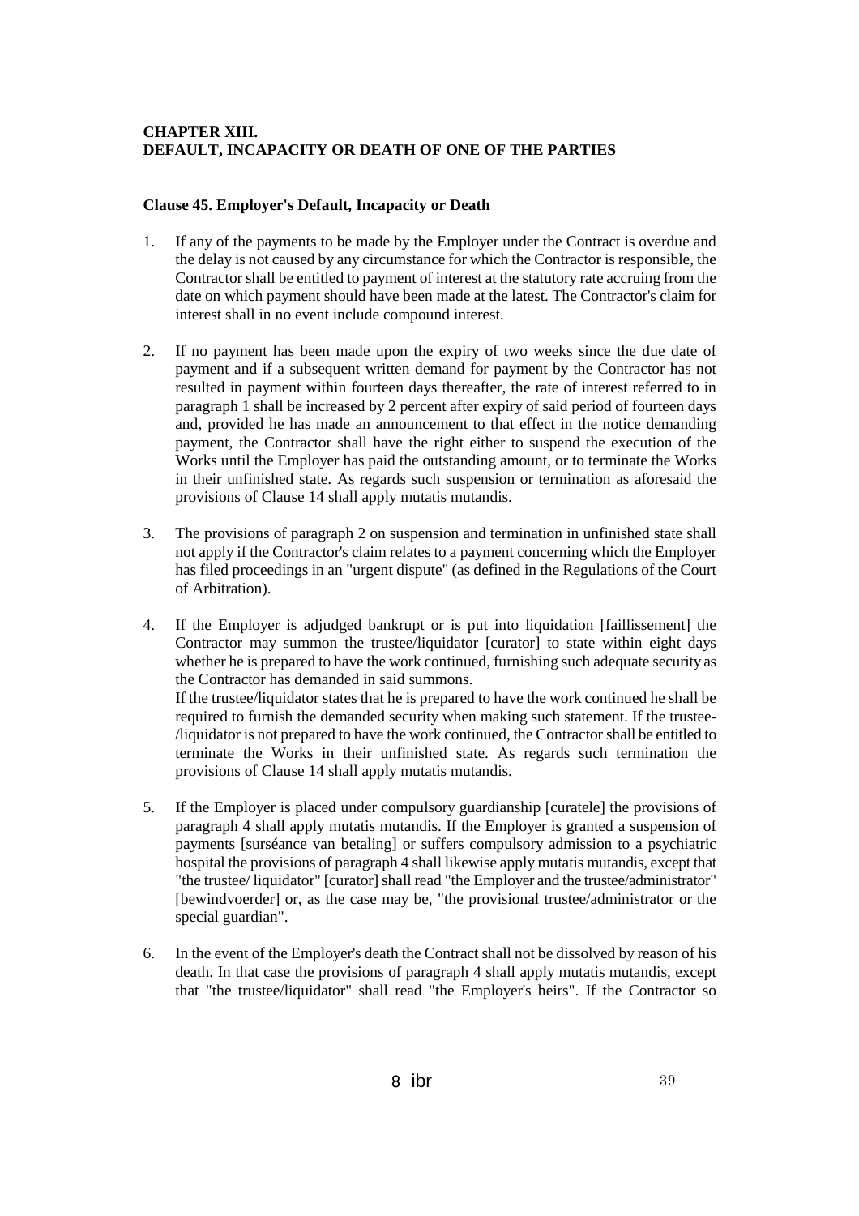**CHAPTER XIII.**
**DEFAULT, INCAPACITY OR DEATH OF ONE OF THE PARTIES**

**Clause 45. Employer's Default, Incapacity or Death**

1. If any of the payments to be made by the Employer under the Contract is overdue and the delay is not caused by any circumstance for which the Contractor is responsible, the Contractor shall be entitled to payment of interest at the statutory rate accruing from the date on which payment should have been made at the latest. The Contractor's claim for interest shall in no event include compound interest.

2. If no payment has been made upon the expiry of two weeks since the due date of payment and if a subsequent written demand for payment by the Contractor has not resulted in payment within fourteen days thereafter, the rate of interest referred to in paragraph 1 shall be increased by 2 percent after expiry of said period of fourteen days and, provided he has made an announcement to that effect in the notice demanding payment, the Contractor shall have the right either to suspend the execution of the Works until the Employer has paid the outstanding amount, or to terminate the Works in their unfinished state. As regards such suspension or termination as aforesaid the provisions of Clause 14 shall apply mutatis mutandis.

3. The provisions of paragraph 2 on suspension and termination in unfinished state shall not apply if the Contractor's claim relates to a payment concerning which the Employer has filed proceedings in an "urgent dispute" (as defined in the Regulations of the Court of Arbitration).

4. If the Employer is adjudged bankrupt or is put into liquidation [faillissement] the Contractor may summon the trustee/liquidator [curator] to state within eight days whether he is prepared to have the work continued, furnishing such adequate security as the Contractor has demanded in said summons.
   If the trustee/liquidator states that he is prepared to have the work continued he shall be required to furnish the demanded security when making such statement. If the trustee-/liquidator is not prepared to have the work continued, the Contractor shall be entitled to terminate the Works in their unfinished state. As regards such termination the provisions of Clause 14 shall apply mutatis mutandis.

5. If the Employer is placed under compulsory guardianship [curatele] the provisions of paragraph 4 shall apply mutatis mutandis. If the Employer is granted a suspension of payments [surséance van betaling] or suffers compulsory admission to a psychiatric hospital the provisions of paragraph 4 shall likewise apply mutatis mutandis, except that "the trustee/ liquidator" [curator] shall read "the Employer and the trustee/administrator" [bewindvoerder] or, as the case may be, "the provisional trustee/administrator or the special guardian".

6. In the event of the Employer's death the Contract shall not be dissolved by reason of his death. In that case the provisions of paragraph 4 shall apply mutatis mutandis, except that "the trustee/liquidator" shall read "the Employer's heirs". If the Contractor so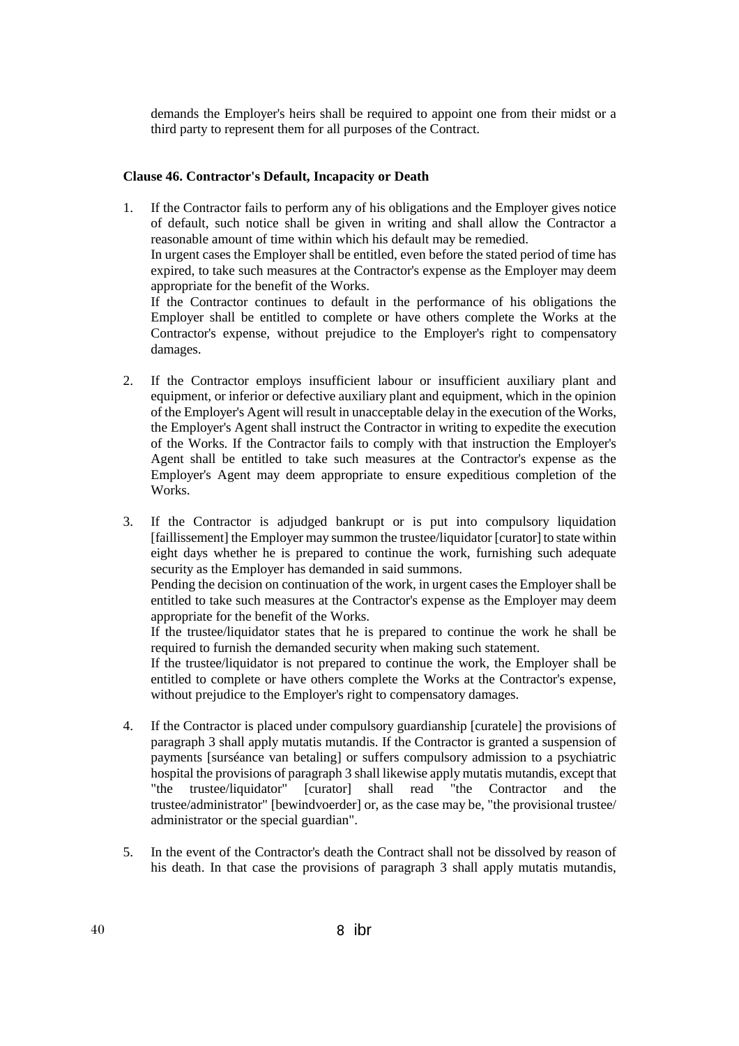demands the Employer's heirs shall be required to appoint one from their midst or a third party to represent them for all purposes of the Contract.

**Clause 46. Contractor's Default, Incapacity or Death**

1. If the Contractor fails to perform any of his obligations and the Employer gives notice of default, such notice shall be given in writing and shall allow the Contractor a reasonable amount of time within which his default may be remedied.
   In urgent cases the Employer shall be entitled, even before the stated period of time has expired, to take such measures at the Contractor's expense as the Employer may deem appropriate for the benefit of the Works.
   If the Contractor continues to default in the performance of his obligations the Employer shall be entitled to complete or have others complete the Works at the Contractor's expense, without prejudice to the Employer's right to compensatory damages.

2. If the Contractor employs insufficient labour or insufficient auxiliary plant and equipment, or inferior or defective auxiliary plant and equipment, which in the opinion of the Employer's Agent will result in unacceptable delay in the execution of the Works, the Employer's Agent shall instruct the Contractor in writing to expedite the execution of the Works. If the Contractor fails to comply with that instruction the Employer's Agent shall be entitled to take such measures at the Contractor's expense as the Employer's Agent may deem appropriate to ensure expeditious completion of the Works.

3. If the Contractor is adjudged bankrupt or is put into compulsory liquidation [faillissement] the Employer may summon the trustee/liquidator [curator] to state within eight days whether he is prepared to continue the work, furnishing such adequate security as the Employer has demanded in said summons.
   Pending the decision on continuation of the work, in urgent cases the Employer shall be entitled to take such measures at the Contractor's expense as the Employer may deem appropriate for the benefit of the Works.
   If the trustee/liquidator states that he is prepared to continue the work he shall be required to furnish the demanded security when making such statement.
   If the trustee/liquidator is not prepared to continue the work, the Employer shall be entitled to complete or have others complete the Works at the Contractor's expense, without prejudice to the Employer's right to compensatory damages.

4. If the Contractor is placed under compulsory guardianship [curatele] the provisions of paragraph 3 shall apply mutatis mutandis. If the Contractor is granted a suspension of payments [surséance van betaling] or suffers compulsory admission to a psychiatric hospital the provisions of paragraph 3 shall likewise apply mutatis mutandis, except that "the trustee/liquidator" [curator] shall read "the Contractor and the trustee/administrator" [bewindvoerder] or, as the case may be, "the provisional trustee/ administrator or the special guardian".

5. In the event of the Contractor's death the Contract shall not be dissolved by reason of his death. In that case the provisions of paragraph 3 shall apply mutatis mutandis,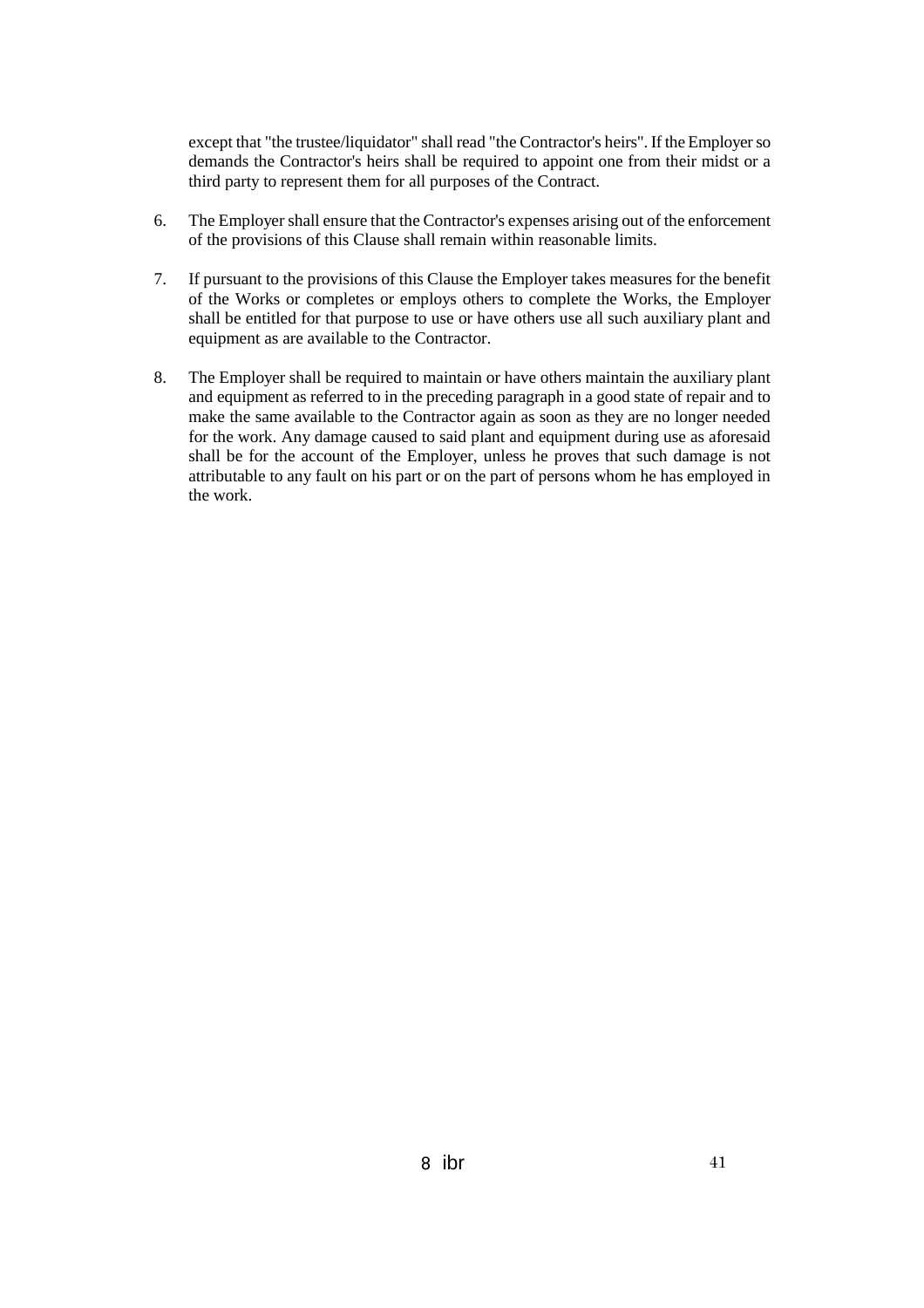except that "the trustee/liquidator" shall read "the Contractor's heirs". If the Employer so demands the Contractor's heirs shall be required to appoint one from their midst or a third party to represent them for all purposes of the Contract.

6. The Employer shall ensure that the Contractor's expenses arising out of the enforcement of the provisions of this Clause shall remain within reasonable limits.

7. If pursuant to the provisions of this Clause the Employer takes measures for the benefit of the Works or completes or employs others to complete the Works, the Employer shall be entitled for that purpose to use or have others use all such auxiliary plant and equipment as are available to the Contractor.

8. The Employer shall be required to maintain or have others maintain the auxiliary plant and equipment as referred to in the preceding paragraph in a good state of repair and to make the same available to the Contractor again as soon as they are no longer needed for the work. Any damage caused to said plant and equipment during use as aforesaid shall be for the account of the Employer, unless he proves that such damage is not attributable to any fault on his part or on the part of persons whom he has employed in the work.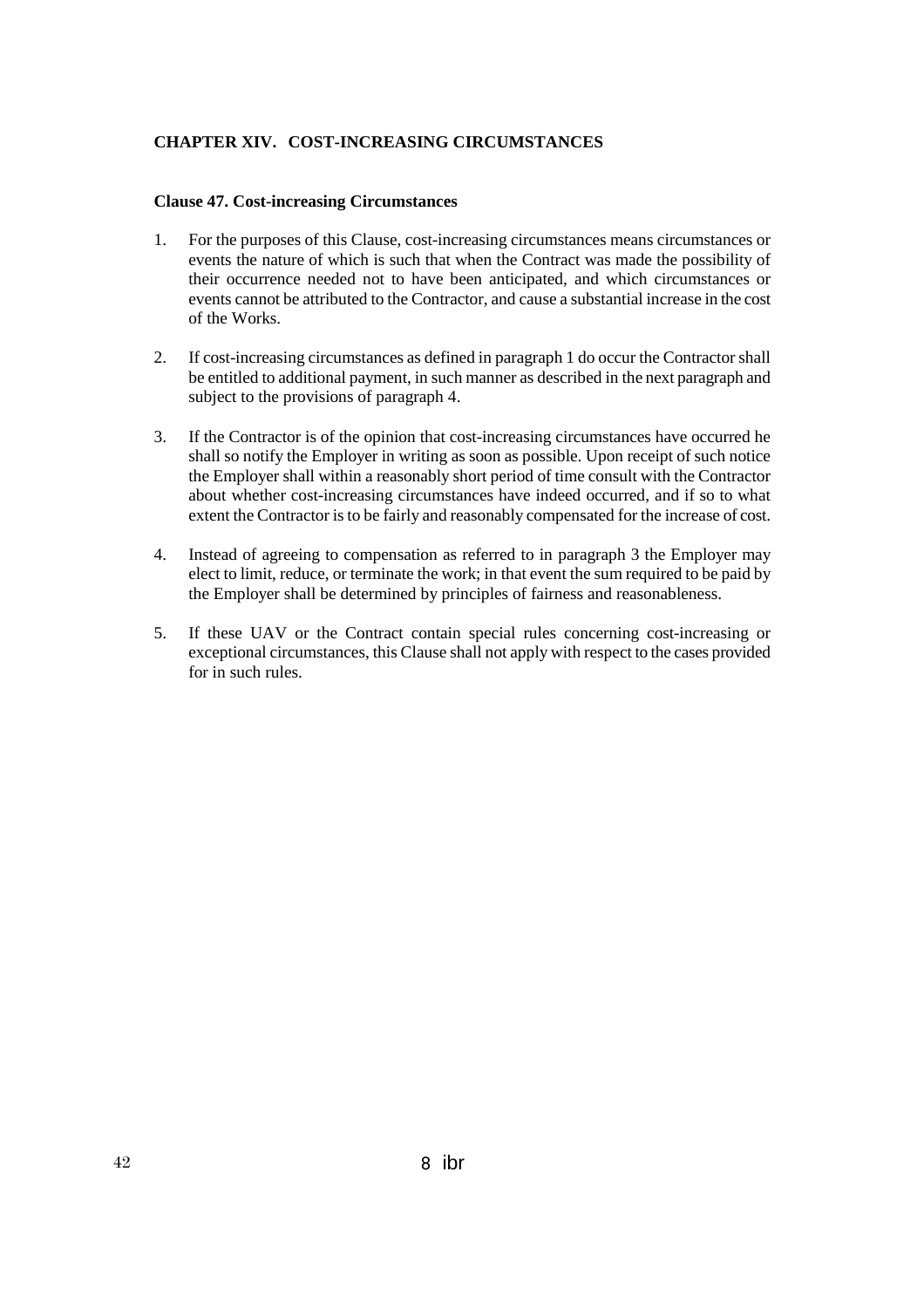## CHAPTER XIV. COST-INCREASING CIRCUMSTANCES

### Clause 47. Cost-increasing Circumstances

1. For the purposes of this Clause, cost-increasing circumstances means circumstances or events the nature of which is such that when the Contract was made the possibility of their occurrence needed not to have been anticipated, and which circumstances or events cannot be attributed to the Contractor, and cause a substantial increase in the cost of the Works.

2. If cost-increasing circumstances as defined in paragraph 1 do occur the Contractor shall be entitled to additional payment, in such manner as described in the next paragraph and subject to the provisions of paragraph 4.

3. If the Contractor is of the opinion that cost-increasing circumstances have occurred he shall so notify the Employer in writing as soon as possible. Upon receipt of such notice the Employer shall within a reasonably short period of time consult with the Contractor about whether cost-increasing circumstances have indeed occurred, and if so to what extent the Contractor is to be fairly and reasonably compensated for the increase of cost.

4. Instead of agreeing to compensation as referred to in paragraph 3 the Employer may elect to limit, reduce, or terminate the work; in that event the sum required to be paid by the Employer shall be determined by principles of fairness and reasonableness.

5. If these UAV or the Contract contain special rules concerning cost-increasing or exceptional circumstances, this Clause shall not apply with respect to the cases provided for in such rules.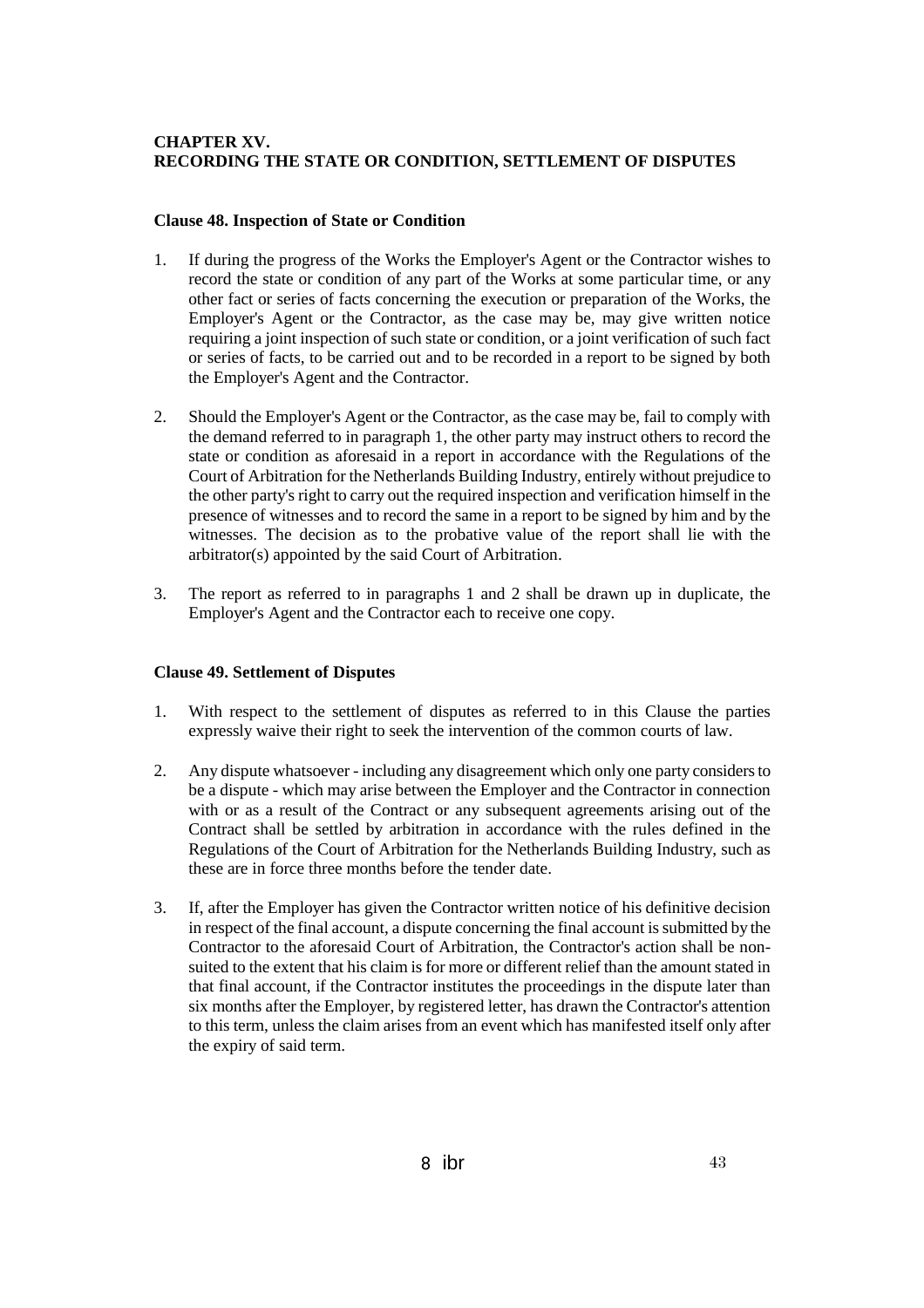# CHAPTER XV.
# RECORDING THE STATE OR CONDITION, SETTLEMENT OF DISPUTES

### Clause 48. Inspection of State or Condition

1. If during the progress of the Works the Employer's Agent or the Contractor wishes to record the state or condition of any part of the Works at some particular time, or any other fact or series of facts concerning the execution or preparation of the Works, the Employer's Agent or the Contractor, as the case may be, may give written notice requiring a joint inspection of such state or condition, or a joint verification of such fact or series of facts, to be carried out and to be recorded in a report to be signed by both the Employer's Agent and the Contractor.

2. Should the Employer's Agent or the Contractor, as the case may be, fail to comply with the demand referred to in paragraph 1, the other party may instruct others to record the state or condition as aforesaid in a report in accordance with the Regulations of the Court of Arbitration for the Netherlands Building Industry, entirely without prejudice to the other party's right to carry out the required inspection and verification himself in the presence of witnesses and to record the same in a report to be signed by him and by the witnesses. The decision as to the probative value of the report shall lie with the arbitrator(s) appointed by the said Court of Arbitration.

3. The report as referred to in paragraphs 1 and 2 shall be drawn up in duplicate, the Employer's Agent and the Contractor each to receive one copy.

### Clause 49. Settlement of Disputes

1. With respect to the settlement of disputes as referred to in this Clause the parties expressly waive their right to seek the intervention of the common courts of law.

2. Any dispute whatsoever - including any disagreement which only one party considers to be a dispute - which may arise between the Employer and the Contractor in connection with or as a result of the Contract or any subsequent agreements arising out of the Contract shall be settled by arbitration in accordance with the rules defined in the Regulations of the Court of Arbitration for the Netherlands Building Industry, such as these are in force three months before the tender date.

3. If, after the Employer has given the Contractor written notice of his definitive decision in respect of the final account, a dispute concerning the final account is submitted by the Contractor to the aforesaid Court of Arbitration, the Contractor's action shall be non-suited to the extent that his claim is for more or different relief than the amount stated in that final account, if the Contractor institutes the proceedings in the dispute later than six months after the Employer, by registered letter, has drawn the Contractor's attention to this term, unless the claim arises from an event which has manifested itself only after the expiry of said term.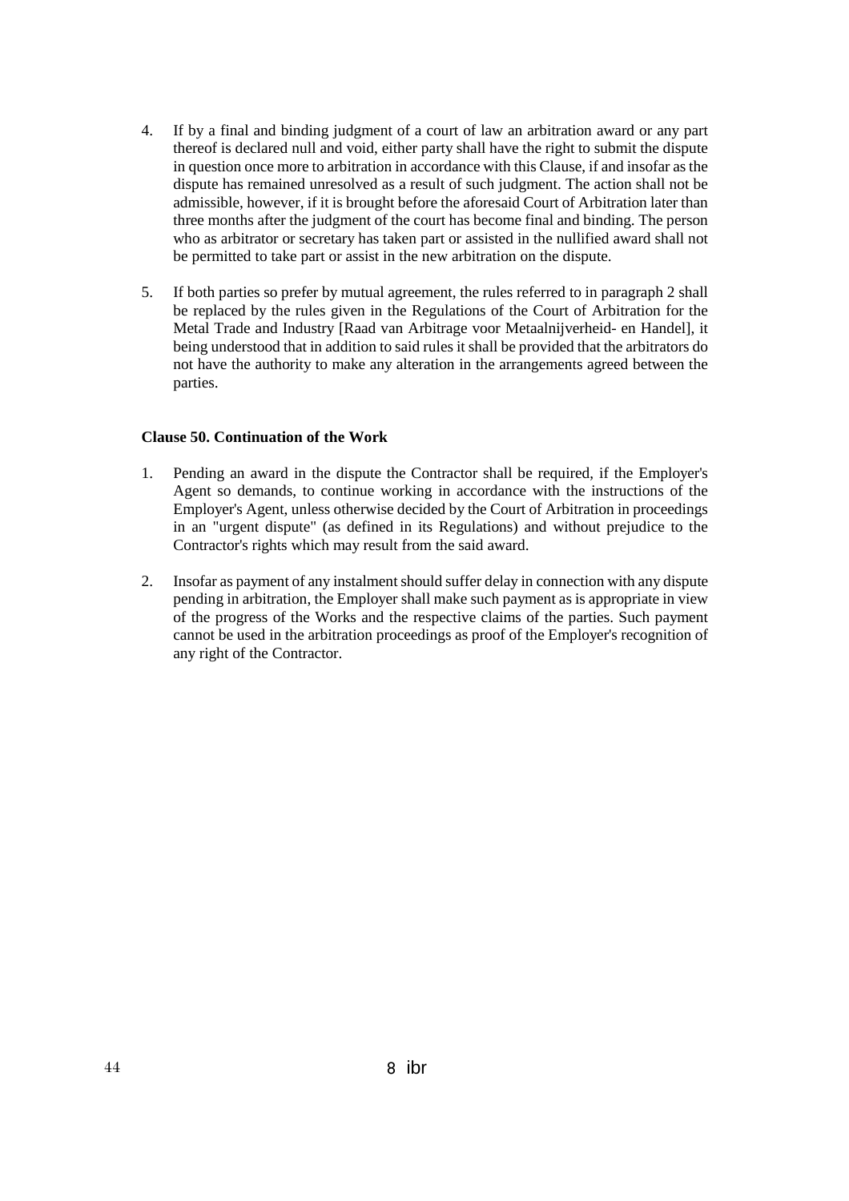4. If by a final and binding judgment of a court of law an arbitration award or any part thereof is declared null and void, either party shall have the right to submit the dispute in question once more to arbitration in accordance with this Clause, if and insofar as the dispute has remained unresolved as a result of such judgment. The action shall not be admissible, however, if it is brought before the aforesaid Court of Arbitration later than three months after the judgment of the court has become final and binding. The person who as arbitrator or secretary has taken part or assisted in the nullified award shall not be permitted to take part or assist in the new arbitration on the dispute.

5. If both parties so prefer by mutual agreement, the rules referred to in paragraph 2 shall be replaced by the rules given in the Regulations of the Court of Arbitration for the Metal Trade and Industry [Raad van Arbitrage voor Metaalnijverheid- en Handel], it being understood that in addition to said rules it shall be provided that the arbitrators do not have the authority to make any alteration in the arrangements agreed between the parties.

**Clause 50. Continuation of the Work**

1. Pending an award in the dispute the Contractor shall be required, if the Employer's Agent so demands, to continue working in accordance with the instructions of the Employer's Agent, unless otherwise decided by the Court of Arbitration in proceedings in an "urgent dispute" (as defined in its Regulations) and without prejudice to the Contractor's rights which may result from the said award.

2. Insofar as payment of any instalment should suffer delay in connection with any dispute pending in arbitration, the Employer shall make such payment as is appropriate in view of the progress of the Works and the respective claims of the parties. Such payment cannot be used in the arbitration proceedings as proof of the Employer's recognition of any right of the Contractor.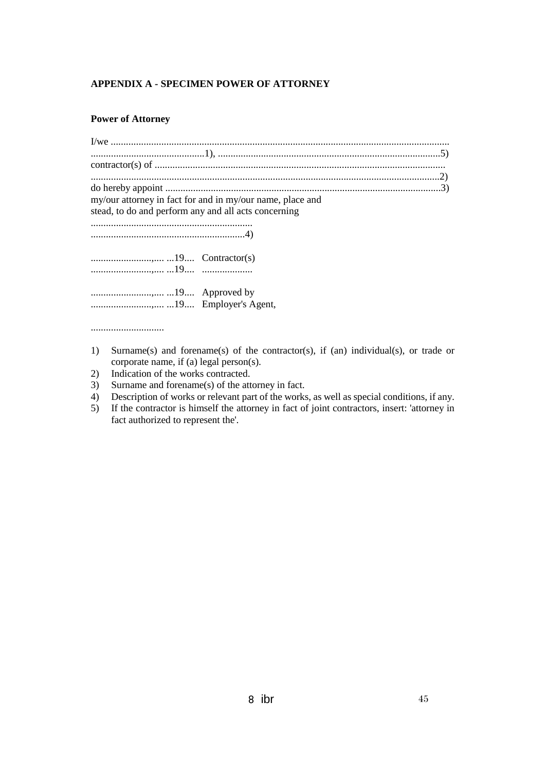**APPENDIX A - SPECIMEN POWER OF ATTORNEY**

**Power of Attorney**

I/we ...................................................................................................................................
.............................................1), .......................................................................................5)
contractor(s) of .................................................................................................................
.........................................................................................................................................2)
do hereby appoint ...........................................................................................................3)
my/our attorney in fact for and in my/our name, place and
stead, to do and perform any and all acts concerning

...............................................................
.............................................................4)

............................,.... ...19.... Contractor(s)
............................,.... ...19.... ....................

............................,.... ...19.... Approved by
............................,.... ...19.... Employer's Agent,

.............................

1) Surname(s) and forename(s) of the contractor(s), if (an) individual(s), or trade or corporate name, if (a) legal person(s).
2) Indication of the works contracted.
3) Surname and forename(s) of the attorney in fact.
4) Description of works or relevant part of the works, as well as special conditions, if any.
5) If the contractor is himself the attorney in fact of joint contractors, insert: 'attorney in fact authorized to represent the'.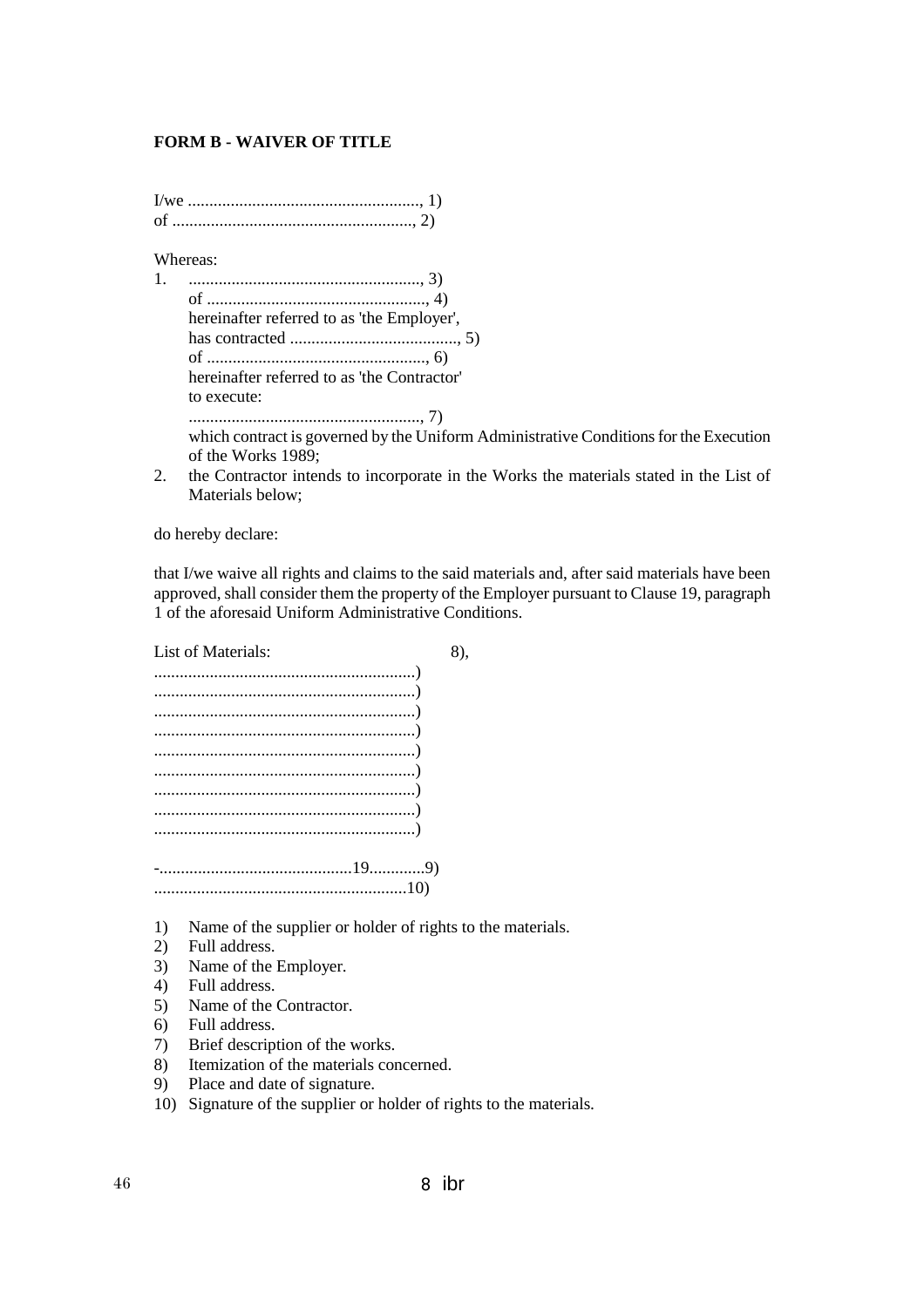**FORM B - WAIVER OF TITLE**

I/we ......................................................, 1)
of ........................................................, 2)

Whereas:

1. ......................................................, 3)
   of ...................................................., 4)
   hereinafter referred to as 'the Employer',
   has contracted ........................................, 5)
   of ...................................................., 6)
   hereinafter referred to as 'the Contractor'
   to execute:
   ......................................................, 7)
   which contract is governed by the Uniform Administrative Conditions for the Execution of the Works 1989;
2. the Contractor intends to incorporate in the Works the materials stated in the List of Materials below;

do hereby declare:

that I/we waive all rights and claims to the said materials and, after said materials have been approved, shall consider them the property of the Employer pursuant to Clause 19, paragraph 1 of the aforesaid Uniform Administrative Conditions.

List of Materials: 8),

............................................................)
............................................................)
............................................................)
............................................................)
............................................................)
............................................................)
............................................................)
............................................................)
............................................................)

-............................................19.............9)
...........................................................10)

1) Name of the supplier or holder of rights to the materials.
2) Full address.
3) Name of the Employer.
4) Full address.
5) Name of the Contractor.
6) Full address.
7) Brief description of the works.
8) Itemization of the materials concerned.
9) Place and date of signature.
10) Signature of the supplier or holder of rights to the materials.